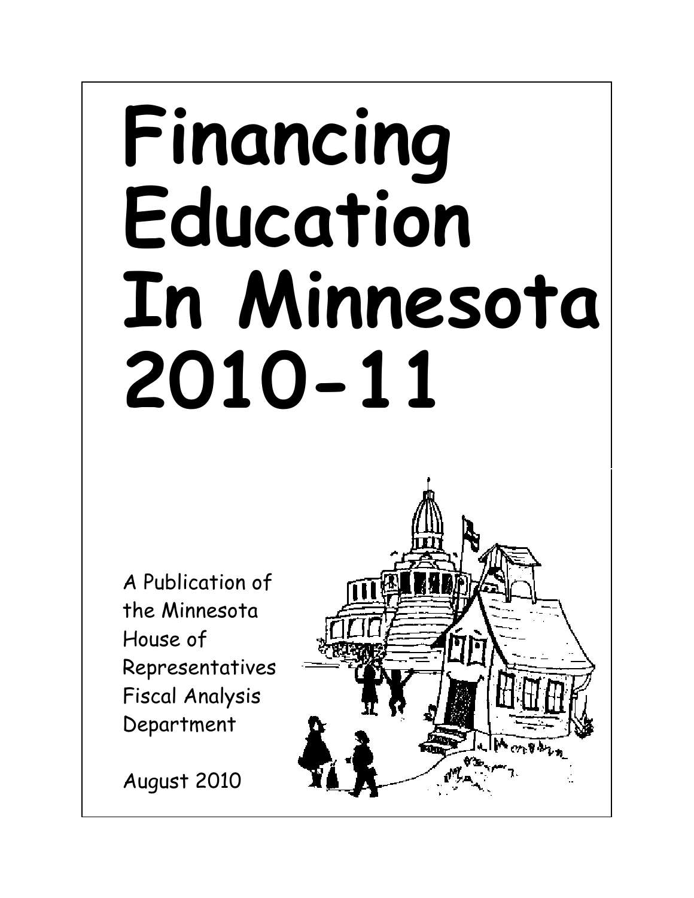# Financing Education In Minnesota 2010-11

A Publication of the Minnesota House of Representatives Fiscal Analysis Department

August 2010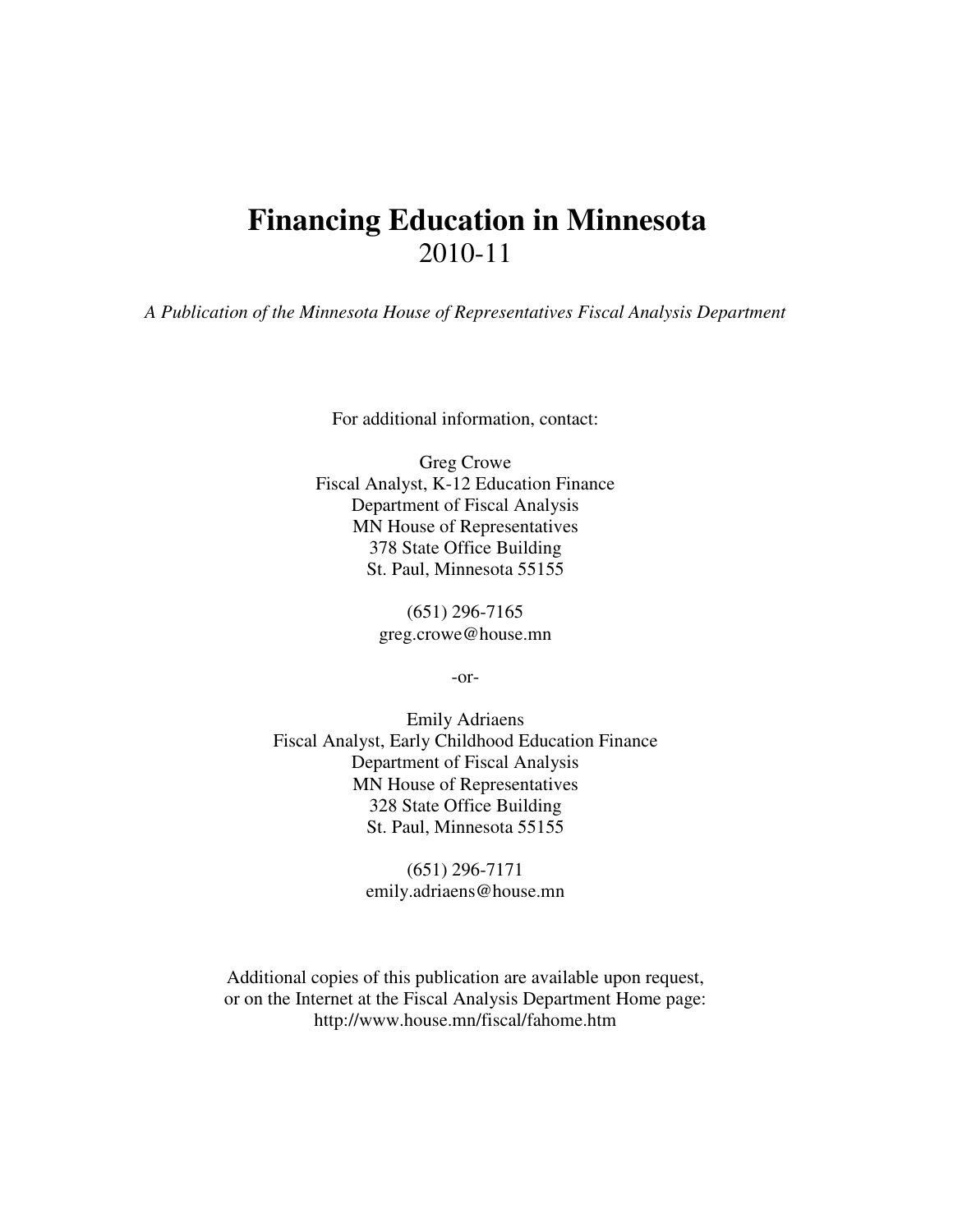# Financing Education in Minnesota

2010-11

*A Publication of the Minnesota House of Representatives Fiscal Analysis Department*

For additional information, contact:

Greg Crowe
Fiscal Analyst, K-12 Education Finance
Department of Fiscal Analysis
MN House of Representatives
378 State Office Building
St. Paul, Minnesota 55155

(651) 296-7165
greg.crowe@house.mn

-or-

Emily Adriaens
Fiscal Analyst, Early Childhood Education Finance
Department of Fiscal Analysis
MN House of Representatives
328 State Office Building
St. Paul, Minnesota 55155

(651) 296-7171
emily.adriaens@house.mn

Additional copies of this publication are available upon request,
or on the Internet at the Fiscal Analysis Department Home page:
http://www.house.mn/fiscal/fahome.htm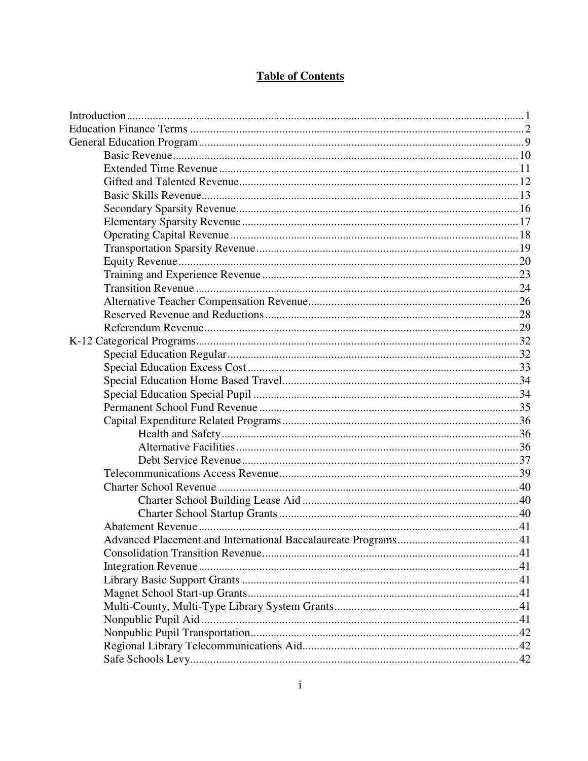# Table of Contents

| | |
|---|---|
| Introduction | 1 |
| Education Finance Terms | 2 |
| General Education Program | 9 |
| &nbsp;&nbsp;&nbsp;&nbsp;Basic Revenue | 10 |
| &nbsp;&nbsp;&nbsp;&nbsp;Extended Time Revenue | 11 |
| &nbsp;&nbsp;&nbsp;&nbsp;Gifted and Talented Revenue | 12 |
| &nbsp;&nbsp;&nbsp;&nbsp;Basic Skills Revenue | 13 |
| &nbsp;&nbsp;&nbsp;&nbsp;Secondary Sparsity Revenue | 16 |
| &nbsp;&nbsp;&nbsp;&nbsp;Elementary Sparsity Revenue | 17 |
| &nbsp;&nbsp;&nbsp;&nbsp;Operating Capital Revenue | 18 |
| &nbsp;&nbsp;&nbsp;&nbsp;Transportation Sparsity Revenue | 19 |
| &nbsp;&nbsp;&nbsp;&nbsp;Equity Revenue | 20 |
| &nbsp;&nbsp;&nbsp;&nbsp;Training and Experience Revenue | 23 |
| &nbsp;&nbsp;&nbsp;&nbsp;Transition Revenue | 24 |
| &nbsp;&nbsp;&nbsp;&nbsp;Alternative Teacher Compensation Revenue | 26 |
| &nbsp;&nbsp;&nbsp;&nbsp;Reserved Revenue and Reductions | 28 |
| &nbsp;&nbsp;&nbsp;&nbsp;Referendum Revenue | 29 |
| K-12 Categorical Programs | 32 |
| &nbsp;&nbsp;&nbsp;&nbsp;Special Education Regular | 32 |
| &nbsp;&nbsp;&nbsp;&nbsp;Special Education Excess Cost | 33 |
| &nbsp;&nbsp;&nbsp;&nbsp;Special Education Home Based Travel | 34 |
| &nbsp;&nbsp;&nbsp;&nbsp;Special Education Special Pupil | 34 |
| &nbsp;&nbsp;&nbsp;&nbsp;Permanent School Fund Revenue | 35 |
| &nbsp;&nbsp;&nbsp;&nbsp;Capital Expenditure Related Programs | 36 |
| &nbsp;&nbsp;&nbsp;&nbsp;&nbsp;&nbsp;&nbsp;&nbsp;Health and Safety | 36 |
| &nbsp;&nbsp;&nbsp;&nbsp;&nbsp;&nbsp;&nbsp;&nbsp;Alternative Facilities | 36 |
| &nbsp;&nbsp;&nbsp;&nbsp;&nbsp;&nbsp;&nbsp;&nbsp;Debt Service Revenue | 37 |
| &nbsp;&nbsp;&nbsp;&nbsp;Telecommunications Access Revenue | 39 |
| &nbsp;&nbsp;&nbsp;&nbsp;Charter School Revenue | 40 |
| &nbsp;&nbsp;&nbsp;&nbsp;&nbsp;&nbsp;&nbsp;&nbsp;Charter School Building Lease Aid | 40 |
| &nbsp;&nbsp;&nbsp;&nbsp;&nbsp;&nbsp;&nbsp;&nbsp;Charter School Startup Grants | 40 |
| &nbsp;&nbsp;&nbsp;&nbsp;Abatement Revenue | 41 |
| &nbsp;&nbsp;&nbsp;&nbsp;Advanced Placement and International Baccalaureate Programs | 41 |
| &nbsp;&nbsp;&nbsp;&nbsp;Consolidation Transition Revenue | 41 |
| &nbsp;&nbsp;&nbsp;&nbsp;Integration Revenue | 41 |
| &nbsp;&nbsp;&nbsp;&nbsp;Library Basic Support Grants | 41 |
| &nbsp;&nbsp;&nbsp;&nbsp;Magnet School Start-up Grants | 41 |
| &nbsp;&nbsp;&nbsp;&nbsp;Multi-County, Multi-Type Library System Grants | 41 |
| &nbsp;&nbsp;&nbsp;&nbsp;Nonpublic Pupil Aid | 41 |
| &nbsp;&nbsp;&nbsp;&nbsp;Nonpublic Pupil Transportation | 42 |
| &nbsp;&nbsp;&nbsp;&nbsp;Regional Library Telecommunications Aid | 42 |
| &nbsp;&nbsp;&nbsp;&nbsp;Safe Schools Levy | 42 |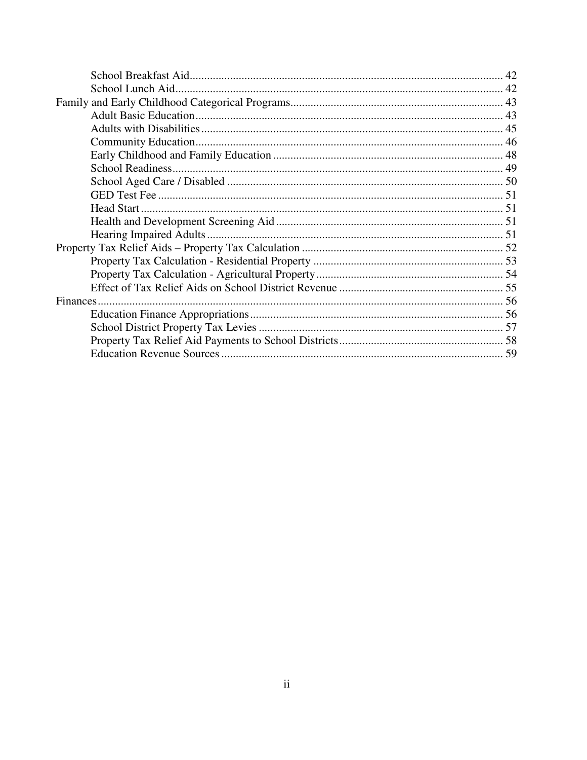- School Breakfast Aid ........ 42
- School Lunch Aid ........ 42

Family and Early Childhood Categorical Programs ........ 43

- Adult Basic Education ........ 43
- Adults with Disabilities ........ 45
- Community Education ........ 46
- Early Childhood and Family Education ........ 48
- School Readiness ........ 49
- School Aged Care / Disabled ........ 50
- GED Test Fee ........ 51
- Head Start ........ 51
- Health and Development Screening Aid ........ 51
- Hearing Impaired Adults ........ 51

Property Tax Relief Aids – Property Tax Calculation ........ 52

- Property Tax Calculation - Residential Property ........ 53
- Property Tax Calculation - Agricultural Property ........ 54
- Effect of Tax Relief Aids on School District Revenue ........ 55

Finances ........ 56

- Education Finance Appropriations ........ 56
- School District Property Tax Levies ........ 57
- Property Tax Relief Aid Payments to School Districts ........ 58
- Education Revenue Sources ........ 59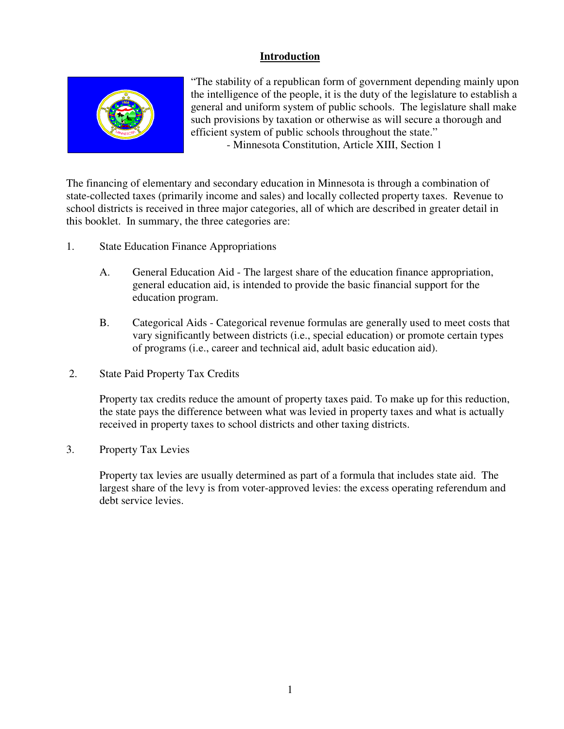# Introduction

"The stability of a republican form of government depending mainly upon the intelligence of the people, it is the duty of the legislature to establish a general and uniform system of public schools. The legislature shall make such provisions by taxation or otherwise as will secure a thorough and efficient system of public schools throughout the state."

- Minnesota Constitution, Article XIII, Section 1

The financing of elementary and secondary education in Minnesota is through a combination of state-collected taxes (primarily income and sales) and locally collected property taxes. Revenue to school districts is received in three major categories, all of which are described in greater detail in this booklet. In summary, the three categories are:

1. State Education Finance Appropriations

   A. General Education Aid - The largest share of the education finance appropriation, general education aid, is intended to provide the basic financial support for the education program.

   B. Categorical Aids - Categorical revenue formulas are generally used to meet costs that vary significantly between districts (i.e., special education) or promote certain types of programs (i.e., career and technical aid, adult basic education aid).

2. State Paid Property Tax Credits

   Property tax credits reduce the amount of property taxes paid. To make up for this reduction, the state pays the difference between what was levied in property taxes and what is actually received in property taxes to school districts and other taxing districts.

3. Property Tax Levies

   Property tax levies are usually determined as part of a formula that includes state aid. The largest share of the levy is from voter-approved levies: the excess operating referendum and debt service levies.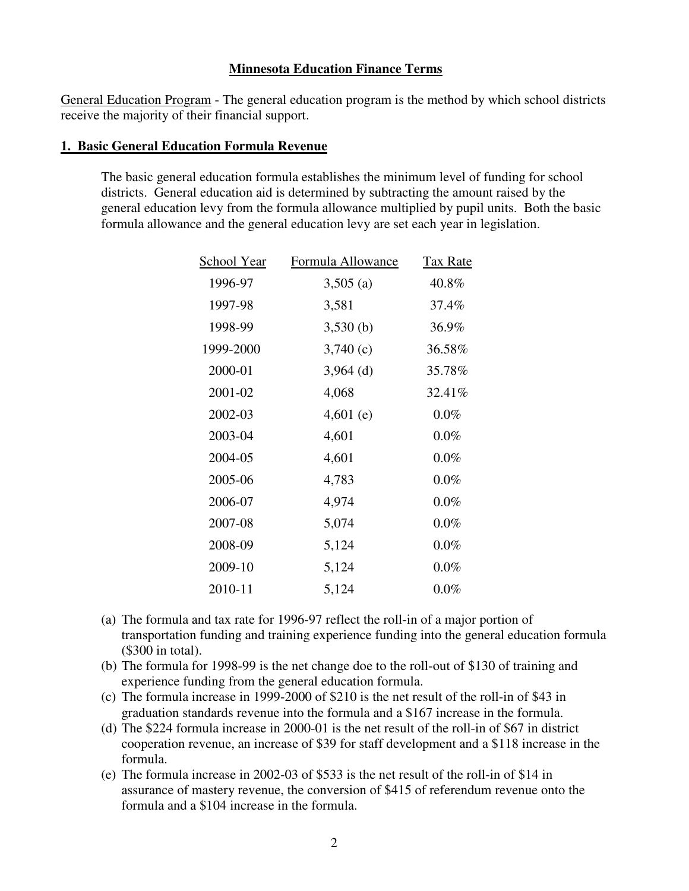## Minnesota Education Finance Terms

General Education Program - The general education program is the method by which school districts receive the majority of their financial support.

### 1. Basic General Education Formula Revenue

The basic general education formula establishes the minimum level of funding for school districts. General education aid is determined by subtracting the amount raised by the general education levy from the formula allowance multiplied by pupil units. Both the basic formula allowance and the general education levy are set each year in legislation.

| School Year | Formula Allowance | Tax Rate |
|---|---|---|
| 1996-97 | 3,505 (a) | 40.8% |
| 1997-98 | 3,581 | 37.4% |
| 1998-99 | 3,530 (b) | 36.9% |
| 1999-2000 | 3,740 (c) | 36.58% |
| 2000-01 | 3,964 (d) | 35.78% |
| 2001-02 | 4,068 | 32.41% |
| 2002-03 | 4,601 (e) | 0.0% |
| 2003-04 | 4,601 | 0.0% |
| 2004-05 | 4,601 | 0.0% |
| 2005-06 | 4,783 | 0.0% |
| 2006-07 | 4,974 | 0.0% |
| 2007-08 | 5,074 | 0.0% |
| 2008-09 | 5,124 | 0.0% |
| 2009-10 | 5,124 | 0.0% |
| 2010-11 | 5,124 | 0.0% |

(a) The formula and tax rate for 1996-97 reflect the roll-in of a major portion of transportation funding and training experience funding into the general education formula ($300 in total).

(b) The formula for 1998-99 is the net change doe to the roll-out of $130 of training and experience funding from the general education formula.

(c) The formula increase in 1999-2000 of $210 is the net result of the roll-in of $43 in graduation standards revenue into the formula and a $167 increase in the formula.

(d) The $224 formula increase in 2000-01 is the net result of the roll-in of $67 in district cooperation revenue, an increase of $39 for staff development and a $118 increase in the formula.

(e) The formula increase in 2002-03 of $533 is the net result of the roll-in of $14 in assurance of mastery revenue, the conversion of $415 of referendum revenue onto the formula and a $104 increase in the formula.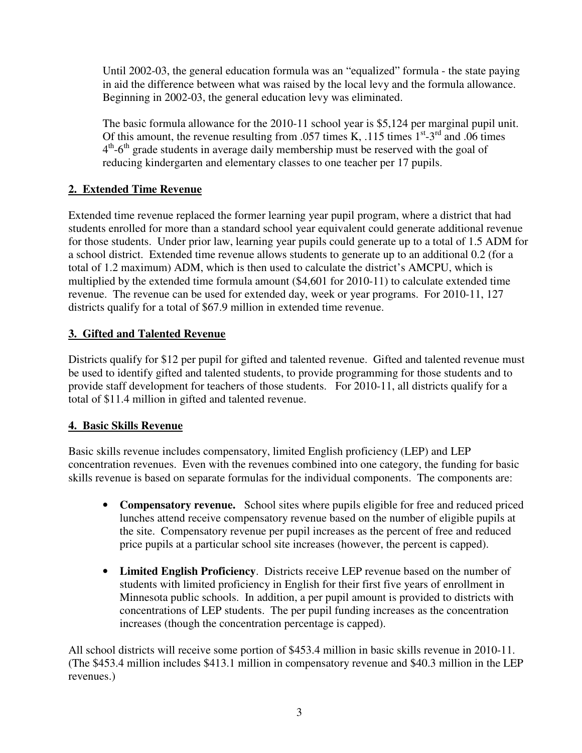Until 2002-03, the general education formula was an "equalized" formula - the state paying in aid the difference between what was raised by the local levy and the formula allowance. Beginning in 2002-03, the general education levy was eliminated.

The basic formula allowance for the 2010-11 school year is $5,124 per marginal pupil unit. Of this amount, the revenue resulting from .057 times K, .115 times 1st-3rd and .06 times 4th-6th grade students in average daily membership must be reserved with the goal of reducing kindergarten and elementary classes to one teacher per 17 pupils.

## 2. Extended Time Revenue

Extended time revenue replaced the former learning year pupil program, where a district that had students enrolled for more than a standard school year equivalent could generate additional revenue for those students. Under prior law, learning year pupils could generate up to a total of 1.5 ADM for a school district. Extended time revenue allows students to generate up to an additional 0.2 (for a total of 1.2 maximum) ADM, which is then used to calculate the district's AMCPU, which is multiplied by the extended time formula amount ($4,601 for 2010-11) to calculate extended time revenue. The revenue can be used for extended day, week or year programs. For 2010-11, 127 districts qualify for a total of $67.9 million in extended time revenue.

## 3. Gifted and Talented Revenue

Districts qualify for $12 per pupil for gifted and talented revenue. Gifted and talented revenue must be used to identify gifted and talented students, to provide programming for those students and to provide staff development for teachers of those students. For 2010-11, all districts qualify for a total of $11.4 million in gifted and talented revenue.

## 4. Basic Skills Revenue

Basic skills revenue includes compensatory, limited English proficiency (LEP) and LEP concentration revenues. Even with the revenues combined into one category, the funding for basic skills revenue is based on separate formulas for the individual components. The components are:

- **Compensatory revenue.** School sites where pupils eligible for free and reduced priced lunches attend receive compensatory revenue based on the number of eligible pupils at the site. Compensatory revenue per pupil increases as the percent of free and reduced price pupils at a particular school site increases (however, the percent is capped).

- **Limited English Proficiency**. Districts receive LEP revenue based on the number of students with limited proficiency in English for their first five years of enrollment in Minnesota public schools. In addition, a per pupil amount is provided to districts with concentrations of LEP students. The per pupil funding increases as the concentration increases (though the concentration percentage is capped).

All school districts will receive some portion of $453.4 million in basic skills revenue in 2010-11. (The $453.4 million includes $413.1 million in compensatory revenue and $40.3 million in the LEP revenues.)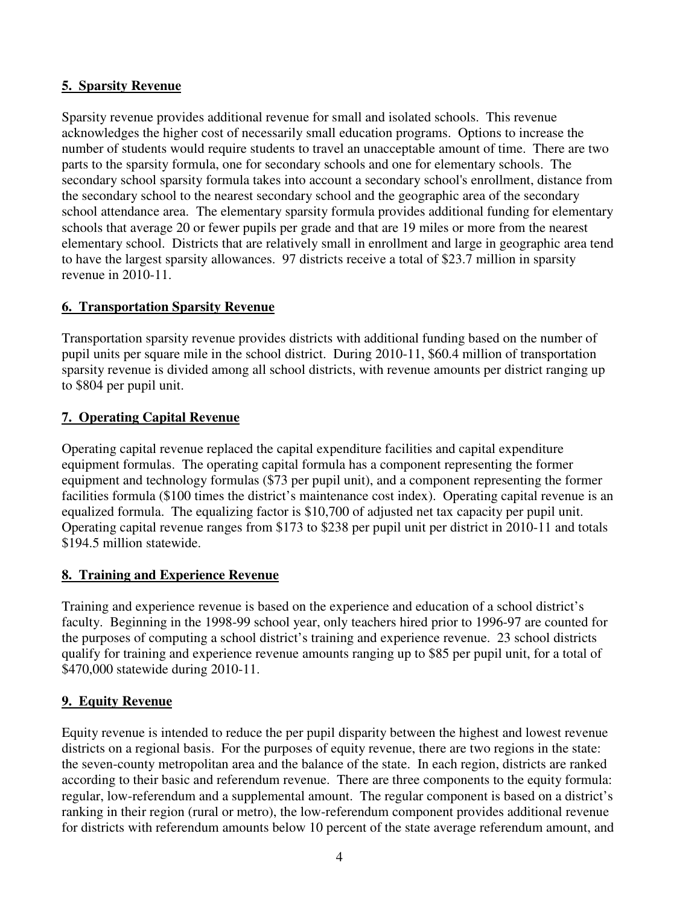### 5. Sparsity Revenue

Sparsity revenue provides additional revenue for small and isolated schools. This revenue acknowledges the higher cost of necessarily small education programs. Options to increase the number of students would require students to travel an unacceptable amount of time. There are two parts to the sparsity formula, one for secondary schools and one for elementary schools. The secondary school sparsity formula takes into account a secondary school's enrollment, distance from the secondary school to the nearest secondary school and the geographic area of the secondary school attendance area. The elementary sparsity formula provides additional funding for elementary schools that average 20 or fewer pupils per grade and that are 19 miles or more from the nearest elementary school. Districts that are relatively small in enrollment and large in geographic area tend to have the largest sparsity allowances. 97 districts receive a total of $23.7 million in sparsity revenue in 2010-11.

### 6. Transportation Sparsity Revenue

Transportation sparsity revenue provides districts with additional funding based on the number of pupil units per square mile in the school district. During 2010-11, $60.4 million of transportation sparsity revenue is divided among all school districts, with revenue amounts per district ranging up to $804 per pupil unit.

### 7. Operating Capital Revenue

Operating capital revenue replaced the capital expenditure facilities and capital expenditure equipment formulas. The operating capital formula has a component representing the former equipment and technology formulas ($73 per pupil unit), and a component representing the former facilities formula ($100 times the district's maintenance cost index). Operating capital revenue is an equalized formula. The equalizing factor is $10,700 of adjusted net tax capacity per pupil unit. Operating capital revenue ranges from $173 to $238 per pupil unit per district in 2010-11 and totals $194.5 million statewide.

### 8. Training and Experience Revenue

Training and experience revenue is based on the experience and education of a school district's faculty. Beginning in the 1998-99 school year, only teachers hired prior to 1996-97 are counted for the purposes of computing a school district's training and experience revenue. 23 school districts qualify for training and experience revenue amounts ranging up to $85 per pupil unit, for a total of $470,000 statewide during 2010-11.

### 9. Equity Revenue

Equity revenue is intended to reduce the per pupil disparity between the highest and lowest revenue districts on a regional basis. For the purposes of equity revenue, there are two regions in the state: the seven-county metropolitan area and the balance of the state. In each region, districts are ranked according to their basic and referendum revenue. There are three components to the equity formula: regular, low-referendum and a supplemental amount. The regular component is based on a district's ranking in their region (rural or metro), the low-referendum component provides additional revenue for districts with referendum amounts below 10 percent of the state average referendum amount, and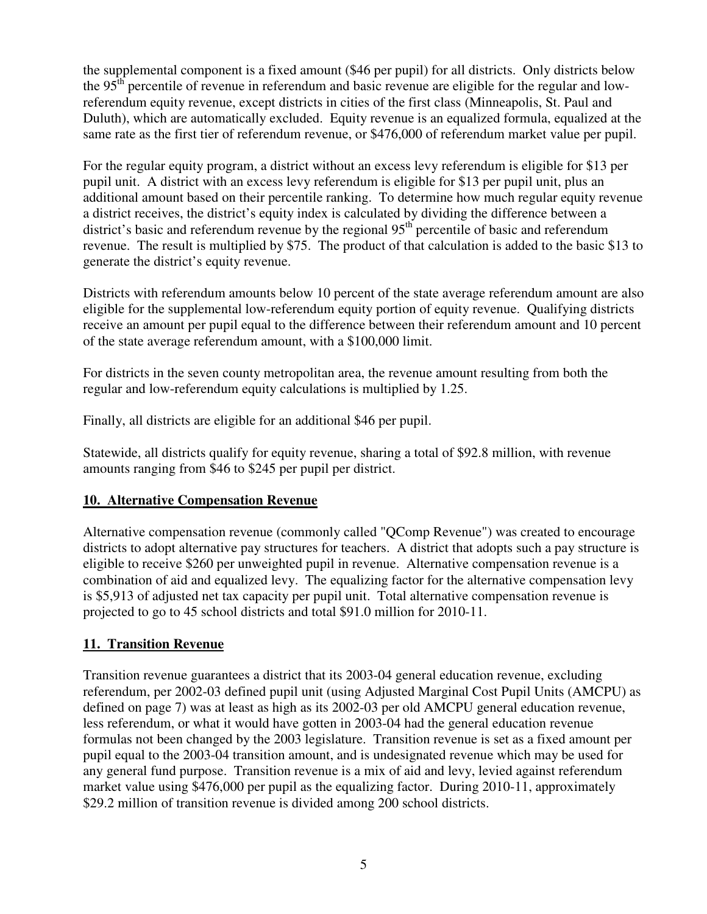the supplemental component is a fixed amount ($46 per pupil) for all districts. Only districts below the $95^{th}$ percentile of revenue in referendum and basic revenue are eligible for the regular and low-referendum equity revenue, except districts in cities of the first class (Minneapolis, St. Paul and Duluth), which are automatically excluded. Equity revenue is an equalized formula, equalized at the same rate as the first tier of referendum revenue, or $476,000 of referendum market value per pupil.

For the regular equity program, a district without an excess levy referendum is eligible for $13 per pupil unit. A district with an excess levy referendum is eligible for $13 per pupil unit, plus an additional amount based on their percentile ranking. To determine how much regular equity revenue a district receives, the district's equity index is calculated by dividing the difference between a district's basic and referendum revenue by the regional $95^{th}$ percentile of basic and referendum revenue. The result is multiplied by $75. The product of that calculation is added to the basic $13 to generate the district's equity revenue.

Districts with referendum amounts below 10 percent of the state average referendum amount are also eligible for the supplemental low-referendum equity portion of equity revenue. Qualifying districts receive an amount per pupil equal to the difference between their referendum amount and 10 percent of the state average referendum amount, with a $100,000 limit.

For districts in the seven county metropolitan area, the revenue amount resulting from both the regular and low-referendum equity calculations is multiplied by 1.25.

Finally, all districts are eligible for an additional $46 per pupil.

Statewide, all districts qualify for equity revenue, sharing a total of $92.8 million, with revenue amounts ranging from $46 to $245 per pupil per district.

## 10. Alternative Compensation Revenue

Alternative compensation revenue (commonly called "QComp Revenue") was created to encourage districts to adopt alternative pay structures for teachers. A district that adopts such a pay structure is eligible to receive $260 per unweighted pupil in revenue. Alternative compensation revenue is a combination of aid and equalized levy. The equalizing factor for the alternative compensation levy is $5,913 of adjusted net tax capacity per pupil unit. Total alternative compensation revenue is projected to go to 45 school districts and total $91.0 million for 2010-11.

## 11. Transition Revenue

Transition revenue guarantees a district that its 2003-04 general education revenue, excluding referendum, per 2002-03 defined pupil unit (using Adjusted Marginal Cost Pupil Units (AMCPU) as defined on page 7) was at least as high as its 2002-03 per old AMCPU general education revenue, less referendum, or what it would have gotten in 2003-04 had the general education revenue formulas not been changed by the 2003 legislature. Transition revenue is set as a fixed amount per pupil equal to the 2003-04 transition amount, and is undesignated revenue which may be used for any general fund purpose. Transition revenue is a mix of aid and levy, levied against referendum market value using $476,000 per pupil as the equalizing factor. During 2010-11, approximately $29.2 million of transition revenue is divided among 200 school districts.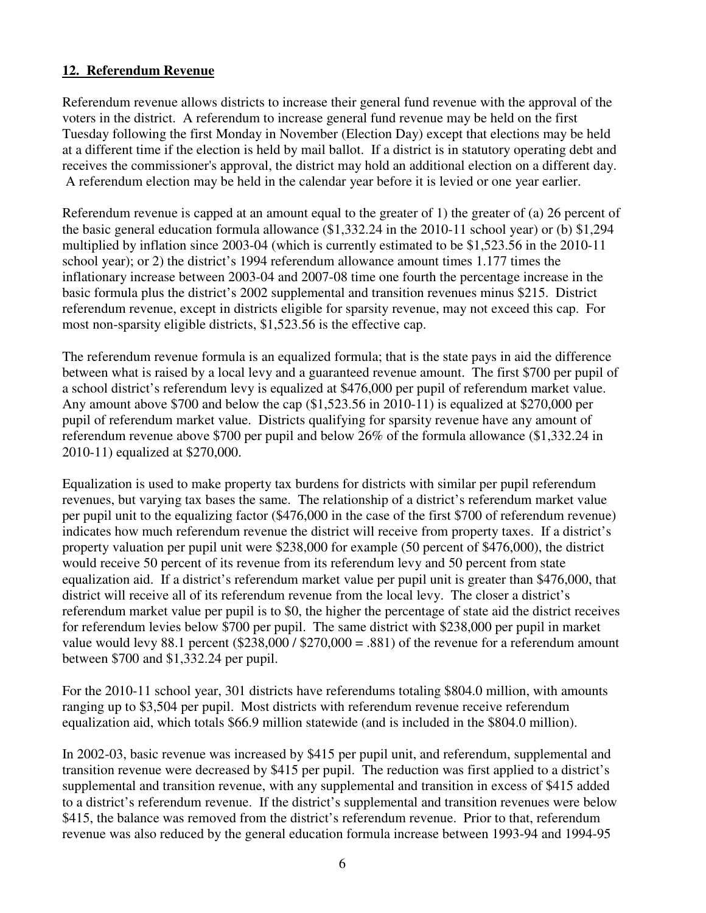## 12. Referendum Revenue

Referendum revenue allows districts to increase their general fund revenue with the approval of the voters in the district. A referendum to increase general fund revenue may be held on the first Tuesday following the first Monday in November (Election Day) except that elections may be held at a different time if the election is held by mail ballot. If a district is in statutory operating debt and receives the commissioner's approval, the district may hold an additional election on a different day. A referendum election may be held in the calendar year before it is levied or one year earlier.

Referendum revenue is capped at an amount equal to the greater of 1) the greater of (a) 26 percent of the basic general education formula allowance ($1,332.24 in the 2010-11 school year) or (b) $1,294 multiplied by inflation since 2003-04 (which is currently estimated to be $1,523.56 in the 2010-11 school year); or 2) the district's 1994 referendum allowance amount times 1.177 times the inflationary increase between 2003-04 and 2007-08 time one fourth the percentage increase in the basic formula plus the district's 2002 supplemental and transition revenues minus $215. District referendum revenue, except in districts eligible for sparsity revenue, may not exceed this cap. For most non-sparsity eligible districts, $1,523.56 is the effective cap.

The referendum revenue formula is an equalized formula; that is the state pays in aid the difference between what is raised by a local levy and a guaranteed revenue amount. The first $700 per pupil of a school district's referendum levy is equalized at $476,000 per pupil of referendum market value. Any amount above $700 and below the cap ($1,523.56 in 2010-11) is equalized at $270,000 per pupil of referendum market value. Districts qualifying for sparsity revenue have any amount of referendum revenue above $700 per pupil and below 26% of the formula allowance ($1,332.24 in 2010-11) equalized at $270,000.

Equalization is used to make property tax burdens for districts with similar per pupil referendum revenues, but varying tax bases the same. The relationship of a district's referendum market value per pupil unit to the equalizing factor ($476,000 in the case of the first $700 of referendum revenue) indicates how much referendum revenue the district will receive from property taxes. If a district's property valuation per pupil unit were $238,000 for example (50 percent of $476,000), the district would receive 50 percent of its revenue from its referendum levy and 50 percent from state equalization aid. If a district's referendum market value per pupil unit is greater than $476,000, that district will receive all of its referendum revenue from the local levy. The closer a district's referendum market value per pupil is to $0, the higher the percentage of state aid the district receives for referendum levies below $700 per pupil. The same district with $238,000 per pupil in market value would levy 88.1 percent ($238,000 / $270,000 = .881) of the revenue for a referendum amount between $700 and $1,332.24 per pupil.

For the 2010-11 school year, 301 districts have referendums totaling $804.0 million, with amounts ranging up to $3,504 per pupil. Most districts with referendum revenue receive referendum equalization aid, which totals $66.9 million statewide (and is included in the $804.0 million).

In 2002-03, basic revenue was increased by $415 per pupil unit, and referendum, supplemental and transition revenue were decreased by $415 per pupil. The reduction was first applied to a district's supplemental and transition revenue, with any supplemental and transition in excess of $415 added to a district's referendum revenue. If the district's supplemental and transition revenues were below $415, the balance was removed from the district's referendum revenue. Prior to that, referendum revenue was also reduced by the general education formula increase between 1993-94 and 1994-95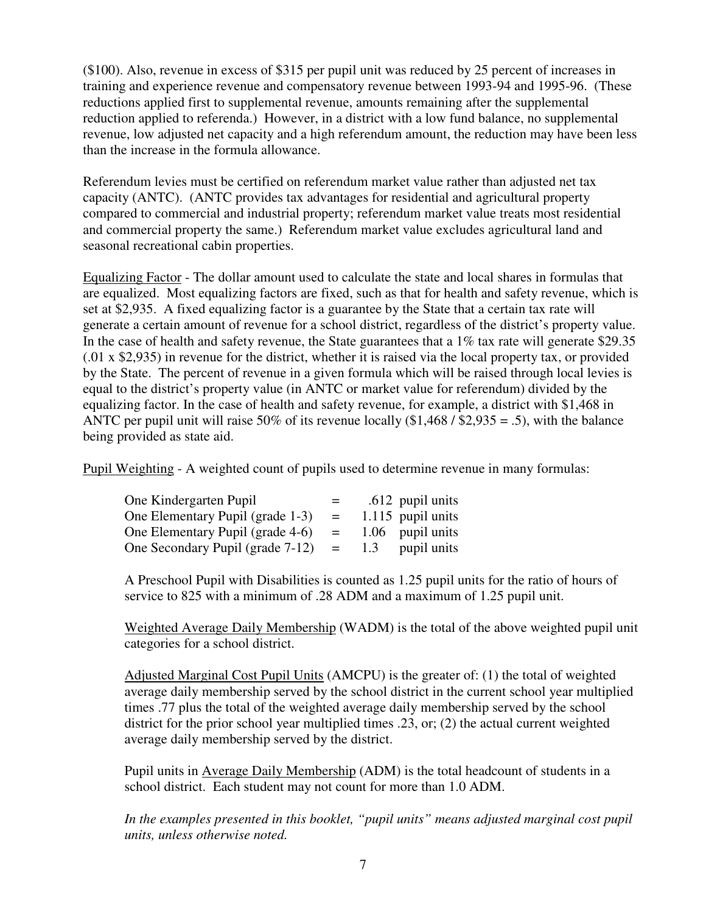($100). Also, revenue in excess of $315 per pupil unit was reduced by 25 percent of increases in training and experience revenue and compensatory revenue between 1993-94 and 1995-96. (These reductions applied first to supplemental revenue, amounts remaining after the supplemental reduction applied to referenda.) However, in a district with a low fund balance, no supplemental revenue, low adjusted net capacity and a high referendum amount, the reduction may have been less than the increase in the formula allowance.

Referendum levies must be certified on referendum market value rather than adjusted net tax capacity (ANTC). (ANTC provides tax advantages for residential and agricultural property compared to commercial and industrial property; referendum market value treats most residential and commercial property the same.) Referendum market value excludes agricultural land and seasonal recreational cabin properties.

Equalizing Factor - The dollar amount used to calculate the state and local shares in formulas that are equalized. Most equalizing factors are fixed, such as that for health and safety revenue, which is set at $2,935. A fixed equalizing factor is a guarantee by the State that a certain tax rate will generate a certain amount of revenue for a school district, regardless of the district's property value. In the case of health and safety revenue, the State guarantees that a 1% tax rate will generate $29.35 (.01 x $2,935) in revenue for the district, whether it is raised via the local property tax, or provided by the State. The percent of revenue in a given formula which will be raised through local levies is equal to the district's property value (in ANTC or market value for referendum) divided by the equalizing factor. In the case of health and safety revenue, for example, a district with $1,468 in ANTC per pupil unit will raise 50% of its revenue locally ($1,468 / $2,935 = .5), with the balance being provided as state aid.

Pupil Weighting - A weighted count of pupils used to determine revenue in many formulas:

| | | |
|---|---|---|
| One Kindergarten Pupil | = | .612 pupil units |
| One Elementary Pupil (grade 1-3) | = | 1.115 pupil units |
| One Elementary Pupil (grade 4-6) | = | 1.06 pupil units |
| One Secondary Pupil (grade 7-12) | = | 1.3 pupil units |

A Preschool Pupil with Disabilities is counted as 1.25 pupil units for the ratio of hours of service to 825 with a minimum of .28 ADM and a maximum of 1.25 pupil unit.

Weighted Average Daily Membership (WADM) is the total of the above weighted pupil unit categories for a school district.

Adjusted Marginal Cost Pupil Units (AMCPU) is the greater of: (1) the total of weighted average daily membership served by the school district in the current school year multiplied times .77 plus the total of the weighted average daily membership served by the school district for the prior school year multiplied times .23, or; (2) the actual current weighted average daily membership served by the district.

Pupil units in Average Daily Membership (ADM) is the total headcount of students in a school district. Each student may not count for more than 1.0 ADM.

*In the examples presented in this booklet, "pupil units" means adjusted marginal cost pupil units, unless otherwise noted.*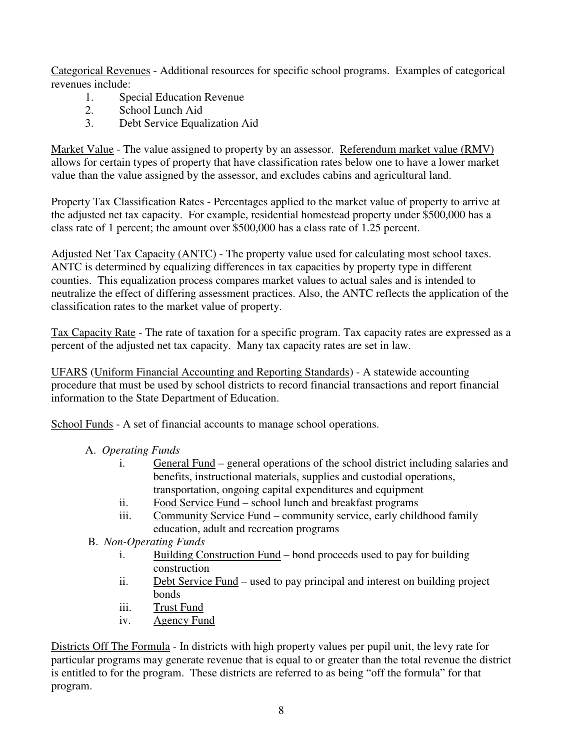Categorical Revenues - Additional resources for specific school programs. Examples of categorical revenues include:

1. Special Education Revenue
2. School Lunch Aid
3. Debt Service Equalization Aid

Market Value - The value assigned to property by an assessor. Referendum market value (RMV) allows for certain types of property that have classification rates below one to have a lower market value than the value assigned by the assessor, and excludes cabins and agricultural land.

Property Tax Classification Rates - Percentages applied to the market value of property to arrive at the adjusted net tax capacity. For example, residential homestead property under $500,000 has a class rate of 1 percent; the amount over $500,000 has a class rate of 1.25 percent.

Adjusted Net Tax Capacity (ANTC) - The property value used for calculating most school taxes. ANTC is determined by equalizing differences in tax capacities by property type in different counties. This equalization process compares market values to actual sales and is intended to neutralize the effect of differing assessment practices. Also, the ANTC reflects the application of the classification rates to the market value of property.

Tax Capacity Rate - The rate of taxation for a specific program. Tax capacity rates are expressed as a percent of the adjusted net tax capacity. Many tax capacity rates are set in law.

UFARS (Uniform Financial Accounting and Reporting Standards) - A statewide accounting procedure that must be used by school districts to record financial transactions and report financial information to the State Department of Education.

School Funds - A set of financial accounts to manage school operations.

A. *Operating Funds*
   - i. General Fund – general operations of the school district including salaries and benefits, instructional materials, supplies and custodial operations, transportation, ongoing capital expenditures and equipment
   - ii. Food Service Fund – school lunch and breakfast programs
   - iii. Community Service Fund – community service, early childhood family education, adult and recreation programs

B. *Non-Operating Funds*
   - i. Building Construction Fund – bond proceeds used to pay for building construction
   - ii. Debt Service Fund – used to pay principal and interest on building project bonds
   - iii. Trust Fund
   - iv. Agency Fund

Districts Off The Formula - In districts with high property values per pupil unit, the levy rate for particular programs may generate revenue that is equal to or greater than the total revenue the district is entitled to for the program. These districts are referred to as being "off the formula" for that program.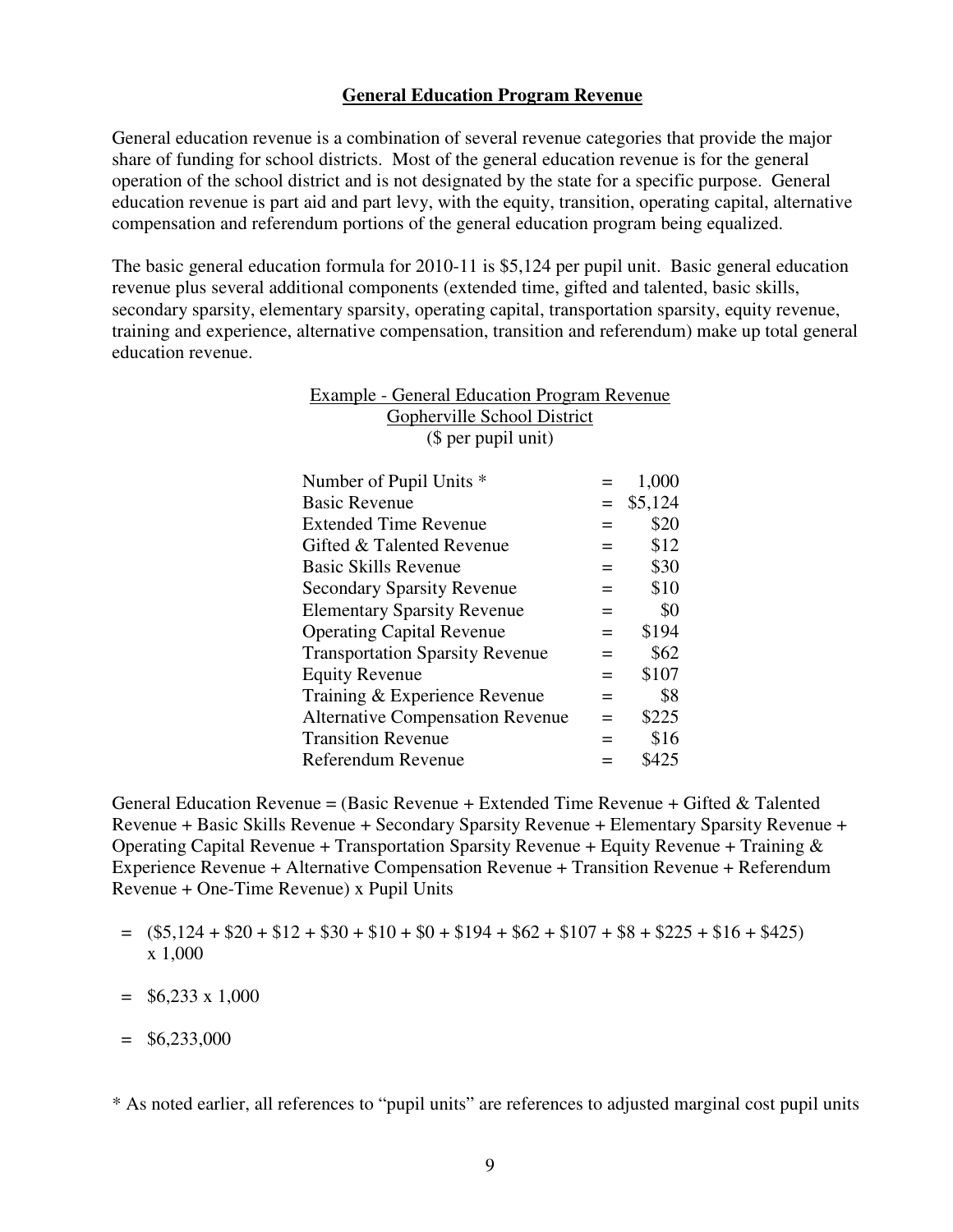## General Education Program Revenue

General education revenue is a combination of several revenue categories that provide the major share of funding for school districts. Most of the general education revenue is for the general operation of the school district and is not designated by the state for a specific purpose. General education revenue is part aid and part levy, with the equity, transition, operating capital, alternative compensation and referendum portions of the general education program being equalized.

The basic general education formula for 2010-11 is $5,124 per pupil unit. Basic general education revenue plus several additional components (extended time, gifted and talented, basic skills, secondary sparsity, elementary sparsity, operating capital, transportation sparsity, equity revenue, training and experience, alternative compensation, transition and referendum) make up total general education revenue.

Example - General Education Program Revenue
Gopherville School District
($ per pupil unit)

| | | |
|---|---|---|
| Number of Pupil Units * | = | 1,000 |
| Basic Revenue | = | $5,124 |
| Extended Time Revenue | = | $20 |
| Gifted & Talented Revenue | = | $12 |
| Basic Skills Revenue | = | $30 |
| Secondary Sparsity Revenue | = | $10 |
| Elementary Sparsity Revenue | = | $0 |
| Operating Capital Revenue | = | $194 |
| Transportation Sparsity Revenue | = | $62 |
| Equity Revenue | = | $107 |
| Training & Experience Revenue | = | $8 |
| Alternative Compensation Revenue | = | $225 |
| Transition Revenue | = | $16 |
| Referendum Revenue | = | $425 |

General Education Revenue = (Basic Revenue + Extended Time Revenue + Gifted & Talented Revenue + Basic Skills Revenue + Secondary Sparsity Revenue + Elementary Sparsity Revenue + Operating Capital Revenue + Transportation Sparsity Revenue + Equity Revenue + Training & Experience Revenue + Alternative Compensation Revenue + Transition Revenue + Referendum Revenue + One-Time Revenue) x Pupil Units

= ($5,124 + $20 + $12 + $30 + $10 + $0 + $194 + $62 + $107 + $8 + $225 + $16 + $425) x 1,000

= $6,233 x 1,000

= $6,233,000

* As noted earlier, all references to "pupil units" are references to adjusted marginal cost pupil units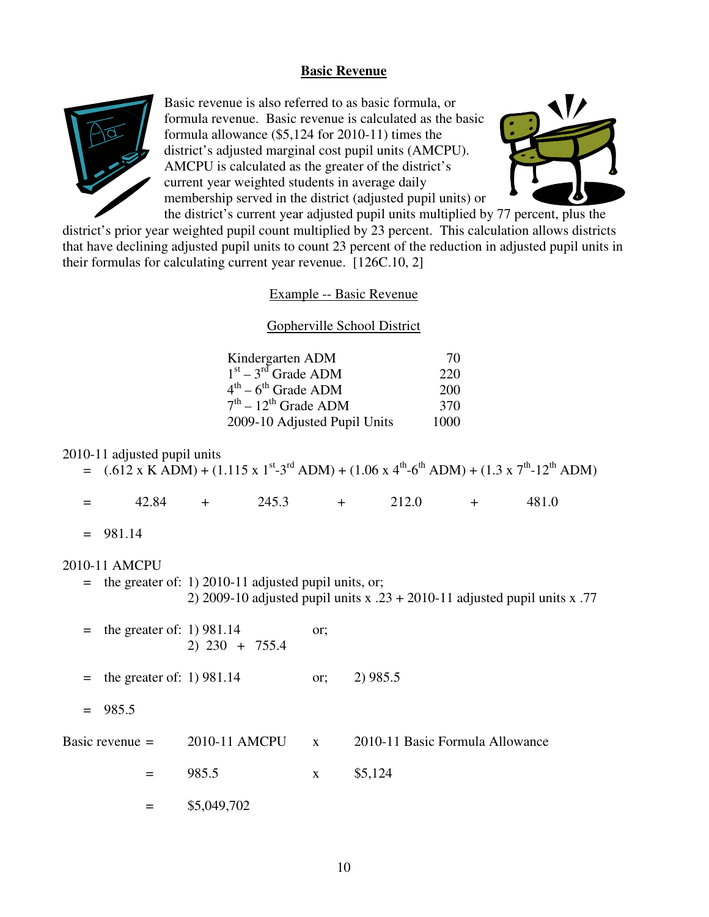## Basic Revenue

Basic revenue is also referred to as basic formula, or formula revenue. Basic revenue is calculated as the basic formula allowance ($5,124 for 2010-11) times the district's adjusted marginal cost pupil units (AMCPU). AMCPU is calculated as the greater of the district's current year weighted students in average daily membership served in the district (adjusted pupil units) or the district's current year adjusted pupil units multiplied by 77 percent, plus the district's prior year weighted pupil count multiplied by 23 percent. This calculation allows districts that have declining adjusted pupil units to count 23 percent of the reduction in adjusted pupil units in their formulas for calculating current year revenue. [126C.10, 2]

### Example -- Basic Revenue

#### Gopherville School District

| | |
|---|---|
| Kindergarten ADM | 70 |
| $1^{st} - 3^{rd}$ Grade ADM | 220 |
| $4^{th} - 6^{th}$ Grade ADM | 200 |
| $7^{th} - 12^{th}$ Grade ADM | 370 |
| 2009-10 Adjusted Pupil Units | 1000 |

2010-11 adjusted pupil units

= (.612 x K ADM) + (1.115 x $1^{st}$-$3^{rd}$ ADM) + (1.06 x $4^{th}$-$6^{th}$ ADM) + (1.3 x $7^{th}$-$12^{th}$ ADM)

= 42.84 + 245.3 + 212.0 + 481.0

= 981.14

2010-11 AMCPU

= the greater of: 1) 2010-11 adjusted pupil units, or;
2) 2009-10 adjusted pupil units x .23 + 2010-11 adjusted pupil units x .77

= the greater of: 1) 981.14 or;
2) 230 + 755.4

= the greater of: 1) 981.14 or; 2) 985.5

= 985.5

Basic revenue = 2010-11 AMCPU x 2010-11 Basic Formula Allowance

= 985.5 x $5,124

= $5,049,702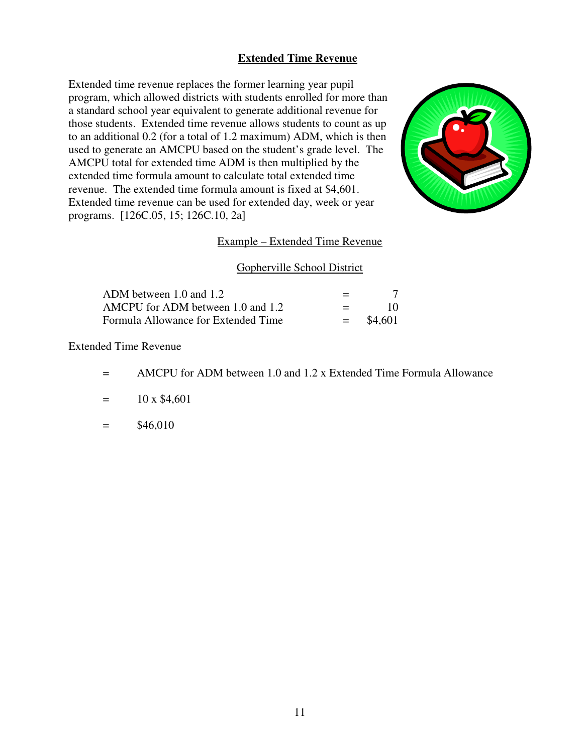## Extended Time Revenue

Extended time revenue replaces the former learning year pupil program, which allowed districts with students enrolled for more than a standard school year equivalent to generate additional revenue for those students. Extended time revenue allows students to count as up to an additional 0.2 (for a total of 1.2 maximum) ADM, which is then used to generate an AMCPU based on the student's grade level. The AMCPU total for extended time ADM is then multiplied by the extended time formula amount to calculate total extended time revenue. The extended time formula amount is fixed at $4,601. Extended time revenue can be used for extended day, week or year programs. [126C.05, 15; 126C.10, 2a]

Example – Extended Time Revenue

Gopherville School District

| | | |
|---|---|---|
| ADM between 1.0 and 1.2 | = | 7 |
| AMCPU for ADM between 1.0 and 1.2 | = | 10 |
| Formula Allowance for Extended Time | = | $4,601 |

Extended Time Revenue

= AMCPU for ADM between 1.0 and 1.2 x Extended Time Formula Allowance

= 10 x $4,601

= $46,010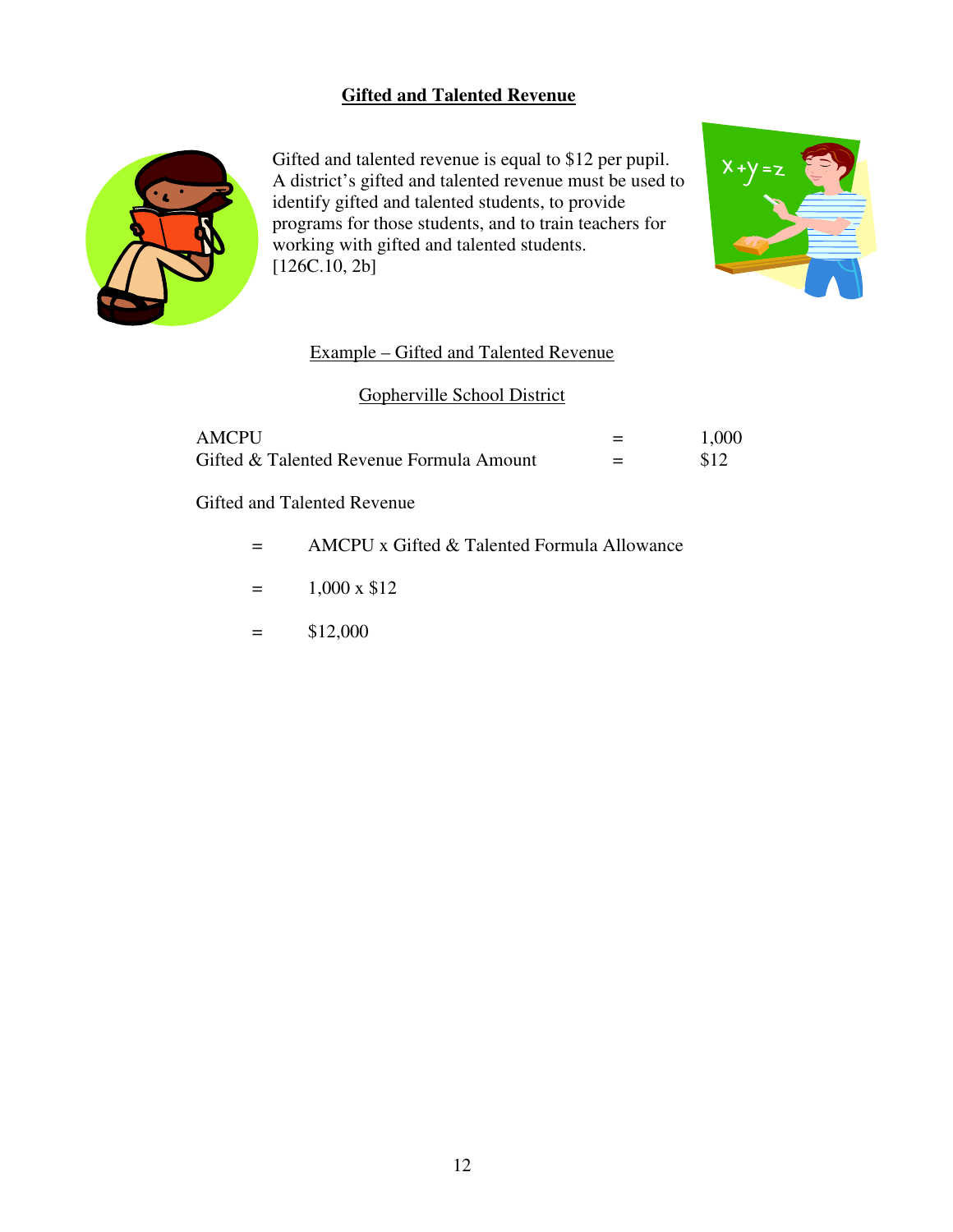# Gifted and Talented Revenue

Gifted and talented revenue is equal to $12 per pupil. A district's gifted and talented revenue must be used to identify gifted and talented students, to provide programs for those students, and to train teachers for working with gifted and talented students. [126C.10, 2b]

## Example – Gifted and Talented Revenue

### Gopherville School District

| | | |
|---|---|---|
| AMCPU | = | 1,000 |
| Gifted & Talented Revenue Formula Amount | = | $12 |

Gifted and Talented Revenue

= AMCPU x Gifted & Talented Formula Allowance

= 1,000 x $12

= $12,000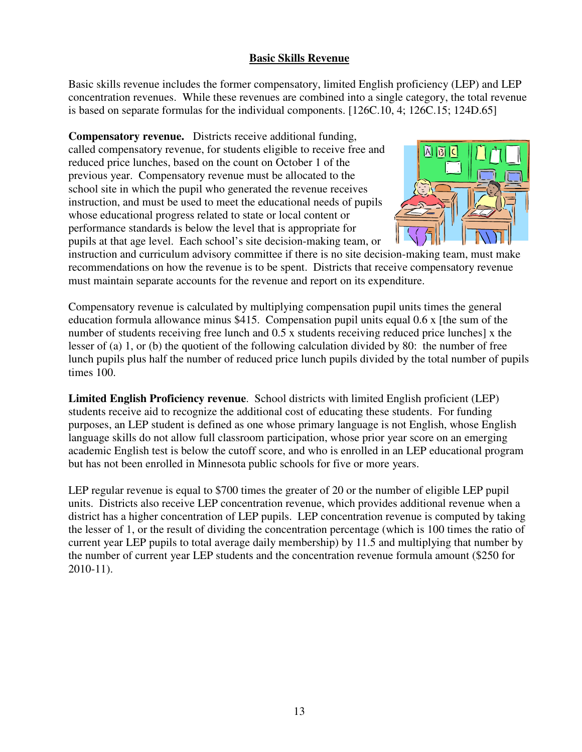## Basic Skills Revenue

Basic skills revenue includes the former compensatory, limited English proficiency (LEP) and LEP concentration revenues. While these revenues are combined into a single category, the total revenue is based on separate formulas for the individual components. [126C.10, 4; 126C.15; 124D.65]

**Compensatory revenue.** Districts receive additional funding, called compensatory revenue, for students eligible to receive free and reduced price lunches, based on the count on October 1 of the previous year. Compensatory revenue must be allocated to the school site in which the pupil who generated the revenue receives instruction, and must be used to meet the educational needs of pupils whose educational progress related to state or local content or performance standards is below the level that is appropriate for pupils at that age level. Each school's site decision-making team, or instruction and curriculum advisory committee if there is no site decision-making team, must make recommendations on how the revenue is to be spent. Districts that receive compensatory revenue must maintain separate accounts for the revenue and report on its expenditure.

Compensatory revenue is calculated by multiplying compensation pupil units times the general education formula allowance minus $415. Compensation pupil units equal 0.6 x [the sum of the number of students receiving free lunch and 0.5 x students receiving reduced price lunches] x the lesser of (a) 1, or (b) the quotient of the following calculation divided by 80: the number of free lunch pupils plus half the number of reduced price lunch pupils divided by the total number of pupils times 100.

**Limited English Proficiency revenue**. School districts with limited English proficient (LEP) students receive aid to recognize the additional cost of educating these students. For funding purposes, an LEP student is defined as one whose primary language is not English, whose English language skills do not allow full classroom participation, whose prior year score on an emerging academic English test is below the cutoff score, and who is enrolled in an LEP educational program but has not been enrolled in Minnesota public schools for five or more years.

LEP regular revenue is equal to $700 times the greater of 20 or the number of eligible LEP pupil units. Districts also receive LEP concentration revenue, which provides additional revenue when a district has a higher concentration of LEP pupils. LEP concentration revenue is computed by taking the lesser of 1, or the result of dividing the concentration percentage (which is 100 times the ratio of current year LEP pupils to total average daily membership) by 11.5 and multiplying that number by the number of current year LEP students and the concentration revenue formula amount ($250 for 2010-11).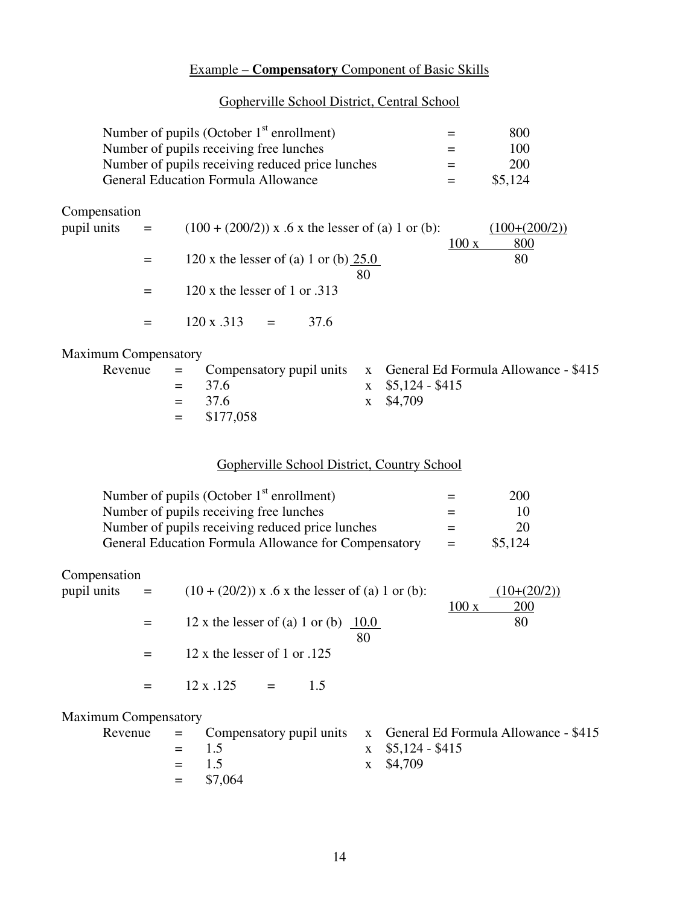## Example – **Compensatory** Component of Basic Skills

### Gopherville School District, Central School

| | | |
|---|---|---|
| Number of pupils (October 1st enrollment) | = | 800 |
| Number of pupils receiving free lunches | = | 100 |
| Number of pupils receiving reduced price lunches | = | 200 |
| General Education Formula Allowance | = | $5,124 |

Compensation pupil units

$$= (100 + (200/2)) \times .6 \times \text{the lesser of (a) 1 or (b): } \frac{100 \times \frac{(100+(200/2))}{800}}{80}$$

$$= 120 \times \text{the lesser of (a) 1 or (b) } \frac{25.0}{80}$$

$$= 120 \times \text{the lesser of 1 or .313}$$

$$= 120 \times .313 = 37.6$$

Maximum Compensatory Revenue

$$= \text{Compensatory pupil units} \times \text{General Ed Formula Allowance - \$415}$$

$$= 37.6 \times \$5{,}124 - \$415$$

$$= 37.6 \times \$4{,}709$$

$$= \$177{,}058$$

### Gopherville School District, Country School

| | | |
|---|---|---|
| Number of pupils (October 1st enrollment) | = | 200 |
| Number of pupils receiving free lunches | = | 10 |
| Number of pupils receiving reduced price lunches | = | 20 |
| General Education Formula Allowance for Compensatory | = | $5,124 |

Compensation pupil units

$$= (10 + (20/2)) \times .6 \times \text{the lesser of (a) 1 or (b): } \frac{100 \times \frac{(10+(20/2))}{200}}{80}$$

$$= 12 \times \text{the lesser of (a) 1 or (b) } \frac{10.0}{80}$$

$$= 12 \times \text{the lesser of 1 or .125}$$

$$= 12 \times .125 = 1.5$$

Maximum Compensatory Revenue

$$= \text{Compensatory pupil units} \times \text{General Ed Formula Allowance - \$415}$$

$$= 1.5 \times \$5{,}124 - \$415$$

$$= 1.5 \times \$4{,}709$$

$$= \$7{,}064$$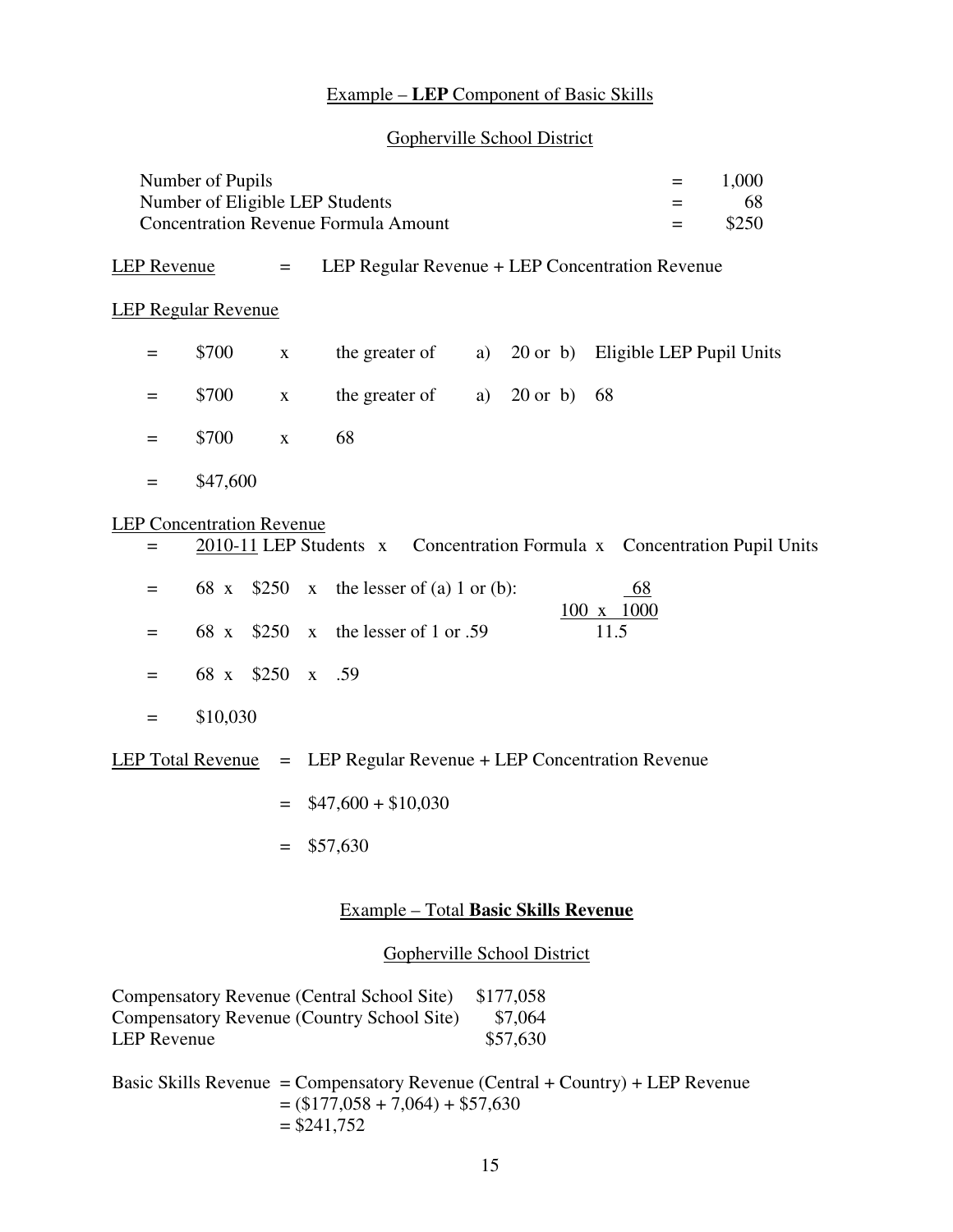## Example – **LEP** Component of Basic Skills

### Gopherville School District

| | | |
|---|---|---|
| Number of Pupils | = | 1,000 |
| Number of Eligible LEP Students | = | 68 |
| Concentration Revenue Formula Amount | = | $250 |

LEP Revenue = LEP Regular Revenue + LEP Concentration Revenue

LEP Regular Revenue

= $700 x the greater of a) 20 or b) Eligible LEP Pupil Units

= $700 x the greater of a) 20 or b) 68

= $700 x 68

= $47,600

LEP Concentration Revenue

= 2010-11 LEP Students x Concentration Formula x Concentration Pupil Units

= 68 x $250 x the lesser of (a) 1 or (b): $\dfrac{\dfrac{68}{100 \times 1000}}{11.5}$

= 68 x $250 x the lesser of 1 or .59

= 68 x $250 x .59

= $10,030

LEP Total Revenue = LEP Regular Revenue + LEP Concentration Revenue

= $47,600 + $10,030

= $57,630

## Example – Total **Basic Skills Revenue**

### Gopherville School District

| | |
|---|---|
| Compensatory Revenue (Central School Site) | $177,058 |
| Compensatory Revenue (Country School Site) | $7,064 |
| LEP Revenue | $57,630 |

Basic Skills Revenue = Compensatory Revenue (Central + Country) + LEP Revenue
= ($177,058 + 7,064) + $57,630
= $241,752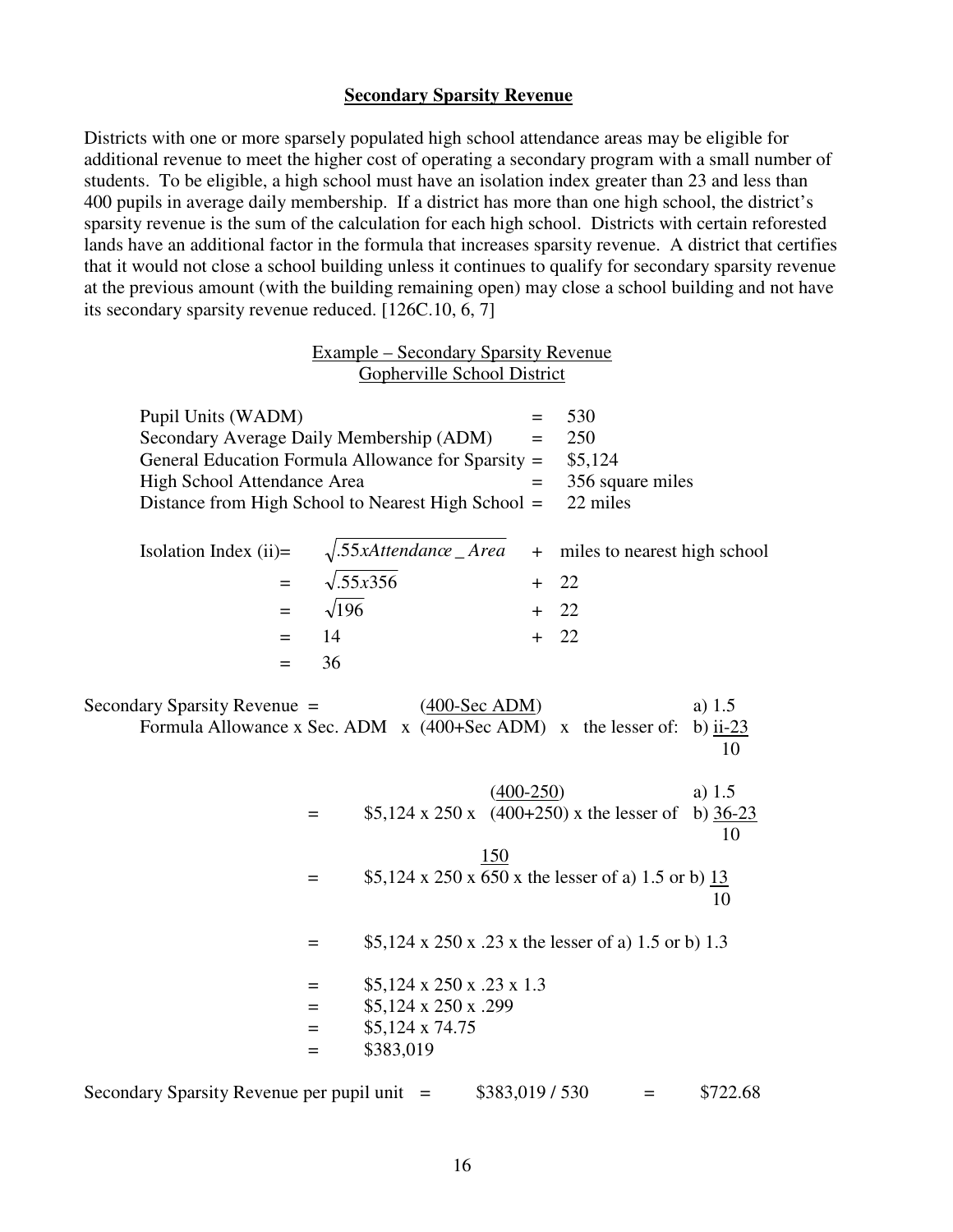## Secondary Sparsity Revenue

Districts with one or more sparsely populated high school attendance areas may be eligible for additional revenue to meet the higher cost of operating a secondary program with a small number of students. To be eligible, a high school must have an isolation index greater than 23 and less than 400 pupils in average daily membership. If a district has more than one high school, the district's sparsity revenue is the sum of the calculation for each high school. Districts with certain reforested lands have an additional factor in the formula that increases sparsity revenue. A district that certifies that it would not close a school building unless it continues to qualify for secondary sparsity revenue at the previous amount (with the building remaining open) may close a school building and not have its secondary sparsity revenue reduced. [126C.10, 6, 7]

Example – Secondary Sparsity Revenue
Gopherville School District

| | | |
|---|---|---|
| Pupil Units (WADM) | = | 530 |
| Secondary Average Daily Membership (ADM) | = | 250 |
| General Education Formula Allowance for Sparsity | = | $5,124 |
| High School Attendance Area | = | 356 square miles |
| Distance from High School to Nearest High School | = | 22 miles |

$$\text{Isolation Index (ii)} = \sqrt{.55 x Attendance\_Area} + \text{miles to nearest high school}$$

$$= \sqrt{.55x356} + 22$$

$$= \sqrt{196} + 22$$

$$= 14 + 22$$

$$= 36$$

Secondary Sparsity Revenue =

$$\text{Formula Allowance} \times \text{Sec. ADM} \times \frac{(400-\text{Sec ADM})}{(400+\text{Sec ADM})} \times \text{the lesser of: a) } 1.5 \text{ b) } \frac{ii-23}{10}$$

$$= \$5{,}124 \times 250 \times \frac{(400-250)}{(400+250)} \times \text{the lesser of a) } 1.5 \text{ b) } \frac{36-23}{10}$$

$$= \$5{,}124 \times 250 \times \frac{150}{650} \times \text{the lesser of a) } 1.5 \text{ or b) } \frac{13}{10}$$

$$= \$5{,}124 \times 250 \times .23 \times \text{the lesser of a) } 1.5 \text{ or b) } 1.3$$

$$= \$5{,}124 \times 250 \times .23 \times 1.3$$

$$= \$5{,}124 \times 250 \times .299$$

$$= \$5{,}124 \times 74.75$$

$$= \$383{,}019$$

Secondary Sparsity Revenue per pupil unit = $383,019 / 530 = $722.68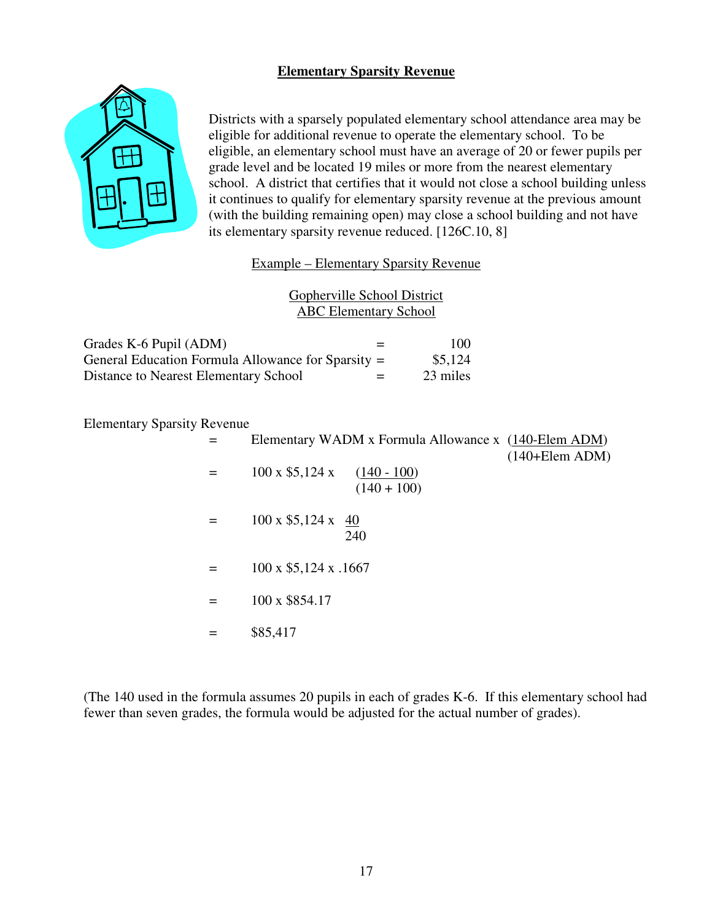## Elementary Sparsity Revenue

Districts with a sparsely populated elementary school attendance area may be eligible for additional revenue to operate the elementary school. To be eligible, an elementary school must have an average of 20 or fewer pupils per grade level and be located 19 miles or more from the nearest elementary school. A district that certifies that it would not close a school building unless it continues to qualify for elementary sparsity revenue at the previous amount (with the building remaining open) may close a school building and not have its elementary sparsity revenue reduced. [126C.10, 8]

### Example – Elementary Sparsity Revenue

**Gopherville School District**
**ABC Elementary School**

| | | |
|---|---|---|
| Grades K-6 Pupil (ADM) | = | 100 |
| General Education Formula Allowance for Sparsity | = | \$5,124 |
| Distance to Nearest Elementary School | = | 23 miles |

Elementary Sparsity Revenue

$$= \text{Elementary WADM} \times \text{Formula Allowance} \times \frac{(140 - \text{Elem ADM})}{(140 + \text{Elem ADM})}$$

$$= 100 \times \$5{,}124 \times \frac{(140 - 100)}{(140 + 100)}$$

$$= 100 \times \$5{,}124 \times \frac{40}{240}$$

$$= 100 \times \$5{,}124 \times .1667$$

$$= 100 \times \$854.17$$

$$= \$85{,}417$$

(The 140 used in the formula assumes 20 pupils in each of grades K-6. If this elementary school had fewer than seven grades, the formula would be adjusted for the actual number of grades).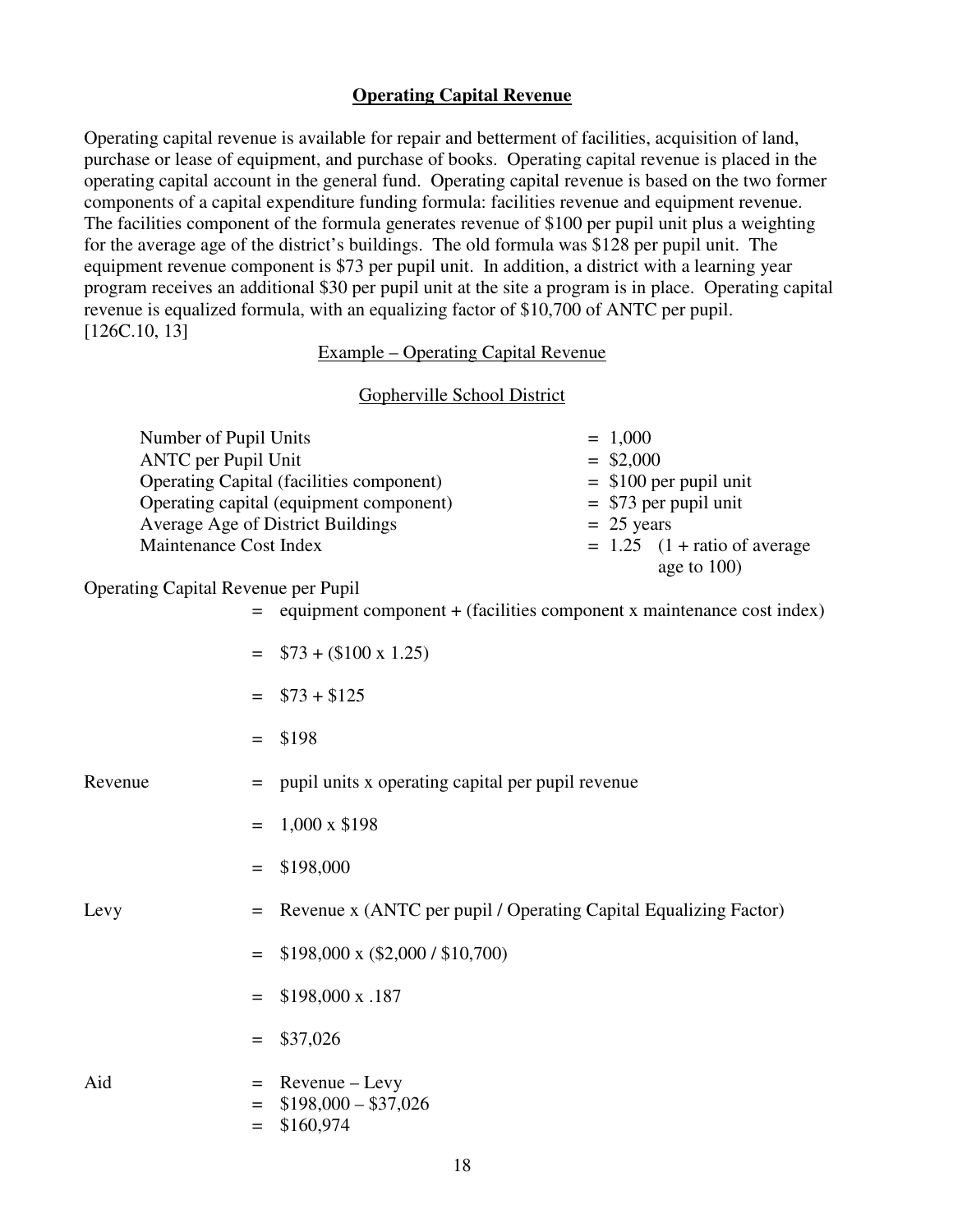## Operating Capital Revenue

Operating capital revenue is available for repair and betterment of facilities, acquisition of land, purchase or lease of equipment, and purchase of books. Operating capital revenue is placed in the operating capital account in the general fund. Operating capital revenue is based on the two former components of a capital expenditure funding formula: facilities revenue and equipment revenue. The facilities component of the formula generates revenue of $100 per pupil unit plus a weighting for the average age of the district's buildings. The old formula was $128 per pupil unit. The equipment revenue component is $73 per pupil unit. In addition, a district with a learning year program receives an additional $30 per pupil unit at the site a program is in place. Operating capital revenue is equalized formula, with an equalizing factor of $10,700 of ANTC per pupil. [126C.10, 13]

### Example – Operating Capital Revenue

Gopherville School District

| | |
|---|---|
| Number of Pupil Units | = 1,000 |
| ANTC per Pupil Unit | = $2,000 |
| Operating Capital (facilities component) | = $100 per pupil unit |
| Operating capital (equipment component) | = $73 per pupil unit |
| Average Age of District Buildings | = 25 years |
| Maintenance Cost Index | = 1.25 (1 + ratio of average age to 100) |

Operating Capital Revenue per Pupil

= equipment component + (facilities component x maintenance cost index)

= $73 + ($100 x 1.25)

= $73 + $125

= $198

Revenue = pupil units x operating capital per pupil revenue

= 1,000 x $198

= $198,000

Levy = Revenue x (ANTC per pupil / Operating Capital Equalizing Factor)

= $198,000 x ($2,000 / $10,700)

= $198,000 x .187

= $37,026

Aid = Revenue – Levy
= $198,000 – $37,026
= $160,974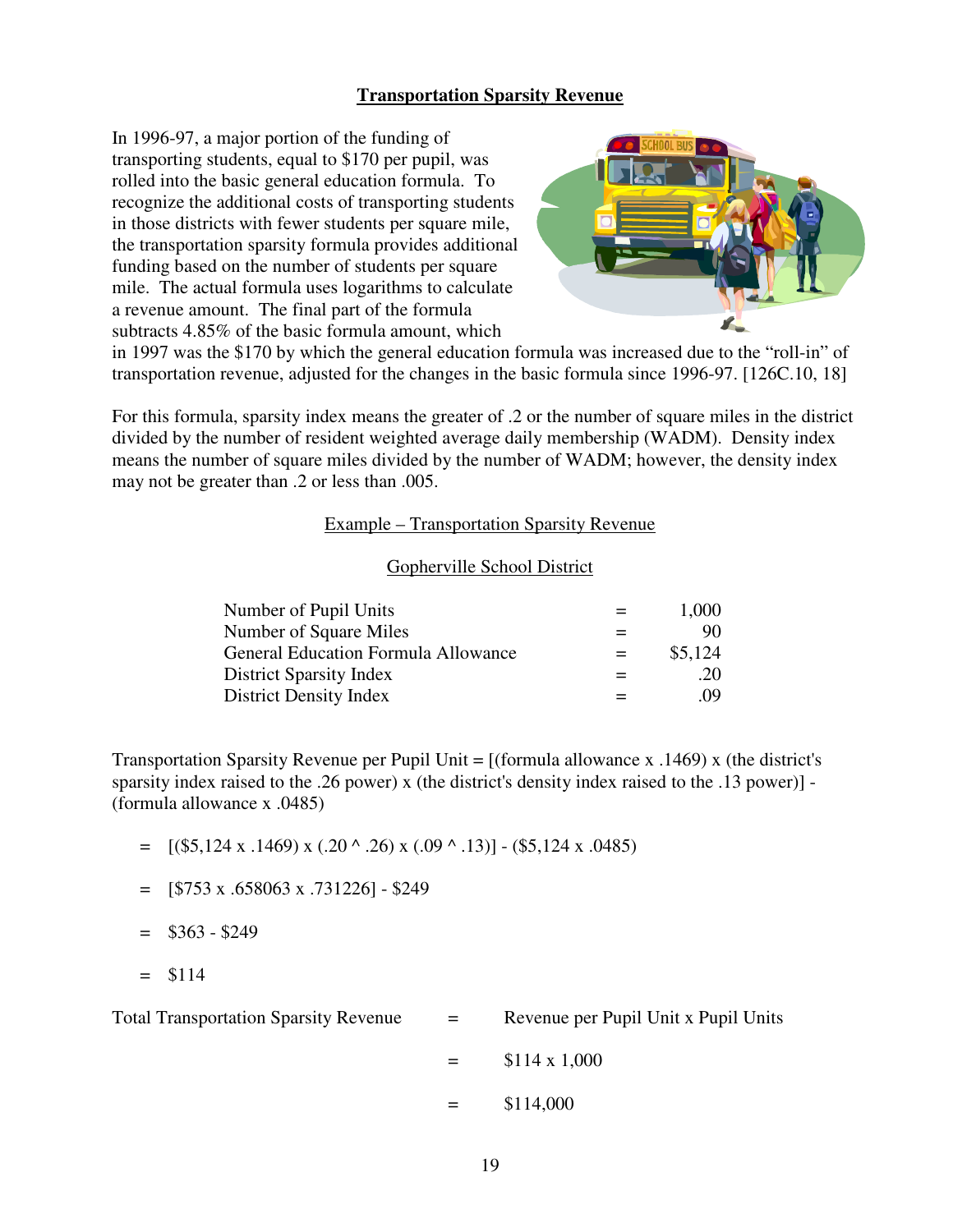## Transportation Sparsity Revenue

In 1996-97, a major portion of the funding of transporting students, equal to $170 per pupil, was rolled into the basic general education formula. To recognize the additional costs of transporting students in those districts with fewer students per square mile, the transportation sparsity formula provides additional funding based on the number of students per square mile. The actual formula uses logarithms to calculate a revenue amount. The final part of the formula subtracts 4.85% of the basic formula amount, which in 1997 was the $170 by which the general education formula was increased due to the "roll-in" of transportation revenue, adjusted for the changes in the basic formula since 1996-97. [126C.10, 18]

For this formula, sparsity index means the greater of .2 or the number of square miles in the district divided by the number of resident weighted average daily membership (WADM). Density index means the number of square miles divided by the number of WADM; however, the density index may not be greater than .2 or less than .005.

### Example – Transportation Sparsity Revenue

#### Gopherville School District

| | | |
|---|---|---|
| Number of Pupil Units | = | 1,000 |
| Number of Square Miles | = | 90 |
| General Education Formula Allowance | = | $5,124 |
| District Sparsity Index | = | .20 |
| District Density Index | = | .09 |

Transportation Sparsity Revenue per Pupil Unit = [(formula allowance x .1469) x (the district's sparsity index raised to the .26 power) x (the district's density index raised to the .13 power)] - (formula allowance x .0485)

= [($5,124 x .1469) x (.20 ^ .26) x (.09 ^ .13)] - ($5,124 x .0485)

= [$753 x .658063 x .731226] - $249

= $363 - $249

= $114

| | | |
|---|---|---|
| Total Transportation Sparsity Revenue | = | Revenue per Pupil Unit x Pupil Units |
| | = | $114 x 1,000 |
| | = | $114,000 |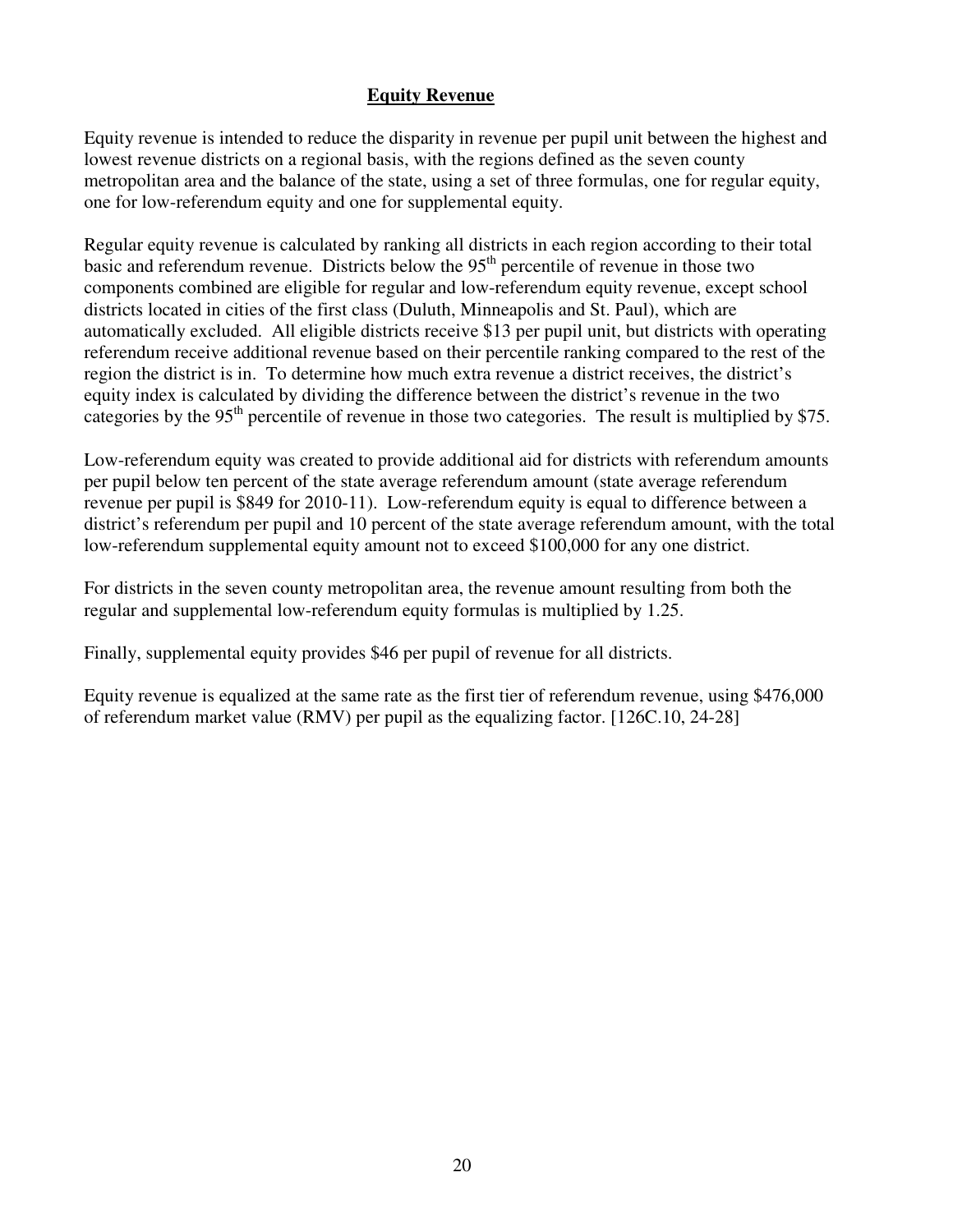## Equity Revenue

Equity revenue is intended to reduce the disparity in revenue per pupil unit between the highest and lowest revenue districts on a regional basis, with the regions defined as the seven county metropolitan area and the balance of the state, using a set of three formulas, one for regular equity, one for low-referendum equity and one for supplemental equity.

Regular equity revenue is calculated by ranking all districts in each region according to their total basic and referendum revenue. Districts below the 95th percentile of revenue in those two components combined are eligible for regular and low-referendum equity revenue, except school districts located in cities of the first class (Duluth, Minneapolis and St. Paul), which are automatically excluded. All eligible districts receive \$13 per pupil unit, but districts with operating referendum receive additional revenue based on their percentile ranking compared to the rest of the region the district is in. To determine how much extra revenue a district receives, the district's equity index is calculated by dividing the difference between the district's revenue in the two categories by the 95th percentile of revenue in those two categories. The result is multiplied by \$75.

Low-referendum equity was created to provide additional aid for districts with referendum amounts per pupil below ten percent of the state average referendum amount (state average referendum revenue per pupil is \$849 for 2010-11). Low-referendum equity is equal to difference between a district's referendum per pupil and 10 percent of the state average referendum amount, with the total low-referendum supplemental equity amount not to exceed \$100,000 for any one district.

For districts in the seven county metropolitan area, the revenue amount resulting from both the regular and supplemental low-referendum equity formulas is multiplied by 1.25.

Finally, supplemental equity provides \$46 per pupil of revenue for all districts.

Equity revenue is equalized at the same rate as the first tier of referendum revenue, using \$476,000 of referendum market value (RMV) per pupil as the equalizing factor. [126C.10, 24-28]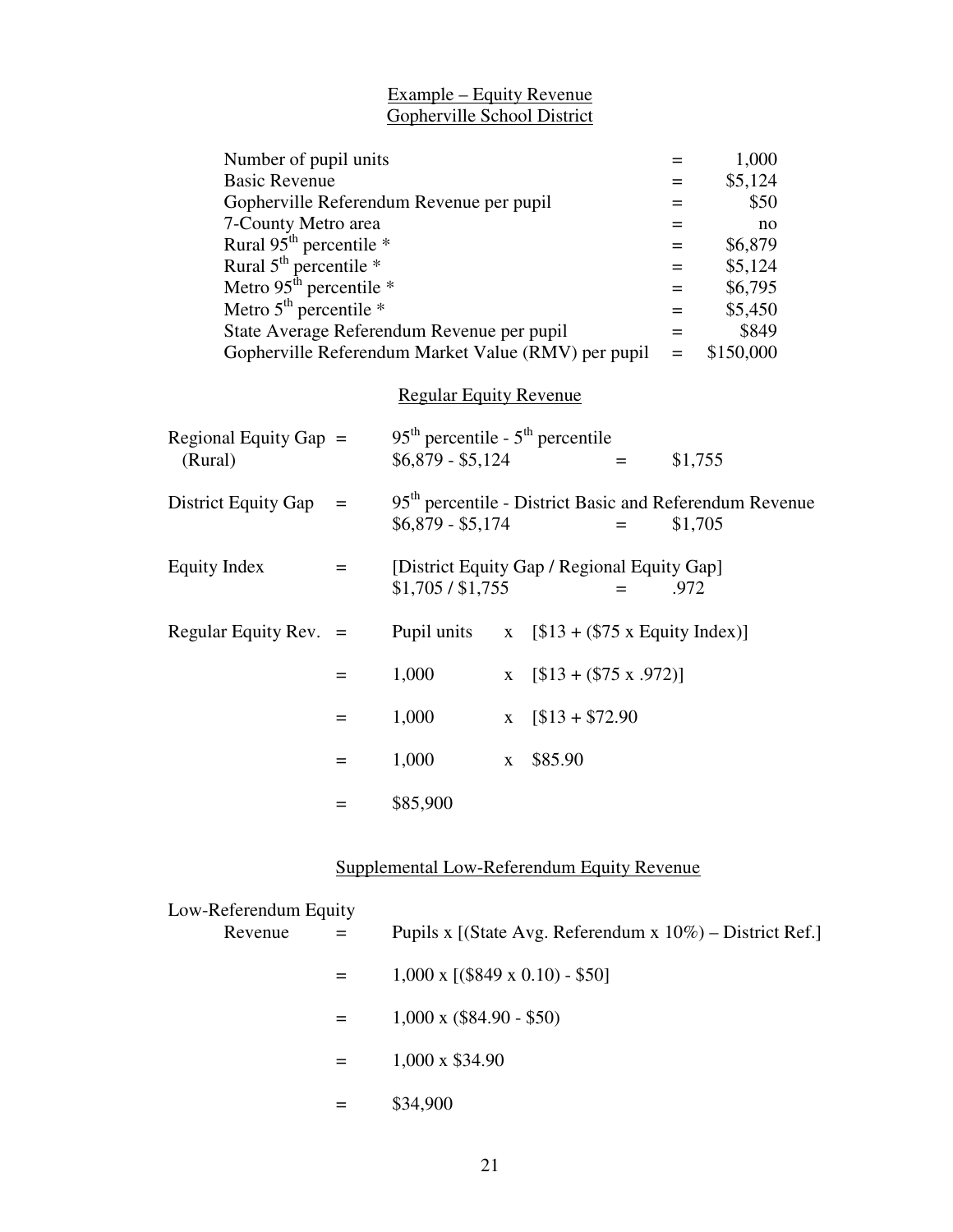## Example – Equity Revenue
## Gopherville School District

| | | |
|---|---|---|
| Number of pupil units | = | 1,000 |
| Basic Revenue | = | \$5,124 |
| Gopherville Referendum Revenue per pupil | = | \$50 |
| 7-County Metro area | = | no |
| Rural 95th percentile * | = | \$6,879 |
| Rural 5th percentile * | = | \$5,124 |
| Metro 95th percentile * | = | \$6,795 |
| Metro 5th percentile * | = | \$5,450 |
| State Average Referendum Revenue per pupil | = | \$849 |
| Gopherville Referendum Market Value (RMV) per pupil | = | \$150,000 |

### Regular Equity Revenue

Regional Equity Gap (Rural) = 95th percentile - 5th percentile
\$6,879 - \$5,124 = \$1,755

District Equity Gap = 95th percentile - District Basic and Referendum Revenue
\$6,879 - \$5,174 = \$1,705

Equity Index = [District Equity Gap / Regional Equity Gap]
\$1,705 / \$1,755 = .972

Regular Equity Rev. = Pupil units x [\$13 + (\$75 x Equity Index)]
= 1,000 x [\$13 + (\$75 x .972)]
= 1,000 x [\$13 + \$72.90
= 1,000 x \$85.90
= \$85,900

### Supplemental Low-Referendum Equity Revenue

Low-Referendum Equity Revenue = Pupils x [(State Avg. Referendum x 10%) – District Ref.]
= 1,000 x [(\$849 x 0.10) - \$50]
= 1,000 x (\$84.90 - \$50)
= 1,000 x \$34.90
= \$34,900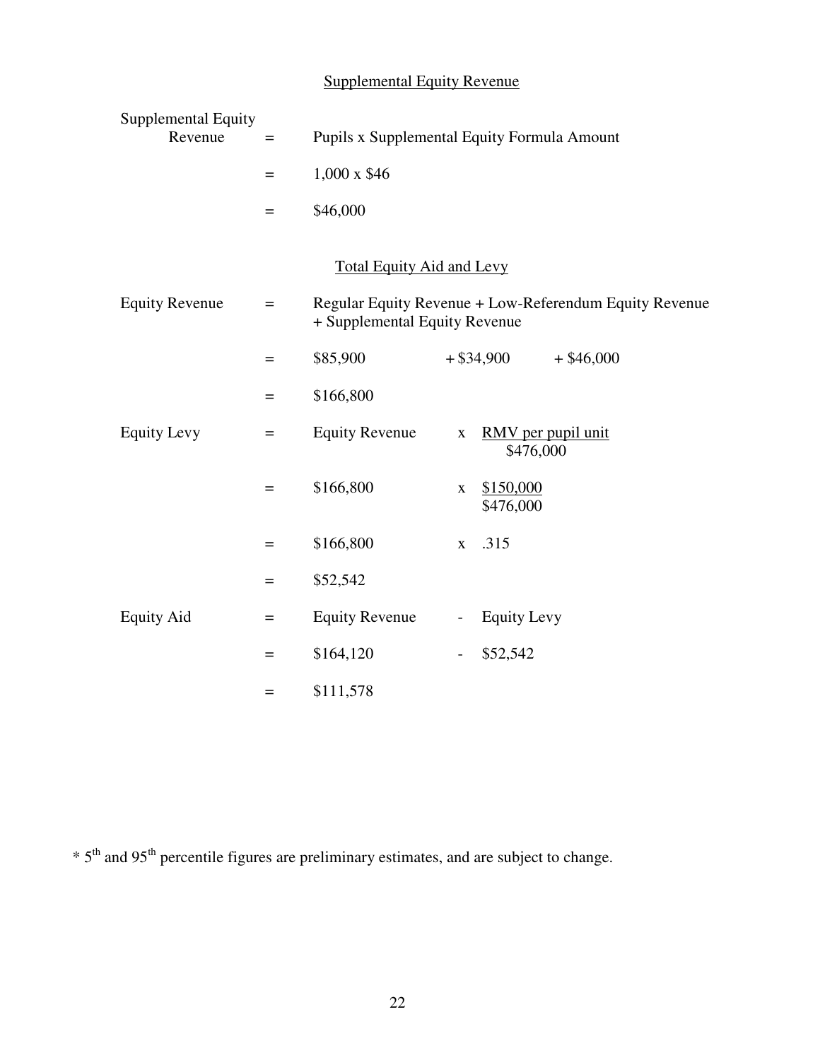## Supplemental Equity Revenue

| | | | | |
|---|---|---|---|---|
| Supplemental Equity Revenue | = | Pupils x Supplemental Equity Formula Amount | | |
| | = | 1,000 x $46 | | |
| | = | $46,000 | | |

## Total Equity Aid and Levy

| | | | | |
|---|---|---|---|---|
| Equity Revenue | = | Regular Equity Revenue + Low-Referendum Equity Revenue + Supplemental Equity Revenue | | |
| | = | $85,900 | + $34,900 | + $46,000 |
| | = | $166,800 | | |
| Equity Levy | = | Equity Revenue | x | RMV per pupil unit / $476,000 |
| | = | $166,800 | x | $150,000 / $476,000 |
| | = | $166,800 | x | .315 |
| | = | $52,542 | | |
| Equity Aid | = | Equity Revenue | - | Equity Levy |
| | = | $164,120 | - | $52,542 |
| | = | $111,578 | | |

* 5th and 95th percentile figures are preliminary estimates, and are subject to change.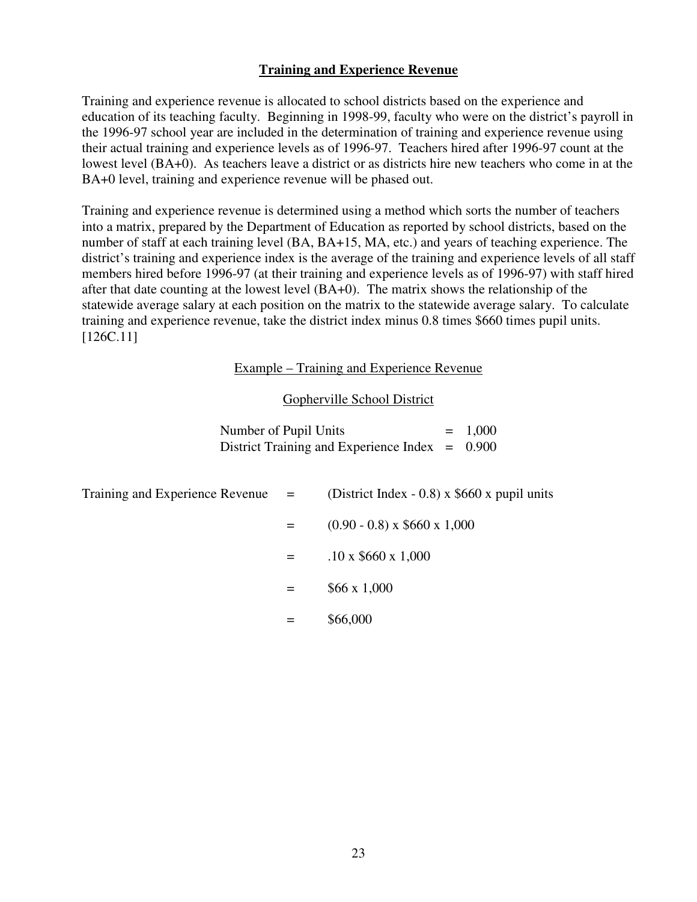## Training and Experience Revenue

Training and experience revenue is allocated to school districts based on the experience and education of its teaching faculty. Beginning in 1998-99, faculty who were on the district's payroll in the 1996-97 school year are included in the determination of training and experience revenue using their actual training and experience levels as of 1996-97. Teachers hired after 1996-97 count at the lowest level (BA+0). As teachers leave a district or as districts hire new teachers who come in at the BA+0 level, training and experience revenue will be phased out.

Training and experience revenue is determined using a method which sorts the number of teachers into a matrix, prepared by the Department of Education as reported by school districts, based on the number of staff at each training level (BA, BA+15, MA, etc.) and years of teaching experience. The district's training and experience index is the average of the training and experience levels of all staff members hired before 1996-97 (at their training and experience levels as of 1996-97) with staff hired after that date counting at the lowest level (BA+0). The matrix shows the relationship of the statewide average salary at each position on the matrix to the statewide average salary. To calculate training and experience revenue, take the district index minus 0.8 times $660 times pupil units. [126C.11]

Example – Training and Experience Revenue

Gopherville School District

Number of Pupil Units = 1,000
District Training and Experience Index = 0.900

Training and Experience Revenue = (District Index - 0.8) x $660 x pupil units

= (0.90 - 0.8) x $660 x 1,000

= .10 x $660 x 1,000

= $66 x 1,000

= $66,000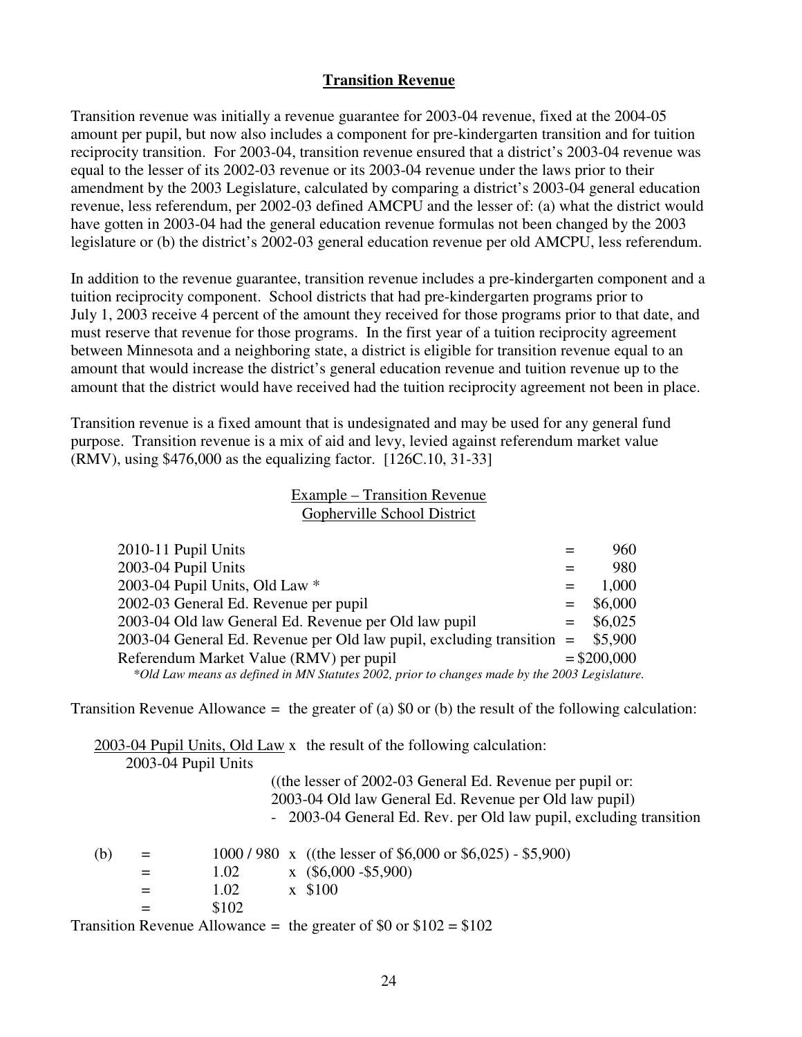## Transition Revenue

Transition revenue was initially a revenue guarantee for 2003-04 revenue, fixed at the 2004-05 amount per pupil, but now also includes a component for pre-kindergarten transition and for tuition reciprocity transition. For 2003-04, transition revenue ensured that a district's 2003-04 revenue was equal to the lesser of its 2002-03 revenue or its 2003-04 revenue under the laws prior to their amendment by the 2003 Legislature, calculated by comparing a district's 2003-04 general education revenue, less referendum, per 2002-03 defined AMCPU and the lesser of: (a) what the district would have gotten in 2003-04 had the general education revenue formulas not been changed by the 2003 legislature or (b) the district's 2002-03 general education revenue per old AMCPU, less referendum.

In addition to the revenue guarantee, transition revenue includes a pre-kindergarten component and a tuition reciprocity component. School districts that had pre-kindergarten programs prior to July 1, 2003 receive 4 percent of the amount they received for those programs prior to that date, and must reserve that revenue for those programs. In the first year of a tuition reciprocity agreement between Minnesota and a neighboring state, a district is eligible for transition revenue equal to an amount that would increase the district's general education revenue and tuition revenue up to the amount that the district would have received had the tuition reciprocity agreement not been in place.

Transition revenue is a fixed amount that is undesignated and may be used for any general fund purpose. Transition revenue is a mix of aid and levy, levied against referendum market value (RMV), using $476,000 as the equalizing factor. [126C.10, 31-33]

Example – Transition Revenue
Gopherville School District

| | | |
|---|---|---|
| 2010-11 Pupil Units | = | 960 |
| 2003-04 Pupil Units | = | 980 |
| 2003-04 Pupil Units, Old Law * | = | 1,000 |
| 2002-03 General Ed. Revenue per pupil | = | $6,000 |
| 2003-04 Old law General Ed. Revenue per Old law pupil | = | $6,025 |
| 2003-04 General Ed. Revenue per Old law pupil, excluding transition | = | $5,900 |
| Referendum Market Value (RMV) per pupil | = | $200,000 |

*\*Old Law means as defined in MN Statutes 2002, prior to changes made by the 2003 Legislature.*

Transition Revenue Allowance = the greater of (a) $0 or (b) the result of the following calculation:

2003-04 Pupil Units, Old Law / 2003-04 Pupil Units x the result of the following calculation:

((the lesser of 2002-03 General Ed. Revenue per pupil or:
2003-04 Old law General Ed. Revenue per Old law pupil)
\- 2003-04 General Ed. Rev. per Old law pupil, excluding transition

(b) = 1000 / 980 x ((the lesser of $6,000 or $6,025) - $5,900)
= 1.02 x ($6,000 -$5,900)
= 1.02 x $100
= $102

Transition Revenue Allowance = the greater of $0 or $102 = $102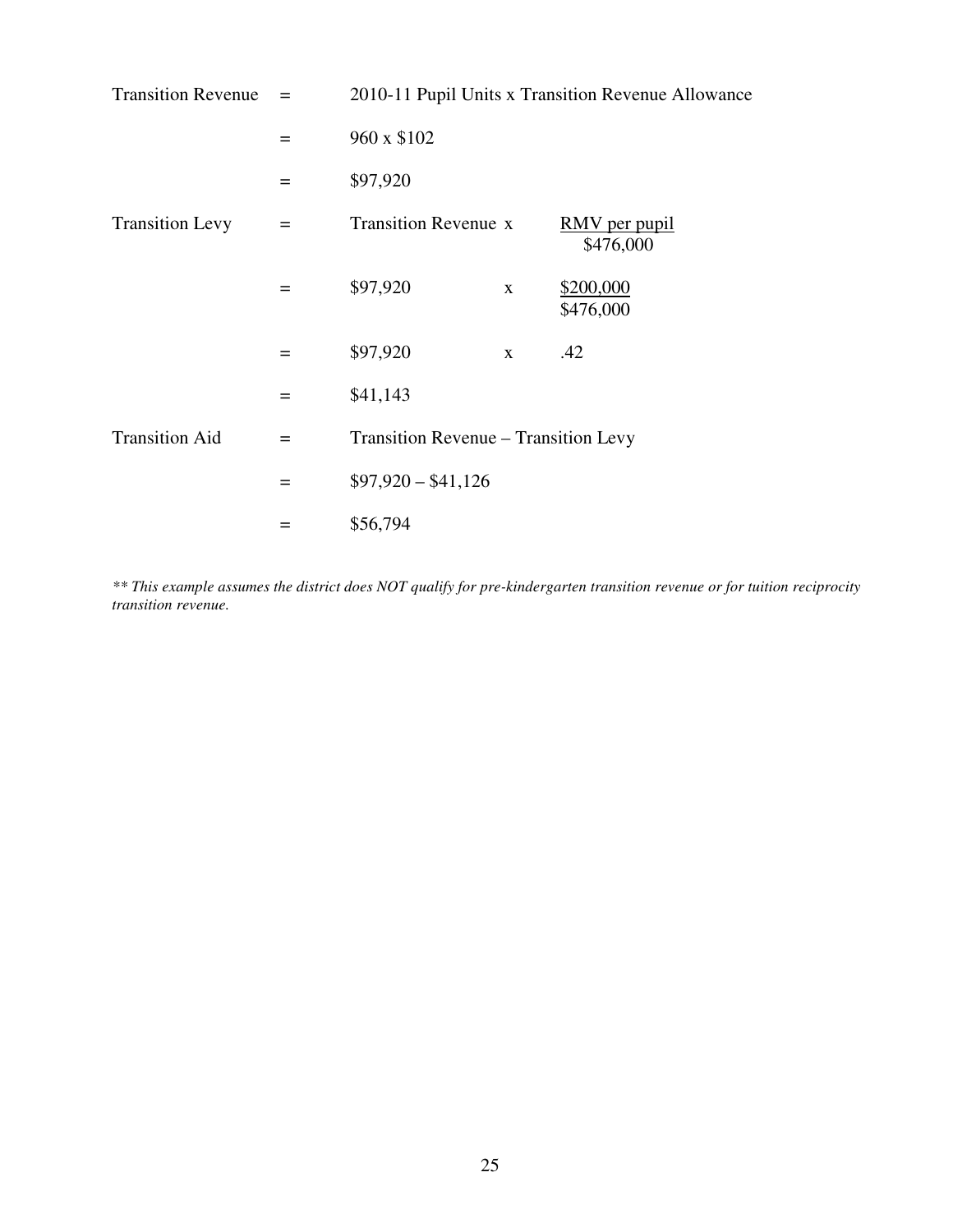| | | | | |
|---|---|---|---|---|
| Transition Revenue | = | 2010-11 Pupil Units x Transition Revenue Allowance | | |
| | = | 960 x $102 | | |
| | = | $97,920 | | |
| Transition Levy | = | Transition Revenue x | | RMV per pupil / $476,000 |
| | = | $97,920 | x | $200,000 / $476,000 |
| | = | $97,920 | x | .42 |
| | = | $41,143 | | |
| Transition Aid | = | Transition Revenue – Transition Levy | | |
| | = | $97,920 – $41,126 | | |
| | = | $56,794 | | |

*** This example assumes the district does NOT qualify for pre-kindergarten transition revenue or for tuition reciprocity transition revenue.*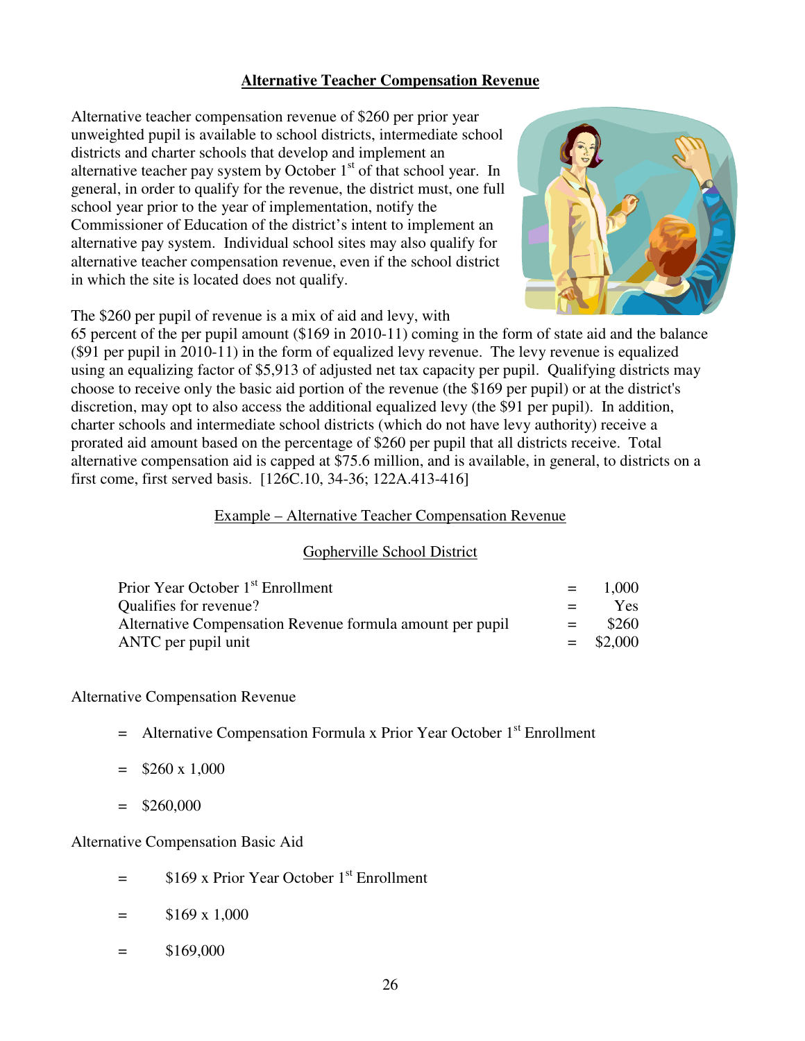## Alternative Teacher Compensation Revenue

Alternative teacher compensation revenue of $260 per prior year unweighted pupil is available to school districts, intermediate school districts and charter schools that develop and implement an alternative teacher pay system by October 1st of that school year. In general, in order to qualify for the revenue, the district must, one full school year prior to the year of implementation, notify the Commissioner of Education of the district's intent to implement an alternative pay system. Individual school sites may also qualify for alternative teacher compensation revenue, even if the school district in which the site is located does not qualify.

The $260 per pupil of revenue is a mix of aid and levy, with 65 percent of the per pupil amount ($169 in 2010-11) coming in the form of state aid and the balance ($91 per pupil in 2010-11) in the form of equalized levy revenue. The levy revenue is equalized using an equalizing factor of $5,913 of adjusted net tax capacity per pupil. Qualifying districts may choose to receive only the basic aid portion of the revenue (the $169 per pupil) or at the district's discretion, may opt to also access the additional equalized levy (the $91 per pupil). In addition, charter schools and intermediate school districts (which do not have levy authority) receive a prorated aid amount based on the percentage of $260 per pupil that all districts receive. Total alternative compensation aid is capped at $75.6 million, and is available, in general, to districts on a first come, first served basis. [126C.10, 34-36; 122A.413-416]

Example – Alternative Teacher Compensation Revenue

Gopherville School District

| | | |
|---|---|---|
| Prior Year October 1st Enrollment | = | 1,000 |
| Qualifies for revenue? | = | Yes |
| Alternative Compensation Revenue formula amount per pupil | = | $260 |
| ANTC per pupil unit | = | $2,000 |

Alternative Compensation Revenue

= Alternative Compensation Formula x Prior Year October 1st Enrollment

= $260 x 1,000

= $260,000

Alternative Compensation Basic Aid

= $169 x Prior Year October 1st Enrollment

= $169 x 1,000

= $169,000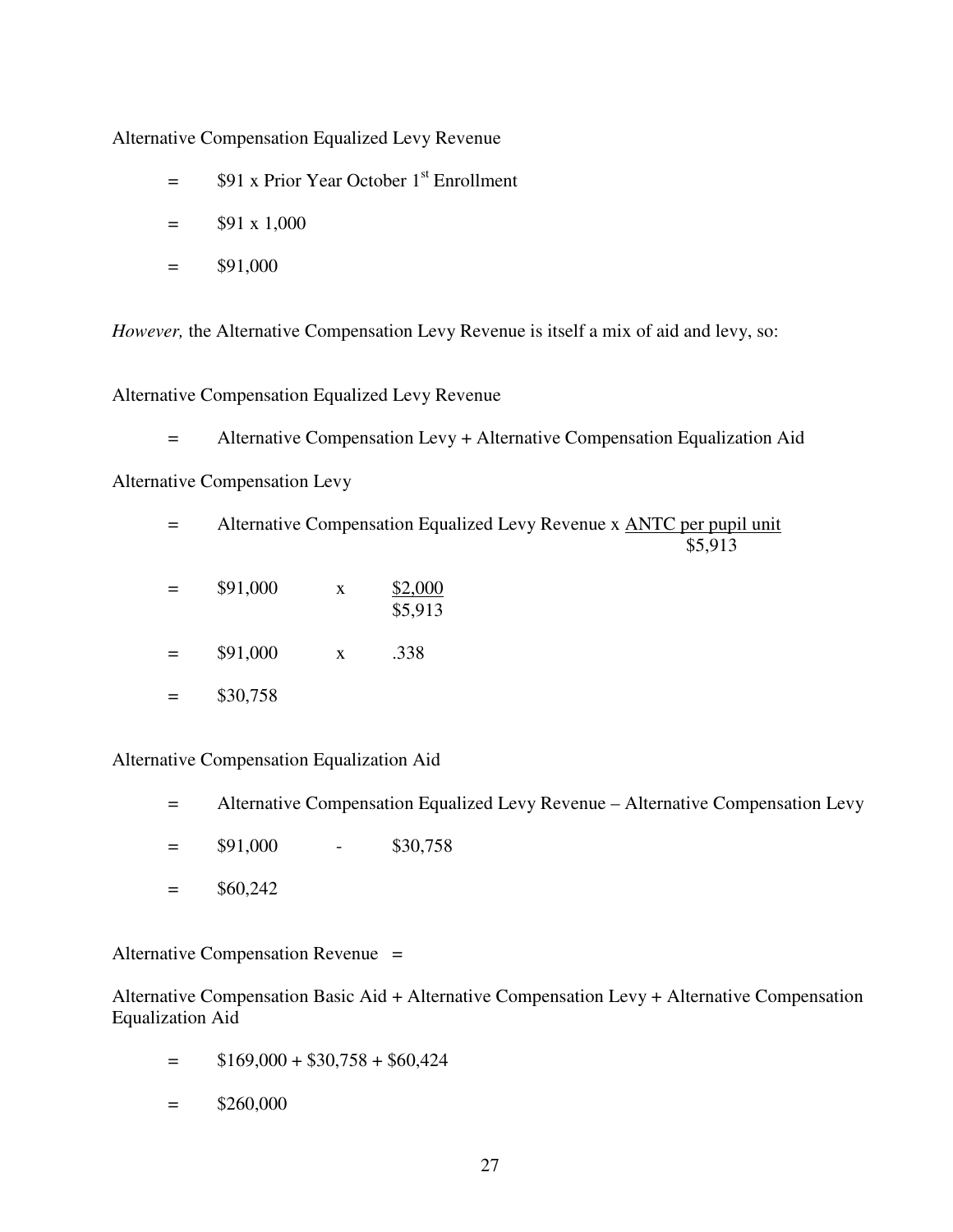Alternative Compensation Equalized Levy Revenue

= $91 x Prior Year October 1st Enrollment

= $91 x 1,000

= $91,000

*However,* the Alternative Compensation Levy Revenue is itself a mix of aid and levy, so:

Alternative Compensation Equalized Levy Revenue

= Alternative Compensation Levy + Alternative Compensation Equalization Aid

Alternative Compensation Levy

$$= \text{Alternative Compensation Equalized Levy Revenue} \times \frac{\text{ANTC per pupil unit}}{\$5{,}913}$$

$$= \$91{,}000 \quad \times \quad \frac{\$2{,}000}{\$5{,}913}$$

$$= \$91{,}000 \quad \times \quad .338$$

$$= \$30{,}758$$

Alternative Compensation Equalization Aid

= Alternative Compensation Equalized Levy Revenue – Alternative Compensation Levy

= $91,000 - $30,758

= $60,242

Alternative Compensation Revenue =

Alternative Compensation Basic Aid + Alternative Compensation Levy + Alternative Compensation Equalization Aid

= $169,000 + $30,758 + $60,424

= $260,000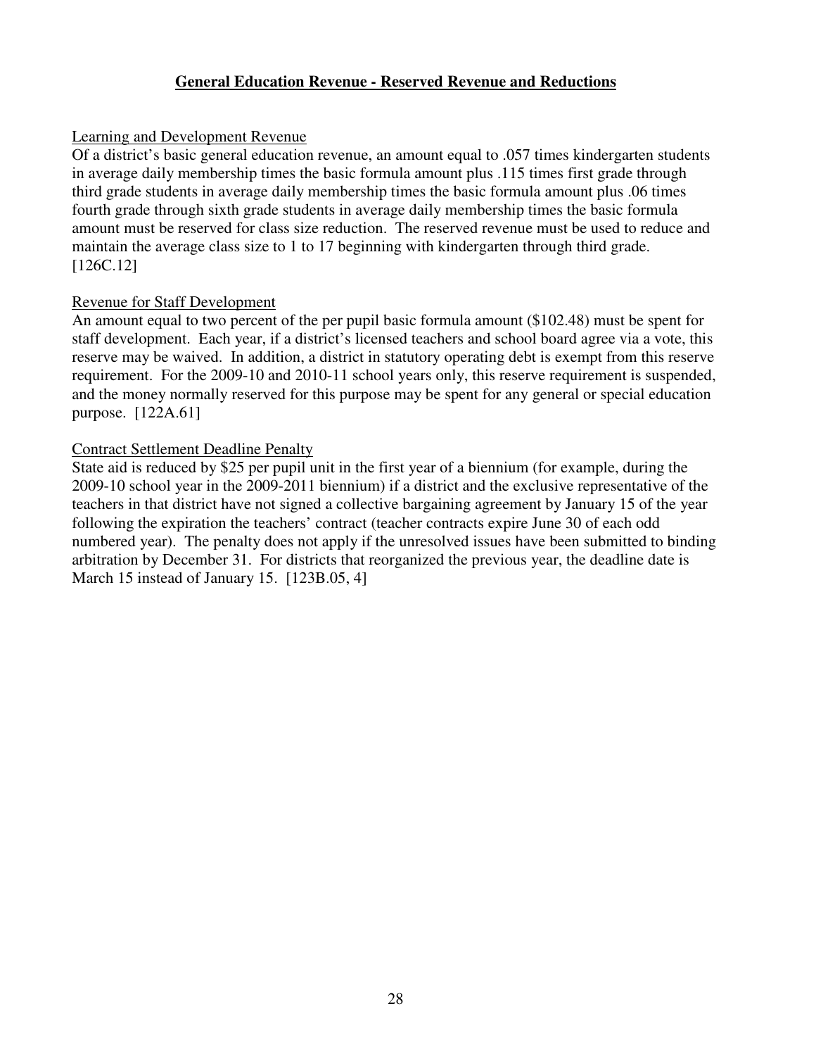## General Education Revenue - Reserved Revenue and Reductions

### Learning and Development Revenue

Of a district's basic general education revenue, an amount equal to .057 times kindergarten students in average daily membership times the basic formula amount plus .115 times first grade through third grade students in average daily membership times the basic formula amount plus .06 times fourth grade through sixth grade students in average daily membership times the basic formula amount must be reserved for class size reduction. The reserved revenue must be used to reduce and maintain the average class size to 1 to 17 beginning with kindergarten through third grade. [126C.12]

### Revenue for Staff Development

An amount equal to two percent of the per pupil basic formula amount ($102.48) must be spent for staff development. Each year, if a district's licensed teachers and school board agree via a vote, this reserve may be waived. In addition, a district in statutory operating debt is exempt from this reserve requirement. For the 2009-10 and 2010-11 school years only, this reserve requirement is suspended, and the money normally reserved for this purpose may be spent for any general or special education purpose. [122A.61]

### Contract Settlement Deadline Penalty

State aid is reduced by $25 per pupil unit in the first year of a biennium (for example, during the 2009-10 school year in the 2009-2011 biennium) if a district and the exclusive representative of the teachers in that district have not signed a collective bargaining agreement by January 15 of the year following the expiration the teachers' contract (teacher contracts expire June 30 of each odd numbered year). The penalty does not apply if the unresolved issues have been submitted to binding arbitration by December 31. For districts that reorganized the previous year, the deadline date is March 15 instead of January 15. [123B.05, 4]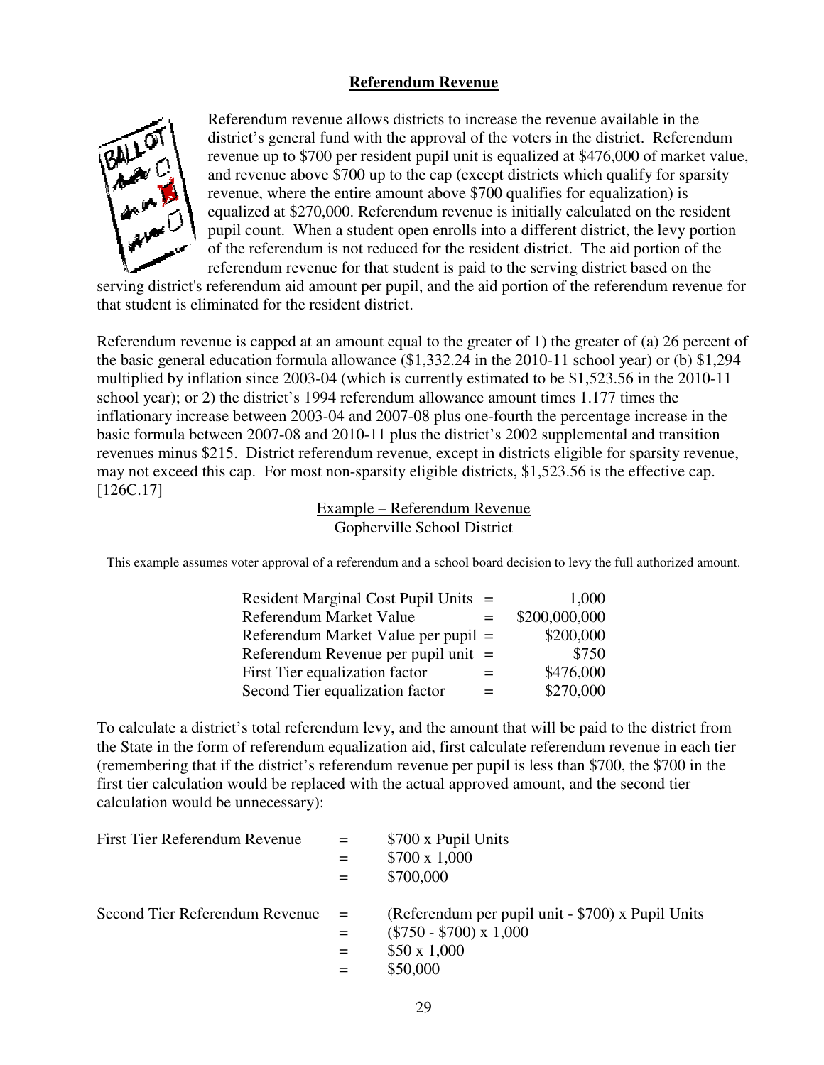## Referendum Revenue

Referendum revenue allows districts to increase the revenue available in the district's general fund with the approval of the voters in the district. Referendum revenue up to $700 per resident pupil unit is equalized at $476,000 of market value, and revenue above $700 up to the cap (except districts which qualify for sparsity revenue, where the entire amount above $700 qualifies for equalization) is equalized at $270,000. Referendum revenue is initially calculated on the resident pupil count. When a student open enrolls into a different district, the levy portion of the referendum is not reduced for the resident district. The aid portion of the referendum revenue for that student is paid to the serving district based on the serving district's referendum aid amount per pupil, and the aid portion of the referendum revenue for that student is eliminated for the resident district.

Referendum revenue is capped at an amount equal to the greater of 1) the greater of (a) 26 percent of the basic general education formula allowance ($1,332.24 in the 2010-11 school year) or (b) $1,294 multiplied by inflation since 2003-04 (which is currently estimated to be $1,523.56 in the 2010-11 school year); or 2) the district's 1994 referendum allowance amount times 1.177 times the inflationary increase between 2003-04 and 2007-08 plus one-fourth the percentage increase in the basic formula between 2007-08 and 2010-11 plus the district's 2002 supplemental and transition revenues minus $215. District referendum revenue, except in districts eligible for sparsity revenue, may not exceed this cap. For most non-sparsity eligible districts, $1,523.56 is the effective cap. [126C.17]

Example – Referendum Revenue
Gopherville School District

This example assumes voter approval of a referendum and a school board decision to levy the full authorized amount.

| | | |
|---|---|---|
| Resident Marginal Cost Pupil Units | = | 1,000 |
| Referendum Market Value | = | $200,000,000 |
| Referendum Market Value per pupil | = | $200,000 |
| Referendum Revenue per pupil unit | = | $750 |
| First Tier equalization factor | = | $476,000 |
| Second Tier equalization factor | = | $270,000 |

To calculate a district's total referendum levy, and the amount that will be paid to the district from the State in the form of referendum equalization aid, first calculate referendum revenue in each tier (remembering that if the district's referendum revenue per pupil is less than $700, the $700 in the first tier calculation would be replaced with the actual approved amount, and the second tier calculation would be unnecessary):

| | | |
|---|---|---|
| First Tier Referendum Revenue | = | $700 x Pupil Units |
| | = | $700 x 1,000 |
| | = | $700,000 |
| Second Tier Referendum Revenue | = | (Referendum per pupil unit - $700) x Pupil Units |
| | = | ($750 - $700) x 1,000 |
| | = | $50 x 1,000 |
| | = | $50,000 |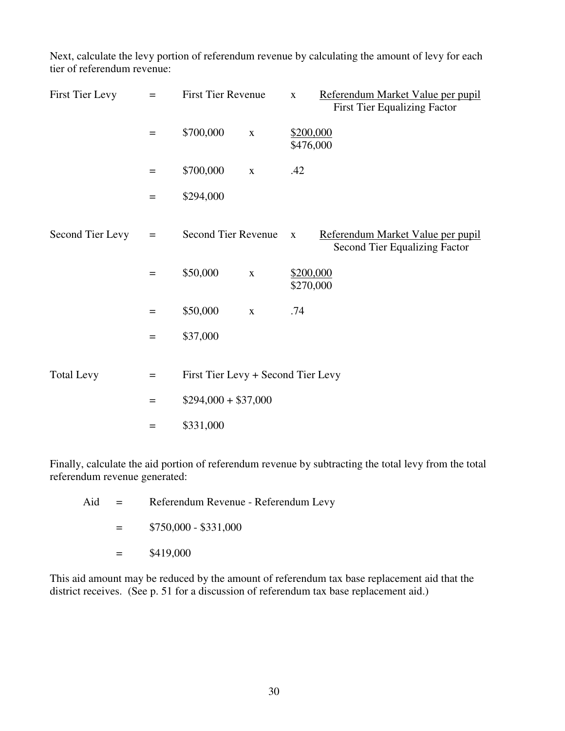Next, calculate the levy portion of referendum revenue by calculating the amount of levy for each tier of referendum revenue:

$$\text{First Tier Levy} = \text{First Tier Revenue} \times \frac{\text{Referendum Market Value per pupil}}{\text{First Tier Equalizing Factor}}$$

$$= \$700{,}000 \times \frac{\$200{,}000}{\$476{,}000}$$

$$= \$700{,}000 \times .42$$

$$= \$294{,}000$$

$$\text{Second Tier Levy} = \text{Second Tier Revenue} \times \frac{\text{Referendum Market Value per pupil}}{\text{Second Tier Equalizing Factor}}$$

$$= \$50{,}000 \times \frac{\$200{,}000}{\$270{,}000}$$

$$= \$50{,}000 \times .74$$

$$= \$37{,}000$$

$$\text{Total Levy} = \text{First Tier Levy} + \text{Second Tier Levy}$$

$$= \$294{,}000 + \$37{,}000$$

$$= \$331{,}000$$

Finally, calculate the aid portion of referendum revenue by subtracting the total levy from the total referendum revenue generated:

$$\text{Aid} = \text{Referendum Revenue} - \text{Referendum Levy}$$

$$= \$750{,}000 - \$331{,}000$$

$$= \$419{,}000$$

This aid amount may be reduced by the amount of referendum tax base replacement aid that the district receives. (See p. 51 for a discussion of referendum tax base replacement aid.)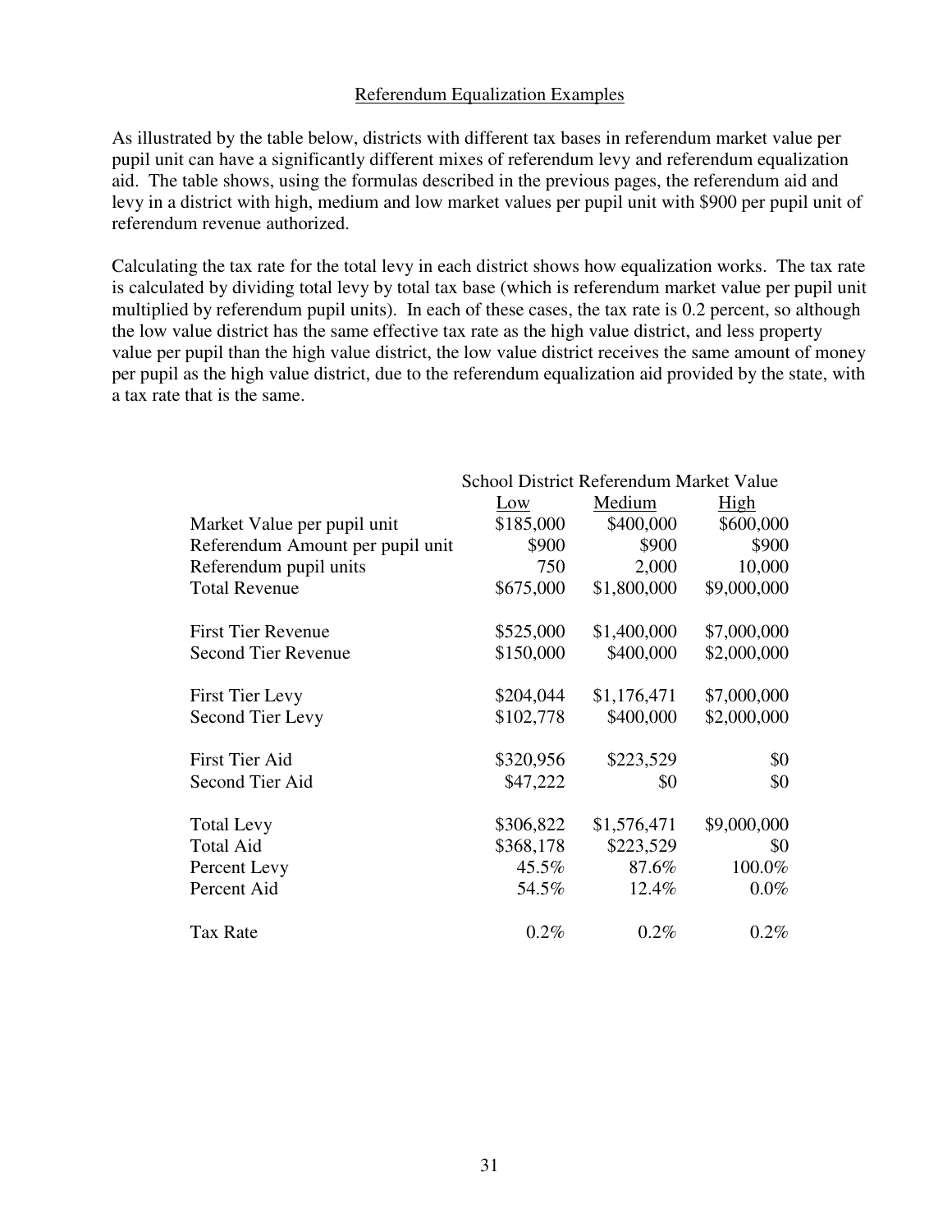## Referendum Equalization Examples

As illustrated by the table below, districts with different tax bases in referendum market value per pupil unit can have a significantly different mixes of referendum levy and referendum equalization aid. The table shows, using the formulas described in the previous pages, the referendum aid and levy in a district with high, medium and low market values per pupil unit with $900 per pupil unit of referendum revenue authorized.

Calculating the tax rate for the total levy in each district shows how equalization works. The tax rate is calculated by dividing total levy by total tax base (which is referendum market value per pupil unit multiplied by referendum pupil units). In each of these cases, the tax rate is 0.2 percent, so although the low value district has the same effective tax rate as the high value district, and less property value per pupil than the high value district, the low value district receives the same amount of money per pupil as the high value district, due to the referendum equalization aid provided by the state, with a tax rate that is the same.

| | School District Referendum Market Value | | |
|---|---|---|---|
| | Low | Medium | High |
| Market Value per pupil unit | $185,000 | $400,000 | $600,000 |
| Referendum Amount per pupil unit | $900 | $900 | $900 |
| Referendum pupil units | 750 | 2,000 | 10,000 |
| Total Revenue | $675,000 | $1,800,000 | $9,000,000 |
| | | | |
| First Tier Revenue | $525,000 | $1,400,000 | $7,000,000 |
| Second Tier Revenue | $150,000 | $400,000 | $2,000,000 |
| | | | |
| First Tier Levy | $204,044 | $1,176,471 | $7,000,000 |
| Second Tier Levy | $102,778 | $400,000 | $2,000,000 |
| | | | |
| First Tier Aid | $320,956 | $223,529 | $0 |
| Second Tier Aid | $47,222 | $0 | $0 |
| | | | |
| Total Levy | $306,822 | $1,576,471 | $9,000,000 |
| Total Aid | $368,178 | $223,529 | $0 |
| Percent Levy | 45.5% | 87.6% | 100.0% |
| Percent Aid | 54.5% | 12.4% | 0.0% |
| | | | |
| Tax Rate | 0.2% | 0.2% | 0.2% |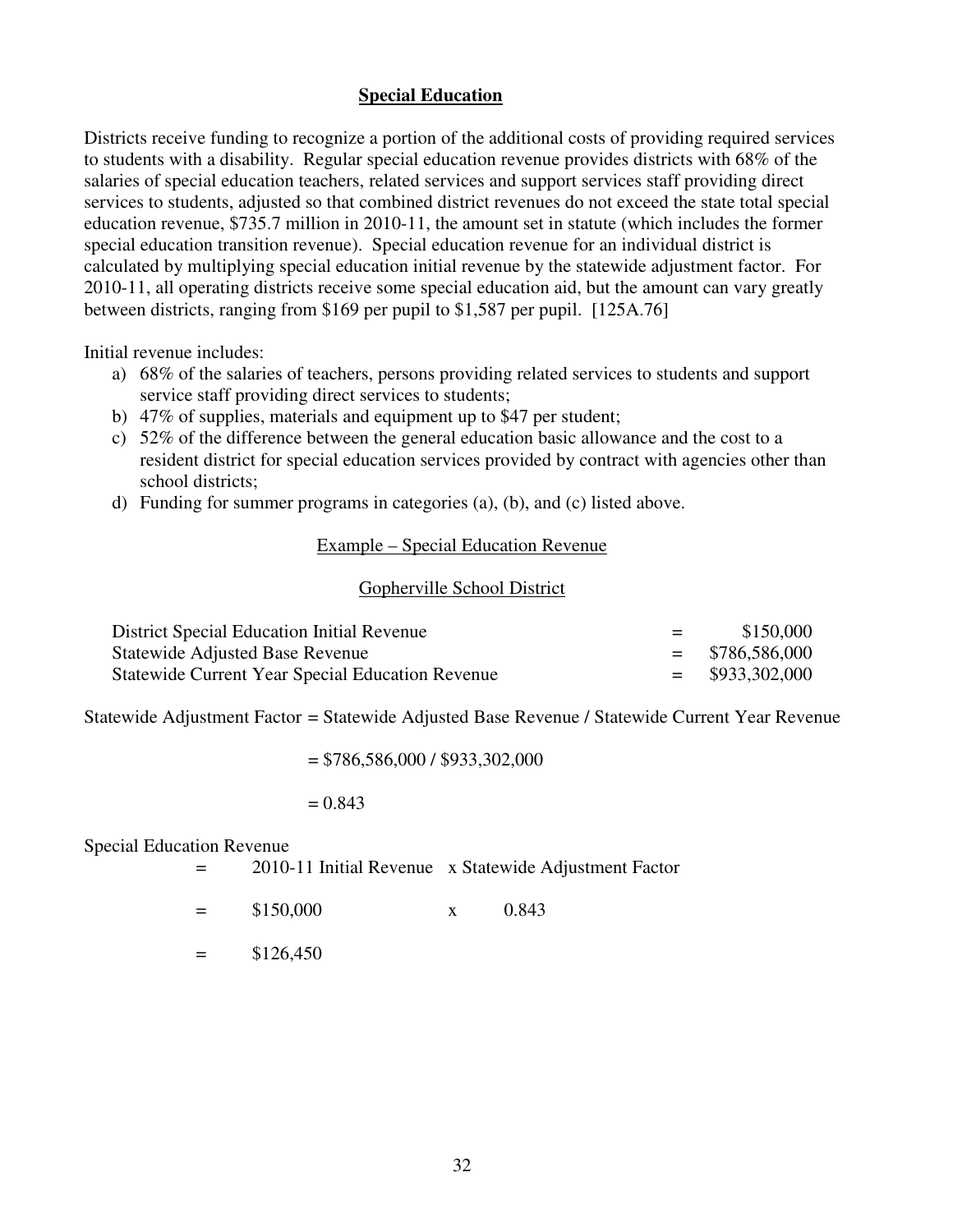## Special Education

Districts receive funding to recognize a portion of the additional costs of providing required services to students with a disability. Regular special education revenue provides districts with 68% of the salaries of special education teachers, related services and support services staff providing direct services to students, adjusted so that combined district revenues do not exceed the state total special education revenue, $735.7 million in 2010-11, the amount set in statute (which includes the former special education transition revenue). Special education revenue for an individual district is calculated by multiplying special education initial revenue by the statewide adjustment factor. For 2010-11, all operating districts receive some special education aid, but the amount can vary greatly between districts, ranging from $169 per pupil to $1,587 per pupil. [125A.76]

Initial revenue includes:

a) 68% of the salaries of teachers, persons providing related services to students and support service staff providing direct services to students;
b) 47% of supplies, materials and equipment up to $47 per student;
c) 52% of the difference between the general education basic allowance and the cost to a resident district for special education services provided by contract with agencies other than school districts;
d) Funding for summer programs in categories (a), (b), and (c) listed above.

Example – Special Education Revenue

Gopherville School District

| | | |
|---|---|---|
| District Special Education Initial Revenue | = | $150,000 |
| Statewide Adjusted Base Revenue | = | $786,586,000 |
| Statewide Current Year Special Education Revenue | = | $933,302,000 |

Statewide Adjustment Factor = Statewide Adjusted Base Revenue / Statewide Current Year Revenue

= $786,586,000 / $933,302,000

= 0.843

Special Education Revenue

= 2010-11 Initial Revenue x Statewide Adjustment Factor

= $150,000 x 0.843

= $126,450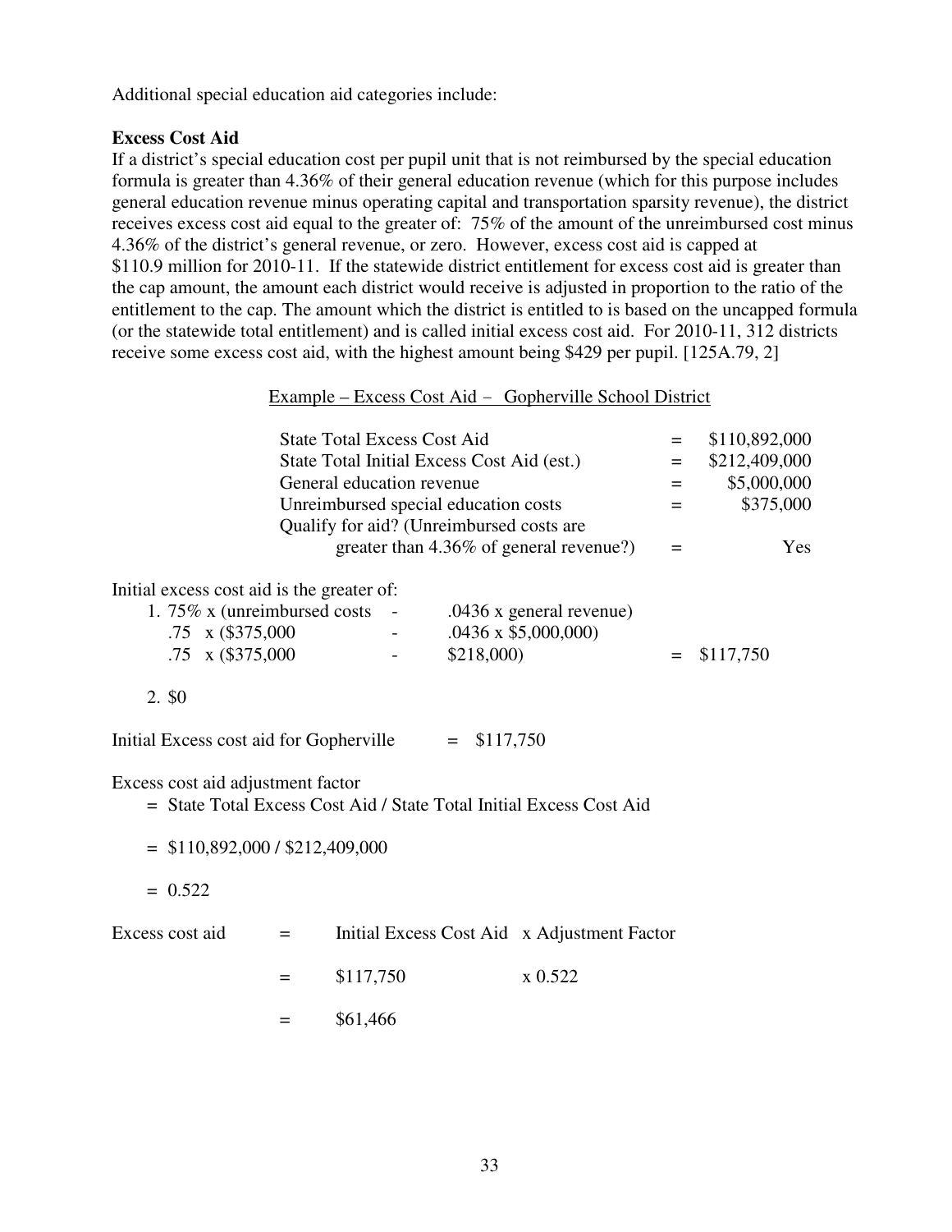Additional special education aid categories include:

**Excess Cost Aid**

If a district's special education cost per pupil unit that is not reimbursed by the special education formula is greater than 4.36% of their general education revenue (which for this purpose includes general education revenue minus operating capital and transportation sparsity revenue), the district receives excess cost aid equal to the greater of: 75% of the amount of the unreimbursed cost minus 4.36% of the district's general revenue, or zero. However, excess cost aid is capped at $110.9 million for 2010-11. If the statewide district entitlement for excess cost aid is greater than the cap amount, the amount each district would receive is adjusted in proportion to the ratio of the entitlement to the cap. The amount which the district is entitled to is based on the uncapped formula (or the statewide total entitlement) and is called initial excess cost aid. For 2010-11, 312 districts receive some excess cost aid, with the highest amount being $429 per pupil. [125A.79, 2]

Example – Excess Cost Aid – Gopherville School District

| | | |
|---|---|---|
| State Total Excess Cost Aid | = | $110,892,000 |
| State Total Initial Excess Cost Aid (est.) | = | $212,409,000 |
| General education revenue | = | $5,000,000 |
| Unreimbursed special education costs | = | $375,000 |
| Qualify for aid? (Unreimbursed costs are greater than 4.36% of general revenue?) | = | Yes |

Initial excess cost aid is the greater of:

1. 75% x (unreimbursed costs - .0436 x general revenue)
   .75 x ($375,000 - .0436 x $5,000,000)
   .75 x ($375,000 - $218,000) = $117,750

2. $0

Initial Excess cost aid for Gopherville = $117,750

Excess cost aid adjustment factor

= State Total Excess Cost Aid / State Total Initial Excess Cost Aid

= $110,892,000 / $212,409,000

= 0.522

Excess cost aid = Initial Excess Cost Aid x Adjustment Factor

= $117,750 x 0.522

= $61,466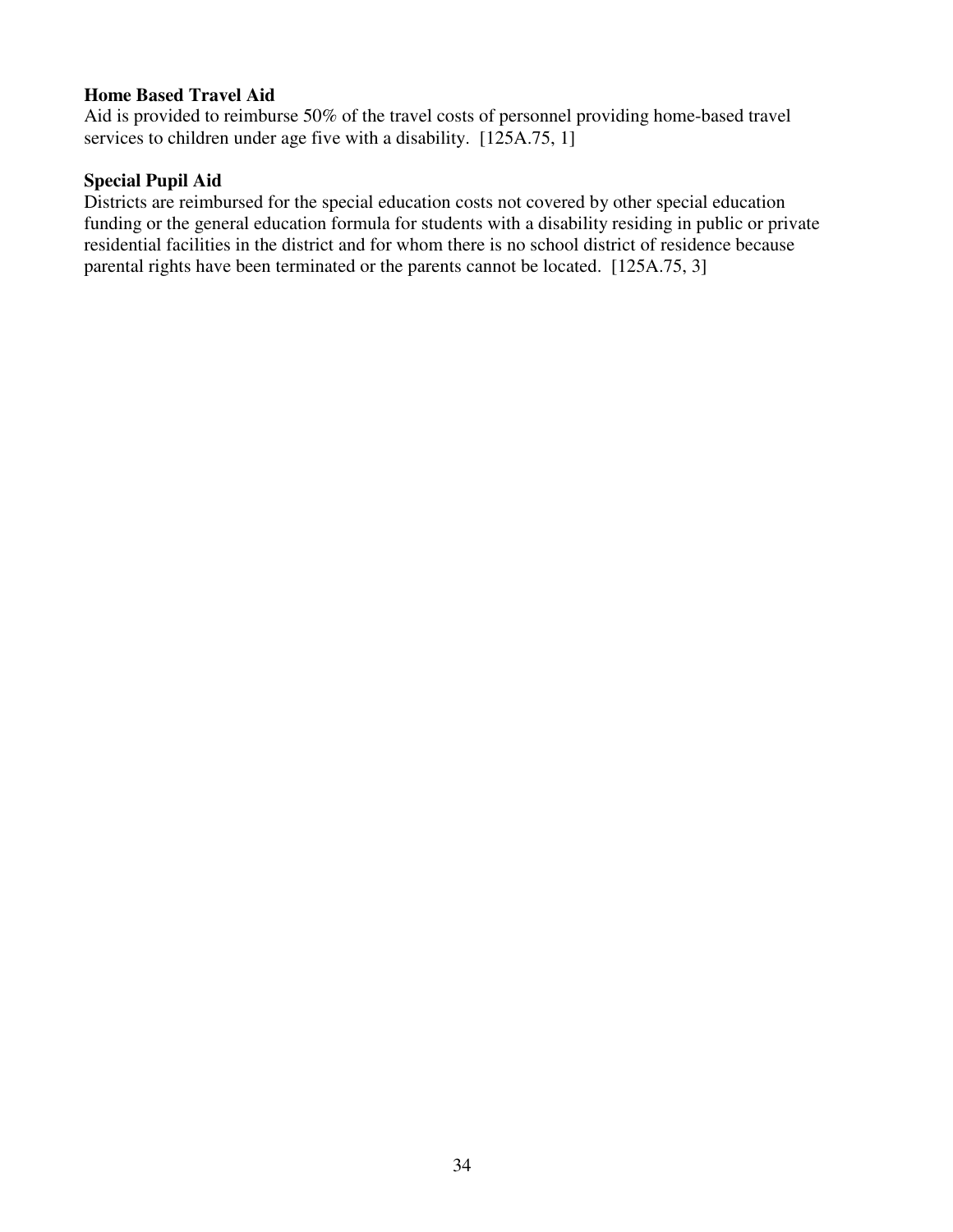**Home Based Travel Aid**

Aid is provided to reimburse 50% of the travel costs of personnel providing home-based travel services to children under age five with a disability. [125A.75, 1]

**Special Pupil Aid**

Districts are reimbursed for the special education costs not covered by other special education funding or the general education formula for students with a disability residing in public or private residential facilities in the district and for whom there is no school district of residence because parental rights have been terminated or the parents cannot be located. [125A.75, 3]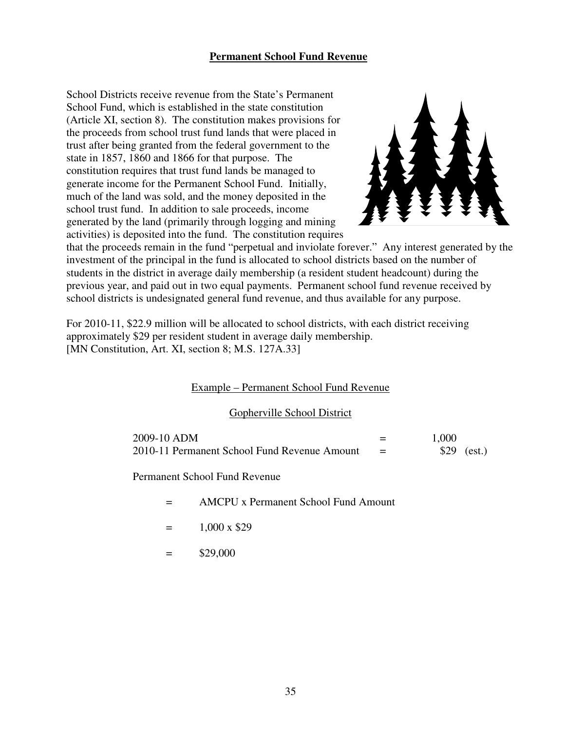## Permanent School Fund Revenue

School Districts receive revenue from the State's Permanent School Fund, which is established in the state constitution (Article XI, section 8). The constitution makes provisions for the proceeds from school trust fund lands that were placed in trust after being granted from the federal government to the state in 1857, 1860 and 1866 for that purpose. The constitution requires that trust fund lands be managed to generate income for the Permanent School Fund. Initially, much of the land was sold, and the money deposited in the school trust fund. In addition to sale proceeds, income generated by the land (primarily through logging and mining activities) is deposited into the fund. The constitution requires that the proceeds remain in the fund "perpetual and inviolate forever." Any interest generated by the investment of the principal in the fund is allocated to school districts based on the number of students in the district in average daily membership (a resident student headcount) during the previous year, and paid out in two equal payments. Permanent school fund revenue received by school districts is undesignated general fund revenue, and thus available for any purpose.

For 2010-11, $22.9 million will be allocated to school districts, with each district receiving approximately $29 per resident student in average daily membership.
[MN Constitution, Art. XI, section 8; M.S. 127A.33]

Example – Permanent School Fund Revenue

Gopherville School District

| | | |
|---|---|---|
| 2009-10 ADM | = | 1,000 |
| 2010-11 Permanent School Fund Revenue Amount | = | $29 (est.) |

Permanent School Fund Revenue

= AMCPU x Permanent School Fund Amount

= 1,000 x $29

= $29,000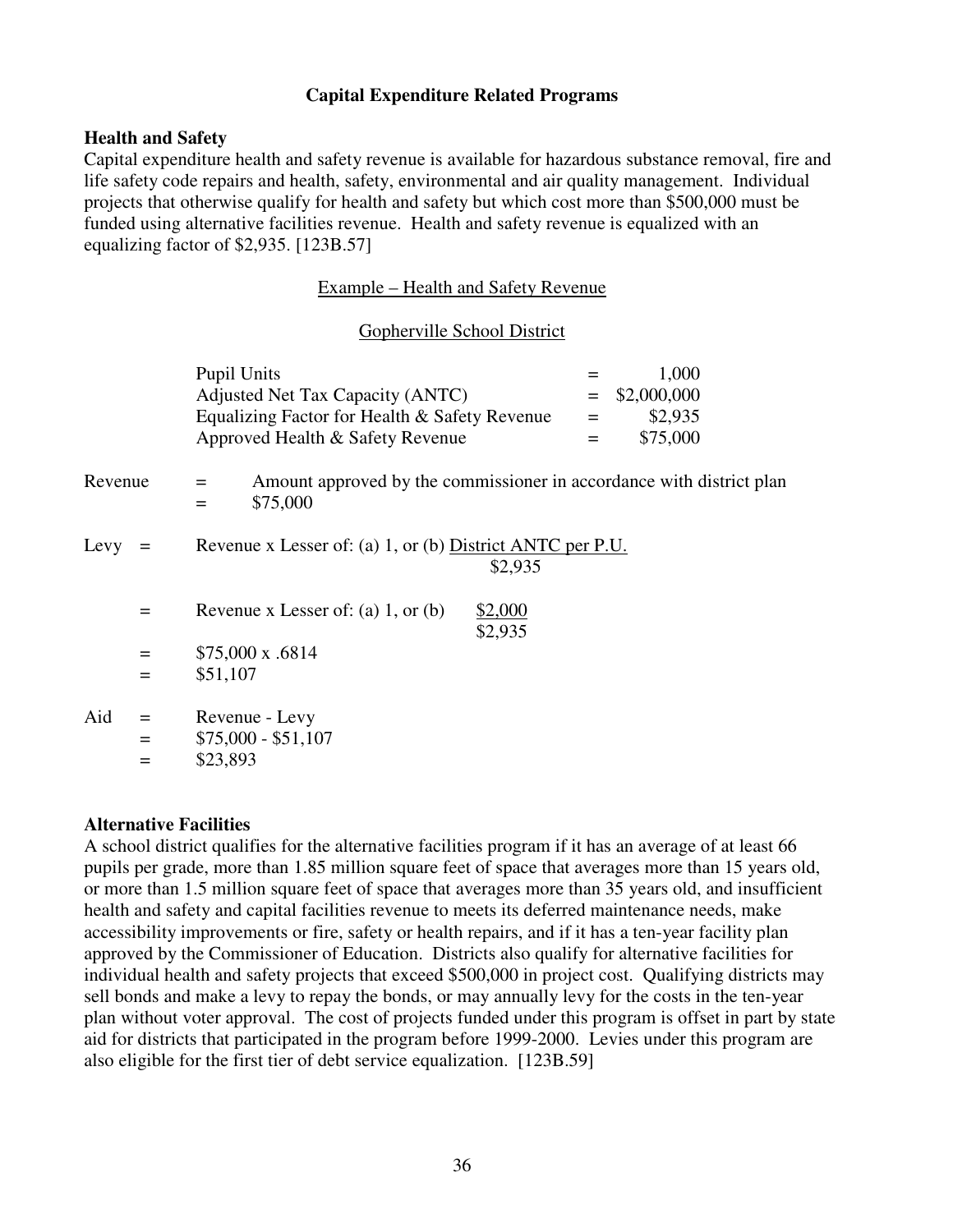## Capital Expenditure Related Programs

### Health and Safety

Capital expenditure health and safety revenue is available for hazardous substance removal, fire and life safety code repairs and health, safety, environmental and air quality management. Individual projects that otherwise qualify for health and safety but which cost more than $500,000 must be funded using alternative facilities revenue. Health and safety revenue is equalized with an equalizing factor of $2,935. [123B.57]

Example – Health and Safety Revenue

Gopherville School District

| | | |
|---|---|---|
| Pupil Units | = | 1,000 |
| Adjusted Net Tax Capacity (ANTC) | = | $2,000,000 |
| Equalizing Factor for Health & Safety Revenue | = | $2,935 |
| Approved Health & Safety Revenue | = | $75,000 |

Revenue = Amount approved by the commissioner in accordance with district plan
= $75,000

Levy = Revenue x Lesser of: (a) 1, or (b) $\frac{\text{District ANTC per P.U.}}{\$2{,}935}$

= Revenue x Lesser of: (a) 1, or (b) $\frac{\$2{,}000}{\$2{,}935}$

= $75,000 x .6814

= $51,107

Aid = Revenue - Levy

= $75,000 - $51,107

= $23,893

### Alternative Facilities

A school district qualifies for the alternative facilities program if it has an average of at least 66 pupils per grade, more than 1.85 million square feet of space that averages more than 15 years old, or more than 1.5 million square feet of space that averages more than 35 years old, and insufficient health and safety and capital facilities revenue to meets its deferred maintenance needs, make accessibility improvements or fire, safety or health repairs, and if it has a ten-year facility plan approved by the Commissioner of Education. Districts also qualify for alternative facilities for individual health and safety projects that exceed $500,000 in project cost. Qualifying districts may sell bonds and make a levy to repay the bonds, or may annually levy for the costs in the ten-year plan without voter approval. The cost of projects funded under this program is offset in part by state aid for districts that participated in the program before 1999-2000. Levies under this program are also eligible for the first tier of debt service equalization. [123B.59]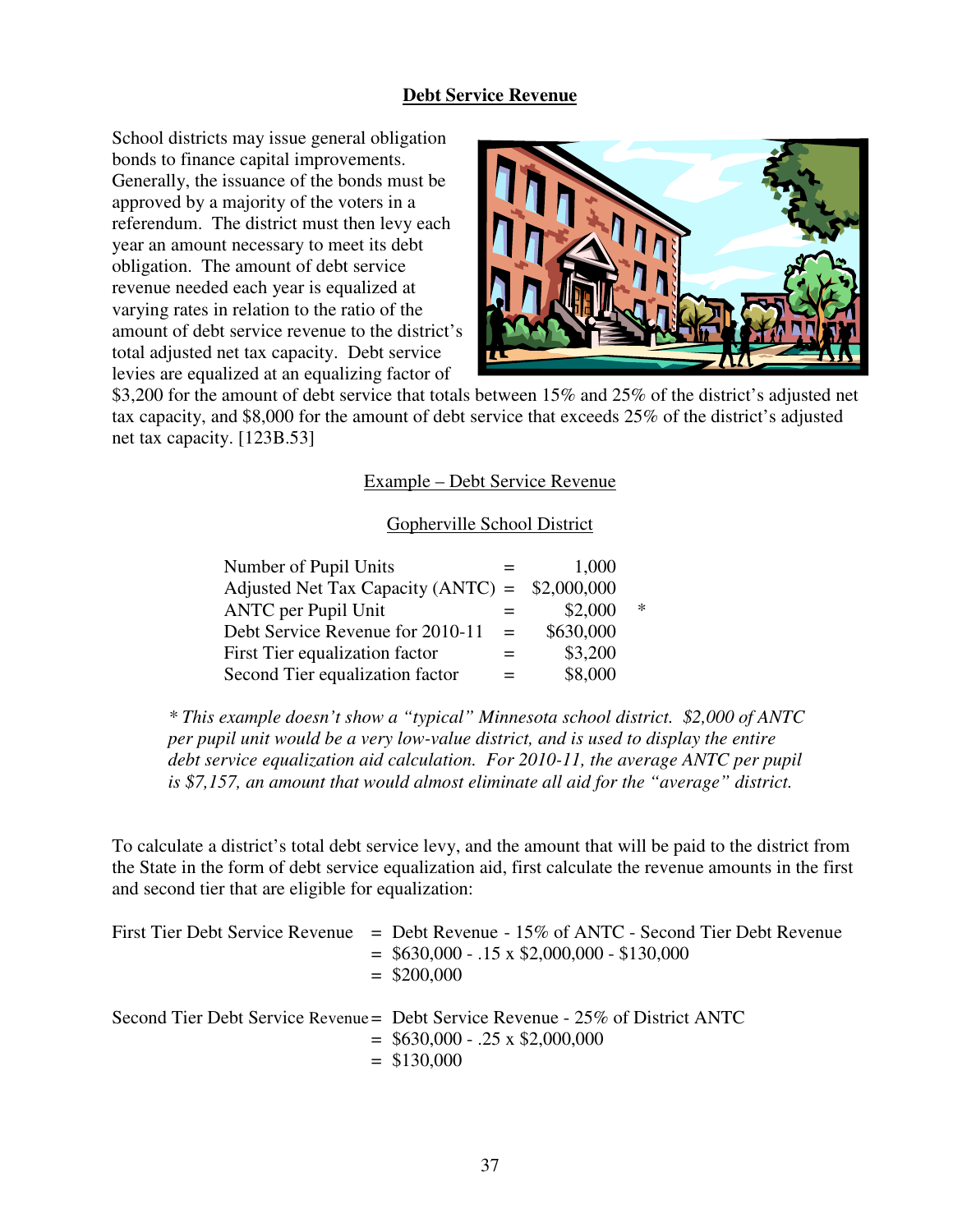## Debt Service Revenue

School districts may issue general obligation bonds to finance capital improvements. Generally, the issuance of the bonds must be approved by a majority of the voters in a referendum. The district must then levy each year an amount necessary to meet its debt obligation. The amount of debt service revenue needed each year is equalized at varying rates in relation to the ratio of the amount of debt service revenue to the district's total adjusted net tax capacity. Debt service levies are equalized at an equalizing factor of $3,200 for the amount of debt service that totals between 15% and 25% of the district's adjusted net tax capacity, and $8,000 for the amount of debt service that exceeds 25% of the district's adjusted net tax capacity. [123B.53]

Example – Debt Service Revenue

Gopherville School District

| | | | |
|---|---|---|---|
| Number of Pupil Units | = | 1,000 | |
| Adjusted Net Tax Capacity (ANTC) | = | $2,000,000 | |
| ANTC per Pupil Unit | = | $2,000 | * |
| Debt Service Revenue for 2010-11 | = | $630,000 | |
| First Tier equalization factor | = | $3,200 | |
| Second Tier equalization factor | = | $8,000 | |

*\* This example doesn't show a "typical" Minnesota school district. $2,000 of ANTC per pupil unit would be a very low-value district, and is used to display the entire debt service equalization aid calculation. For 2010-11, the average ANTC per pupil is $7,157, an amount that would almost eliminate all aid for the "average" district.*

To calculate a district's total debt service levy, and the amount that will be paid to the district from the State in the form of debt service equalization aid, first calculate the revenue amounts in the first and second tier that are eligible for equalization:

First Tier Debt Service Revenue = Debt Revenue - 15% of ANTC - Second Tier Debt Revenue
= $630,000 - .15 x $2,000,000 - $130,000
= $200,000

Second Tier Debt Service Revenue = Debt Service Revenue - 25% of District ANTC
= $630,000 - .25 x $2,000,000
= $130,000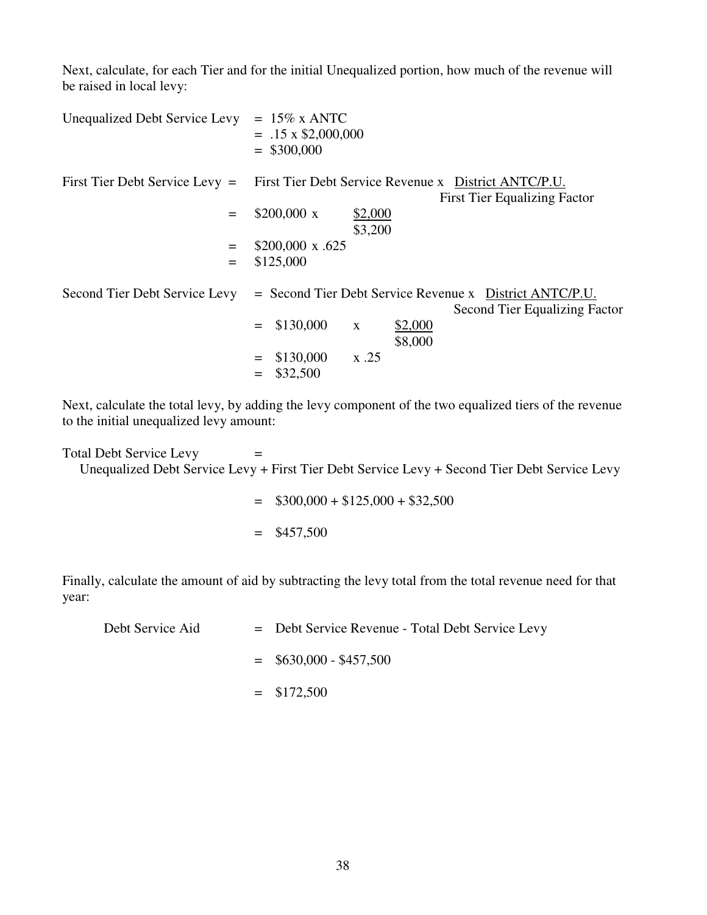Next, calculate, for each Tier and for the initial Unequalized portion, how much of the revenue will be raised in local levy:

Unequalized Debt Service Levy = 15% x ANTC
= .15 x $2,000,000
= $300,000

$$\text{First Tier Debt Service Levy} = \text{First Tier Debt Service Revenue} \times \frac{\text{District ANTC/P.U.}}{\text{First Tier Equalizing Factor}}$$

$$= \$200{,}000 \times \frac{\$2{,}000}{\$3{,}200}$$

$$= \$200{,}000 \times .625$$

$$= \$125{,}000$$

$$\text{Second Tier Debt Service Levy} = \text{Second Tier Debt Service Revenue} \times \frac{\text{District ANTC/P.U.}}{\text{Second Tier Equalizing Factor}}$$

$$= \$130{,}000 \times \frac{\$2{,}000}{\$8{,}000}$$

$$= \$130{,}000 \times .25$$

$$= \$32{,}500$$

Next, calculate the total levy, by adding the levy component of the two equalized tiers of the revenue to the initial unequalized levy amount:

Total Debt Service Levy =
Unequalized Debt Service Levy + First Tier Debt Service Levy + Second Tier Debt Service Levy

= $300,000 + $125,000 + $32,500

= $457,500

Finally, calculate the amount of aid by subtracting the levy total from the total revenue need for that year:

Debt Service Aid = Debt Service Revenue - Total Debt Service Levy

= $630,000 - $457,500

= $172,500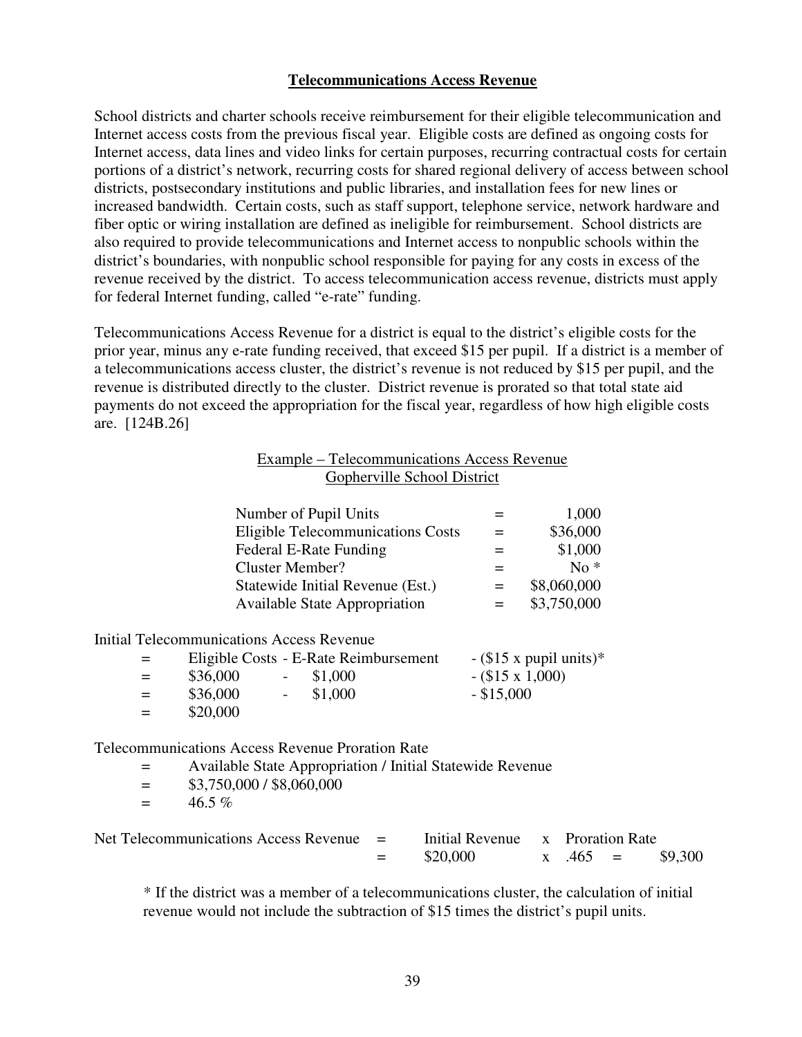## Telecommunications Access Revenue

School districts and charter schools receive reimbursement for their eligible telecommunication and Internet access costs from the previous fiscal year. Eligible costs are defined as ongoing costs for Internet access, data lines and video links for certain purposes, recurring contractual costs for certain portions of a district's network, recurring costs for shared regional delivery of access between school districts, postsecondary institutions and public libraries, and installation fees for new lines or increased bandwidth. Certain costs, such as staff support, telephone service, network hardware and fiber optic or wiring installation are defined as ineligible for reimbursement. School districts are also required to provide telecommunications and Internet access to nonpublic schools within the district's boundaries, with nonpublic school responsible for paying for any costs in excess of the revenue received by the district. To access telecommunication access revenue, districts must apply for federal Internet funding, called "e-rate" funding.

Telecommunications Access Revenue for a district is equal to the district's eligible costs for the prior year, minus any e-rate funding received, that exceed $15 per pupil. If a district is a member of a telecommunications access cluster, the district's revenue is not reduced by $15 per pupil, and the revenue is distributed directly to the cluster. District revenue is prorated so that total state aid payments do not exceed the appropriation for the fiscal year, regardless of how high eligible costs are. [124B.26]

Example – Telecommunications Access Revenue
Gopherville School District

| | | |
|---|---|---|
| Number of Pupil Units | = | 1,000 |
| Eligible Telecommunications Costs | = | $36,000 |
| Federal E-Rate Funding | = | $1,000 |
| Cluster Member? | = | No * |
| Statewide Initial Revenue (Est.) | = | $8,060,000 |
| Available State Appropriation | = | $3,750,000 |

Initial Telecommunications Access Revenue

| | | | | |
|---|---|---|---|---|
| = | Eligible Costs | - E-Rate Reimbursement | | - ($15 x pupil units)* |
| = | $36,000 | - | $1,000 | - ($15 x 1,000) |
| = | $36,000 | - | $1,000 | - $15,000 |
| = | $20,000 | | | |

Telecommunications Access Revenue Proration Rate

= Available State Appropriation / Initial Statewide Revenue
= $3,750,000 / $8,060,000
= 46.5 %

| | | | | | | |
|---|---|---|---|---|---|---|
| Net Telecommunications Access Revenue | = | Initial Revenue | x | Proration Rate | | |
| | = | $20,000 | x | .465 | = | $9,300 |

* If the district was a member of a telecommunications cluster, the calculation of initial revenue would not include the subtraction of $15 times the district's pupil units.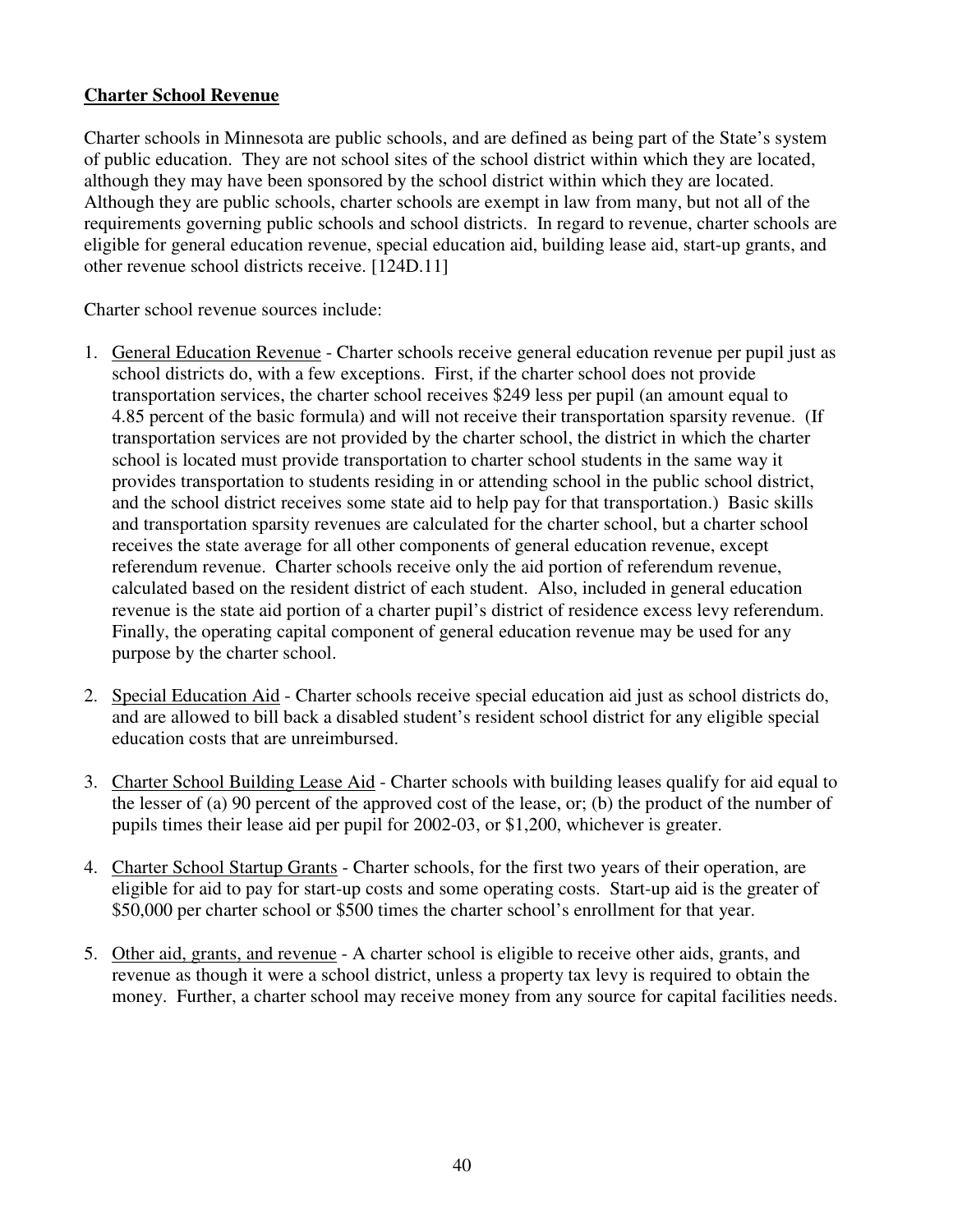## Charter School Revenue

Charter schools in Minnesota are public schools, and are defined as being part of the State's system of public education. They are not school sites of the school district within which they are located, although they may have been sponsored by the school district within which they are located. Although they are public schools, charter schools are exempt in law from many, but not all of the requirements governing public schools and school districts. In regard to revenue, charter schools are eligible for general education revenue, special education aid, building lease aid, start-up grants, and other revenue school districts receive. [124D.11]

Charter school revenue sources include:

1. General Education Revenue - Charter schools receive general education revenue per pupil just as school districts do, with a few exceptions. First, if the charter school does not provide transportation services, the charter school receives $249 less per pupil (an amount equal to 4.85 percent of the basic formula) and will not receive their transportation sparsity revenue. (If transportation services are not provided by the charter school, the district in which the charter school is located must provide transportation to charter school students in the same way it provides transportation to students residing in or attending school in the public school district, and the school district receives some state aid to help pay for that transportation.) Basic skills and transportation sparsity revenues are calculated for the charter school, but a charter school receives the state average for all other components of general education revenue, except referendum revenue. Charter schools receive only the aid portion of referendum revenue, calculated based on the resident district of each student. Also, included in general education revenue is the state aid portion of a charter pupil's district of residence excess levy referendum. Finally, the operating capital component of general education revenue may be used for any purpose by the charter school.

2. Special Education Aid - Charter schools receive special education aid just as school districts do, and are allowed to bill back a disabled student's resident school district for any eligible special education costs that are unreimbursed.

3. Charter School Building Lease Aid - Charter schools with building leases qualify for aid equal to the lesser of (a) 90 percent of the approved cost of the lease, or; (b) the product of the number of pupils times their lease aid per pupil for 2002-03, or $1,200, whichever is greater.

4. Charter School Startup Grants - Charter schools, for the first two years of their operation, are eligible for aid to pay for start-up costs and some operating costs. Start-up aid is the greater of $50,000 per charter school or $500 times the charter school's enrollment for that year.

5. Other aid, grants, and revenue - A charter school is eligible to receive other aids, grants, and revenue as though it were a school district, unless a property tax levy is required to obtain the money. Further, a charter school may receive money from any source for capital facilities needs.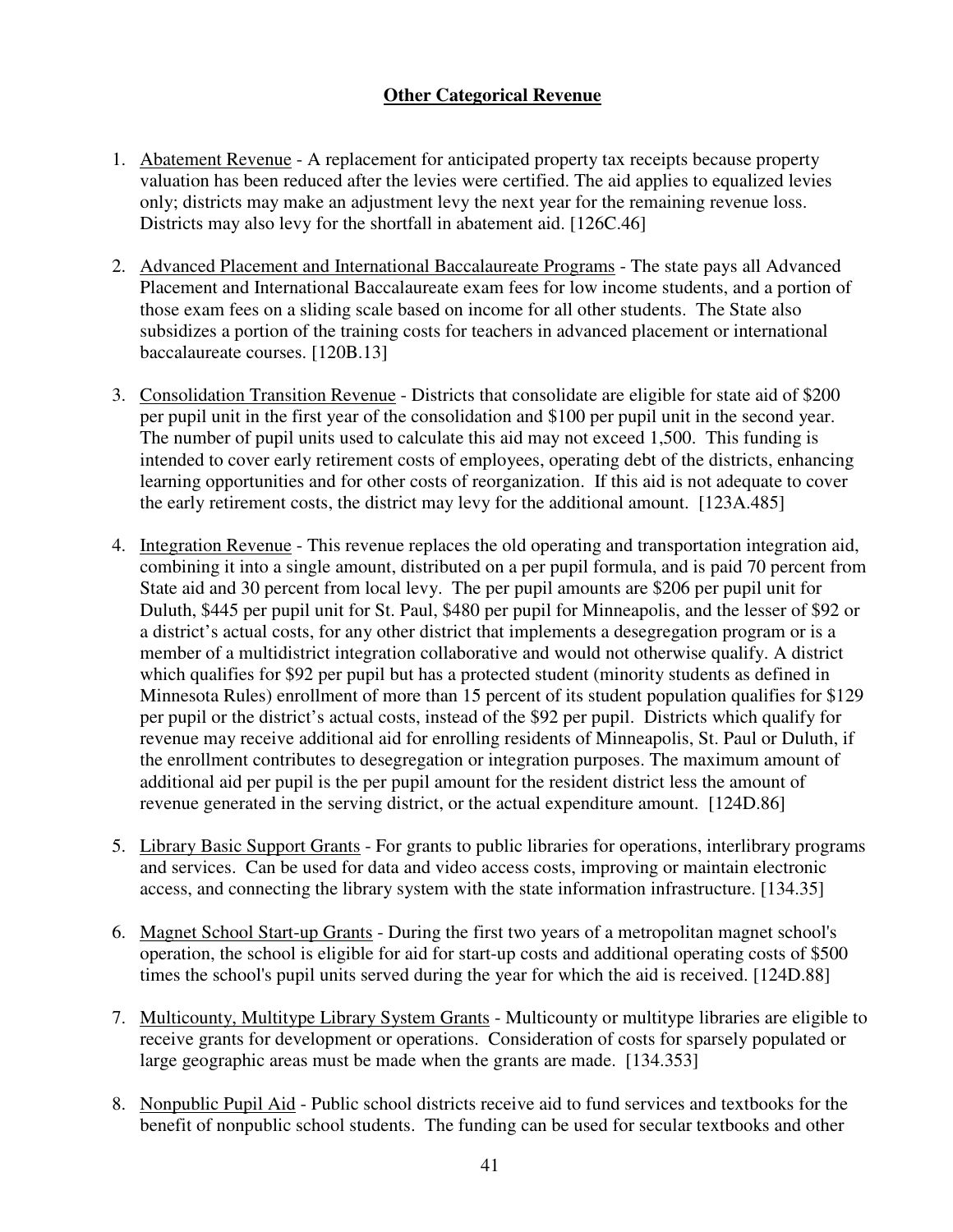## Other Categorical Revenue

1. Abatement Revenue - A replacement for anticipated property tax receipts because property valuation has been reduced after the levies were certified. The aid applies to equalized levies only; districts may make an adjustment levy the next year for the remaining revenue loss. Districts may also levy for the shortfall in abatement aid. [126C.46]

2. Advanced Placement and International Baccalaureate Programs - The state pays all Advanced Placement and International Baccalaureate exam fees for low income students, and a portion of those exam fees on a sliding scale based on income for all other students. The State also subsidizes a portion of the training costs for teachers in advanced placement or international baccalaureate courses. [120B.13]

3. Consolidation Transition Revenue - Districts that consolidate are eligible for state aid of $200 per pupil unit in the first year of the consolidation and $100 per pupil unit in the second year. The number of pupil units used to calculate this aid may not exceed 1,500. This funding is intended to cover early retirement costs of employees, operating debt of the districts, enhancing learning opportunities and for other costs of reorganization. If this aid is not adequate to cover the early retirement costs, the district may levy for the additional amount. [123A.485]

4. Integration Revenue - This revenue replaces the old operating and transportation integration aid, combining it into a single amount, distributed on a per pupil formula, and is paid 70 percent from State aid and 30 percent from local levy. The per pupil amounts are $206 per pupil unit for Duluth, $445 per pupil unit for St. Paul, $480 per pupil for Minneapolis, and the lesser of $92 or a district's actual costs, for any other district that implements a desegregation program or is a member of a multidistrict integration collaborative and would not otherwise qualify. A district which qualifies for $92 per pupil but has a protected student (minority students as defined in Minnesota Rules) enrollment of more than 15 percent of its student population qualifies for $129 per pupil or the district's actual costs, instead of the $92 per pupil. Districts which qualify for revenue may receive additional aid for enrolling residents of Minneapolis, St. Paul or Duluth, if the enrollment contributes to desegregation or integration purposes. The maximum amount of additional aid per pupil is the per pupil amount for the resident district less the amount of revenue generated in the serving district, or the actual expenditure amount. [124D.86]

5. Library Basic Support Grants - For grants to public libraries for operations, interlibrary programs and services. Can be used for data and video access costs, improving or maintain electronic access, and connecting the library system with the state information infrastructure. [134.35]

6. Magnet School Start-up Grants - During the first two years of a metropolitan magnet school's operation, the school is eligible for aid for start-up costs and additional operating costs of $500 times the school's pupil units served during the year for which the aid is received. [124D.88]

7. Multicounty, Multitype Library System Grants - Multicounty or multitype libraries are eligible to receive grants for development or operations. Consideration of costs for sparsely populated or large geographic areas must be made when the grants are made. [134.353]

8. Nonpublic Pupil Aid - Public school districts receive aid to fund services and textbooks for the benefit of nonpublic school students. The funding can be used for secular textbooks and other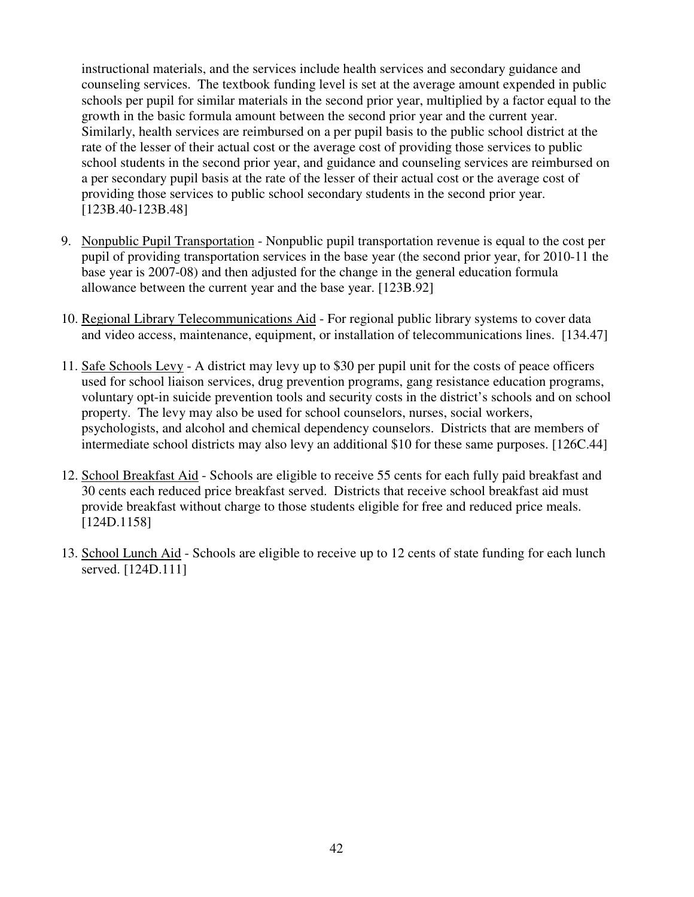instructional materials, and the services include health services and secondary guidance and counseling services. The textbook funding level is set at the average amount expended in public schools per pupil for similar materials in the second prior year, multiplied by a factor equal to the growth in the basic formula amount between the second prior year and the current year. Similarly, health services are reimbursed on a per pupil basis to the public school district at the rate of the lesser of their actual cost or the average cost of providing those services to public school students in the second prior year, and guidance and counseling services are reimbursed on a per secondary pupil basis at the rate of the lesser of their actual cost or the average cost of providing those services to public school secondary students in the second prior year. [123B.40-123B.48]

9. Nonpublic Pupil Transportation - Nonpublic pupil transportation revenue is equal to the cost per pupil of providing transportation services in the base year (the second prior year, for 2010-11 the base year is 2007-08) and then adjusted for the change in the general education formula allowance between the current year and the base year. [123B.92]

10. Regional Library Telecommunications Aid - For regional public library systems to cover data and video access, maintenance, equipment, or installation of telecommunications lines. [134.47]

11. Safe Schools Levy - A district may levy up to $30 per pupil unit for the costs of peace officers used for school liaison services, drug prevention programs, gang resistance education programs, voluntary opt-in suicide prevention tools and security costs in the district's schools and on school property. The levy may also be used for school counselors, nurses, social workers, psychologists, and alcohol and chemical dependency counselors. Districts that are members of intermediate school districts may also levy an additional $10 for these same purposes. [126C.44]

12. School Breakfast Aid - Schools are eligible to receive 55 cents for each fully paid breakfast and 30 cents each reduced price breakfast served. Districts that receive school breakfast aid must provide breakfast without charge to those students eligible for free and reduced price meals. [124D.1158]

13. School Lunch Aid - Schools are eligible to receive up to 12 cents of state funding for each lunch served. [124D.111]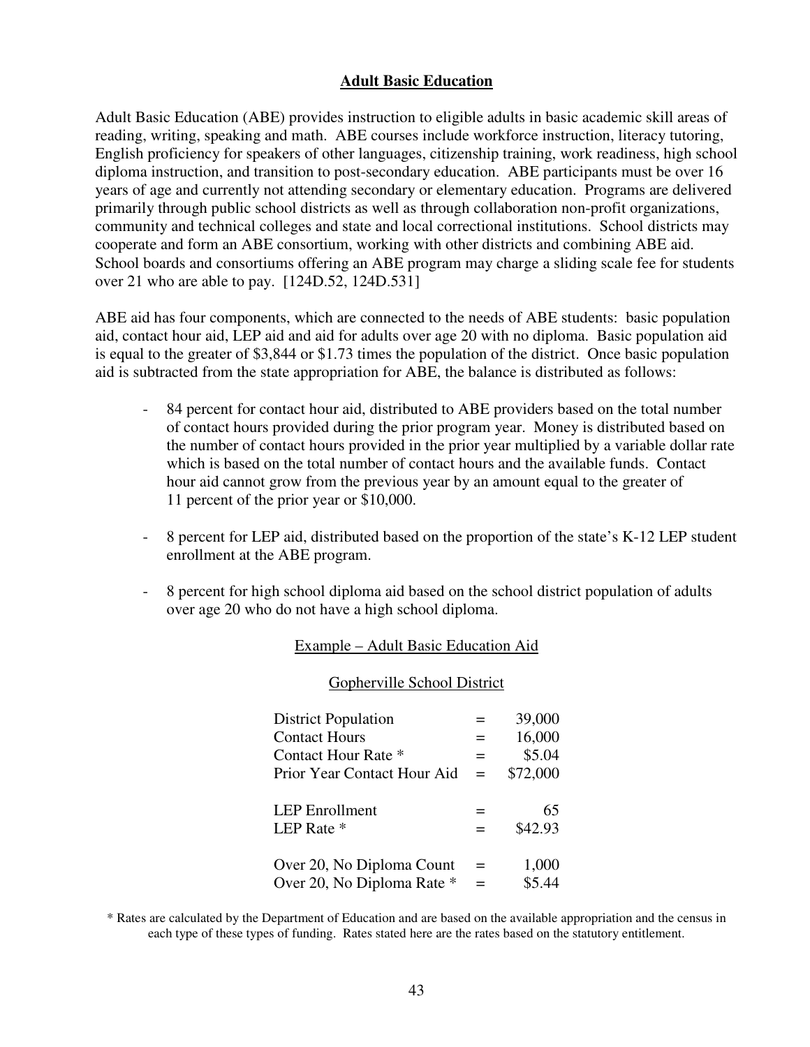## Adult Basic Education

Adult Basic Education (ABE) provides instruction to eligible adults in basic academic skill areas of reading, writing, speaking and math. ABE courses include workforce instruction, literacy tutoring, English proficiency for speakers of other languages, citizenship training, work readiness, high school diploma instruction, and transition to post-secondary education. ABE participants must be over 16 years of age and currently not attending secondary or elementary education. Programs are delivered primarily through public school districts as well as through collaboration non-profit organizations, community and technical colleges and state and local correctional institutions. School districts may cooperate and form an ABE consortium, working with other districts and combining ABE aid. School boards and consortiums offering an ABE program may charge a sliding scale fee for students over 21 who are able to pay. [124D.52, 124D.531]

ABE aid has four components, which are connected to the needs of ABE students: basic population aid, contact hour aid, LEP aid and aid for adults over age 20 with no diploma. Basic population aid is equal to the greater of $3,844 or $1.73 times the population of the district. Once basic population aid is subtracted from the state appropriation for ABE, the balance is distributed as follows:

- 84 percent for contact hour aid, distributed to ABE providers based on the total number of contact hours provided during the prior program year. Money is distributed based on the number of contact hours provided in the prior year multiplied by a variable dollar rate which is based on the total number of contact hours and the available funds. Contact hour aid cannot grow from the previous year by an amount equal to the greater of 11 percent of the prior year or $10,000.

- 8 percent for LEP aid, distributed based on the proportion of the state's K-12 LEP student enrollment at the ABE program.

- 8 percent for high school diploma aid based on the school district population of adults over age 20 who do not have a high school diploma.

Example – Adult Basic Education Aid

Gopherville School District

| | | |
|---|---|---|
| District Population | = | 39,000 |
| Contact Hours | = | 16,000 |
| Contact Hour Rate * | = | $5.04 |
| Prior Year Contact Hour Aid | = | $72,000 |
| | | |
| LEP Enrollment | = | 65 |
| LEP Rate * | = | $42.93 |
| | | |
| Over 20, No Diploma Count | = | 1,000 |
| Over 20, No Diploma Rate * | = | $5.44 |

\* Rates are calculated by the Department of Education and are based on the available appropriation and the census in each type of these types of funding. Rates stated here are the rates based on the statutory entitlement.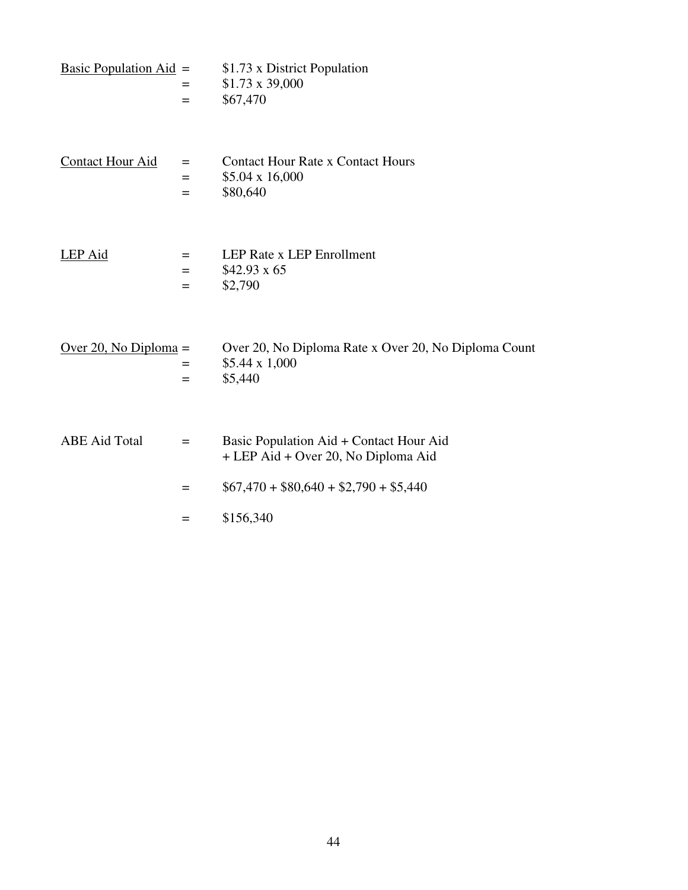<u>Basic Population Aid</u> = $1.73 x District Population
= $1.73 x 39,000
= $67,470

<u>Contact Hour Aid</u> = Contact Hour Rate x Contact Hours
= $5.04 x 16,000
= $80,640

<u>LEP Aid</u> = LEP Rate x LEP Enrollment
= $42.93 x 65
= $2,790

<u>Over 20, No Diploma</u> = Over 20, No Diploma Rate x Over 20, No Diploma Count
= $5.44 x 1,000
= $5,440

ABE Aid Total = Basic Population Aid + Contact Hour Aid + LEP Aid + Over 20, No Diploma Aid

= $67,470 + $80,640 + $2,790 + $5,440

= $156,340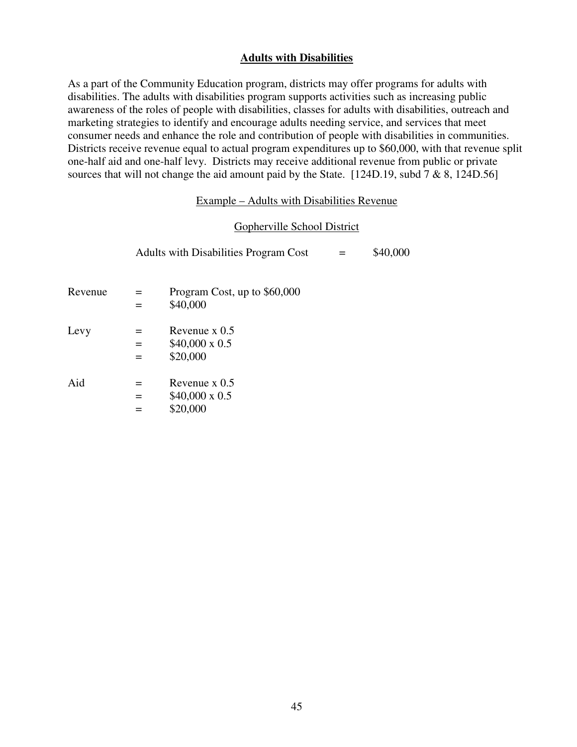## Adults with Disabilities

As a part of the Community Education program, districts may offer programs for adults with disabilities. The adults with disabilities program supports activities such as increasing public awareness of the roles of people with disabilities, classes for adults with disabilities, outreach and marketing strategies to identify and encourage adults needing service, and services that meet consumer needs and enhance the role and contribution of people with disabilities in communities. Districts receive revenue equal to actual program expenditures up to $60,000, with that revenue split one-half aid and one-half levy. Districts may receive additional revenue from public or private sources that will not change the aid amount paid by the State. [124D.19, subd 7 & 8, 124D.56]

Example – Adults with Disabilities Revenue

Gopherville School District

Adults with Disabilities Program Cost = $40,000

| | | |
|---|---|---|
| Revenue | = | Program Cost, up to $60,000 |
| | = | $40,000 |
| Levy | = | Revenue x 0.5 |
| | = | $40,000 x 0.5 |
| | = | $20,000 |
| Aid | = | Revenue x 0.5 |
| | = | $40,000 x 0.5 |
| | = | $20,000 |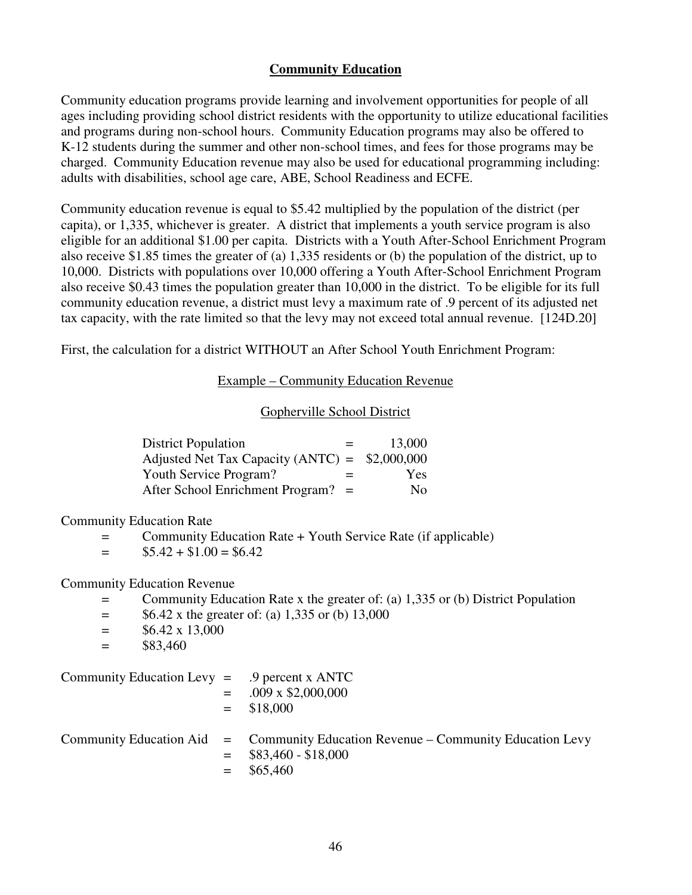## Community Education

Community education programs provide learning and involvement opportunities for people of all ages including providing school district residents with the opportunity to utilize educational facilities and programs during non-school hours. Community Education programs may also be offered to K-12 students during the summer and other non-school times, and fees for those programs may be charged. Community Education revenue may also be used for educational programming including: adults with disabilities, school age care, ABE, School Readiness and ECFE.

Community education revenue is equal to $5.42 multiplied by the population of the district (per capita), or 1,335, whichever is greater. A district that implements a youth service program is also eligible for an additional $1.00 per capita. Districts with a Youth After-School Enrichment Program also receive $1.85 times the greater of (a) 1,335 residents or (b) the population of the district, up to 10,000. Districts with populations over 10,000 offering a Youth After-School Enrichment Program also receive $0.43 times the population greater than 10,000 in the district. To be eligible for its full community education revenue, a district must levy a maximum rate of .9 percent of its adjusted net tax capacity, with the rate limited so that the levy may not exceed total annual revenue. [124D.20]

First, the calculation for a district WITHOUT an After School Youth Enrichment Program:

Example – Community Education Revenue

Gopherville School District

| | | |
|---|---|---|
| District Population | = | 13,000 |
| Adjusted Net Tax Capacity (ANTC) | = | $2,000,000 |
| Youth Service Program? | = | Yes |
| After School Enrichment Program? | = | No |

Community Education Rate

= Community Education Rate + Youth Service Rate (if applicable)

= $5.42 + $1.00 = $6.42

Community Education Revenue

= Community Education Rate x the greater of: (a) 1,335 or (b) District Population

= $6.42 x the greater of: (a) 1,335 or (b) 13,000

= $6.42 x 13,000

= $83,460

Community Education Levy = .9 percent x ANTC

= .009 x $2,000,000

= $18,000

Community Education Aid = Community Education Revenue – Community Education Levy

= $83,460 - $18,000

= $65,460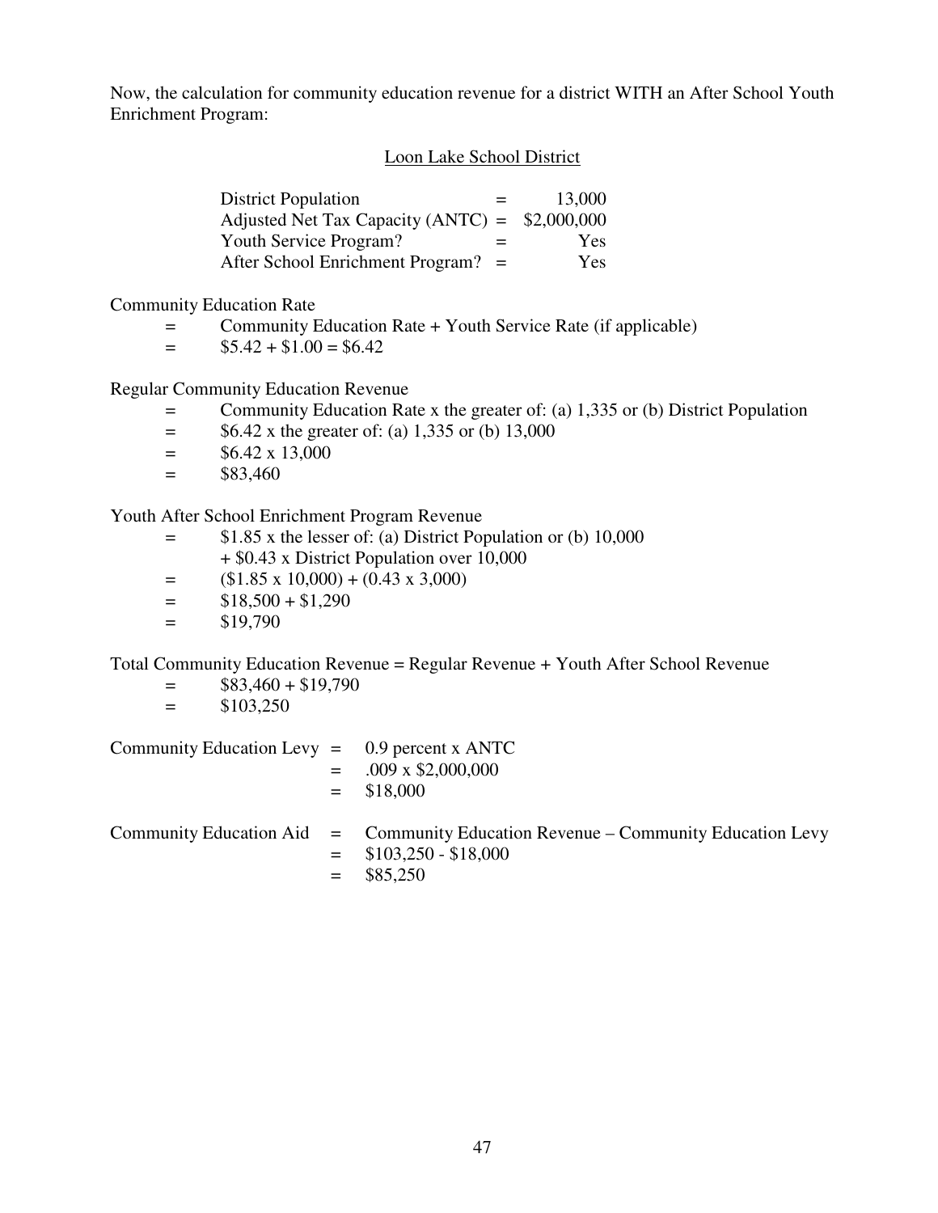Now, the calculation for community education revenue for a district WITH an After School Youth Enrichment Program:

Loon Lake School District

| | | |
|---|---|---|
| District Population | = | 13,000 |
| Adjusted Net Tax Capacity (ANTC) | = | $2,000,000 |
| Youth Service Program? | = | Yes |
| After School Enrichment Program? | = | Yes |

Community Education Rate

= Community Education Rate + Youth Service Rate (if applicable)

= $5.42 + $1.00 = $6.42

Regular Community Education Revenue

= Community Education Rate x the greater of: (a) 1,335 or (b) District Population

= $6.42 x the greater of: (a) 1,335 or (b) 13,000

= $6.42 x 13,000

= $83,460

Youth After School Enrichment Program Revenue

= $1.85 x the lesser of: (a) District Population or (b) 10,000
+ $0.43 x District Population over 10,000

= ($1.85 x 10,000) + (0.43 x 3,000)

= $18,500 + $1,290

= $19,790

Total Community Education Revenue = Regular Revenue + Youth After School Revenue

= $83,460 + $19,790

= $103,250

Community Education Levy = 0.9 percent x ANTC

= .009 x $2,000,000

= $18,000

Community Education Aid = Community Education Revenue – Community Education Levy

= $103,250 - $18,000

= $85,250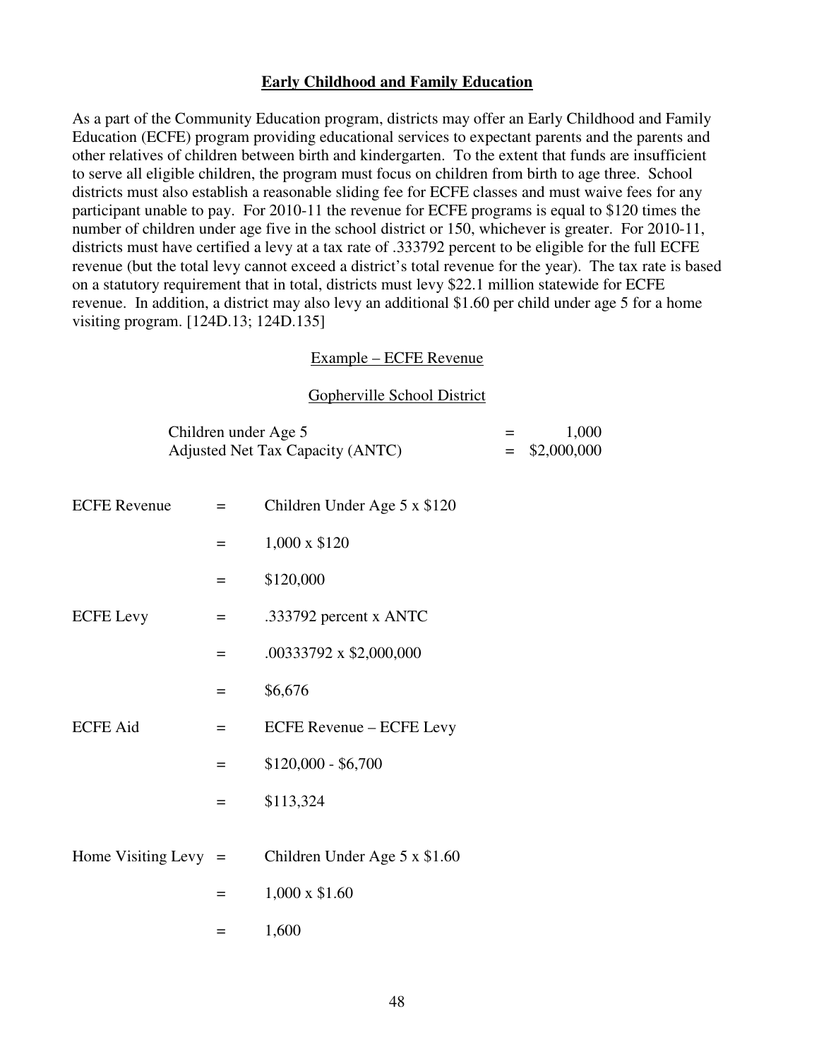## Early Childhood and Family Education

As a part of the Community Education program, districts may offer an Early Childhood and Family Education (ECFE) program providing educational services to expectant parents and the parents and other relatives of children between birth and kindergarten. To the extent that funds are insufficient to serve all eligible children, the program must focus on children from birth to age three. School districts must also establish a reasonable sliding fee for ECFE classes and must waive fees for any participant unable to pay. For 2010-11 the revenue for ECFE programs is equal to $120 times the number of children under age five in the school district or 150, whichever is greater. For 2010-11, districts must have certified a levy at a tax rate of .333792 percent to be eligible for the full ECFE revenue (but the total levy cannot exceed a district's total revenue for the year). The tax rate is based on a statutory requirement that in total, districts must levy $22.1 million statewide for ECFE revenue. In addition, a district may also levy an additional $1.60 per child under age 5 for a home visiting program. [124D.13; 124D.135]

Example – ECFE Revenue

Gopherville School District

| | | |
|---|---|---|
| Children under Age 5 | = | 1,000 |
| Adjusted Net Tax Capacity (ANTC) | = | $2,000,000 |

| | | |
|---|---|---|
| ECFE Revenue | = | Children Under Age 5 x $120 |
| | = | 1,000 x $120 |
| | = | $120,000 |
| ECFE Levy | = | .333792 percent x ANTC |
| | = | .00333792 x $2,000,000 |
| | = | $6,676 |
| ECFE Aid | = | ECFE Revenue – ECFE Levy |
| | = | $120,000 - $6,700 |
| | = | $113,324 |
| Home Visiting Levy | = | Children Under Age 5 x $1.60 |
| | = | 1,000 x $1.60 |
| | = | 1,600 |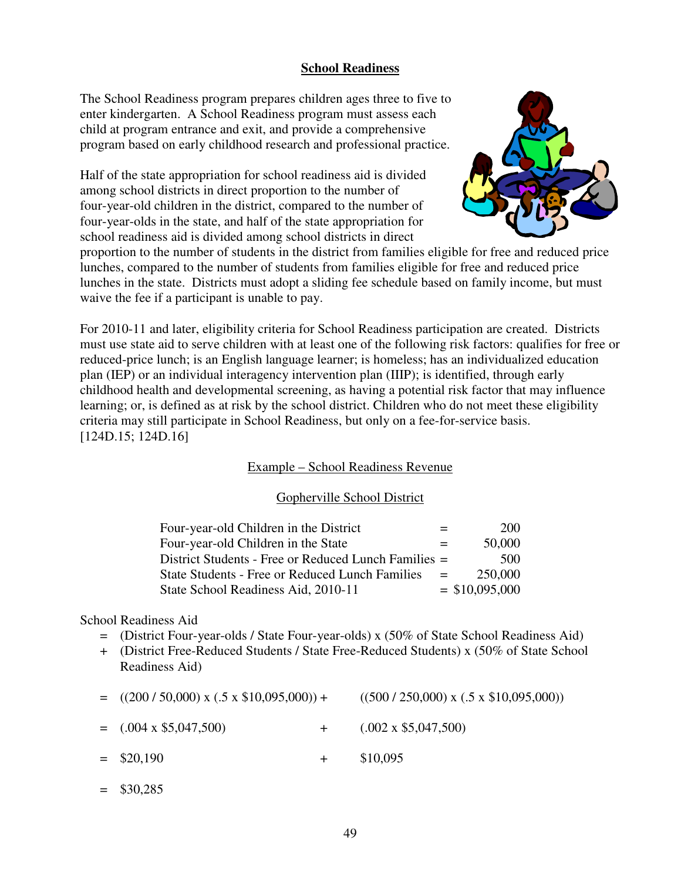## School Readiness

The School Readiness program prepares children ages three to five to enter kindergarten. A School Readiness program must assess each child at program entrance and exit, and provide a comprehensive program based on early childhood research and professional practice.

Half of the state appropriation for school readiness aid is divided among school districts in direct proportion to the number of four-year-old children in the district, compared to the number of four-year-olds in the state, and half of the state appropriation for school readiness aid is divided among school districts in direct proportion to the number of students in the district from families eligible for free and reduced price lunches, compared to the number of students from families eligible for free and reduced price lunches in the state. Districts must adopt a sliding fee schedule based on family income, but must waive the fee if a participant is unable to pay.

For 2010-11 and later, eligibility criteria for School Readiness participation are created. Districts must use state aid to serve children with at least one of the following risk factors: qualifies for free or reduced-price lunch; is an English language learner; is homeless; has an individualized education plan (IEP) or an individual interagency intervention plan (IIIP); is identified, through early childhood health and developmental screening, as having a potential risk factor that may influence learning; or, is defined as at risk by the school district. Children who do not meet these eligibility criteria may still participate in School Readiness, but only on a fee-for-service basis. [124D.15; 124D.16]

### Example – School Readiness Revenue

#### Gopherville School District

| | | |
|---|---|---|
| Four-year-old Children in the District | = | 200 |
| Four-year-old Children in the State | = | 50,000 |
| District Students - Free or Reduced Lunch Families | = | 500 |
| State Students - Free or Reduced Lunch Families | = | 250,000 |
| State School Readiness Aid, 2010-11 | = | $10,095,000 |

School Readiness Aid

= (District Four-year-olds / State Four-year-olds) x (50% of State School Readiness Aid)

\+ (District Free-Reduced Students / State Free-Reduced Students) x (50% of State School Readiness Aid)

= ((200 / 50,000) x (.5 x $10,095,000)) + ((500 / 250,000) x (.5 x $10,095,000))

= (.004 x $5,047,500) + (.002 x $5,047,500)

= $20,190 + $10,095

= $30,285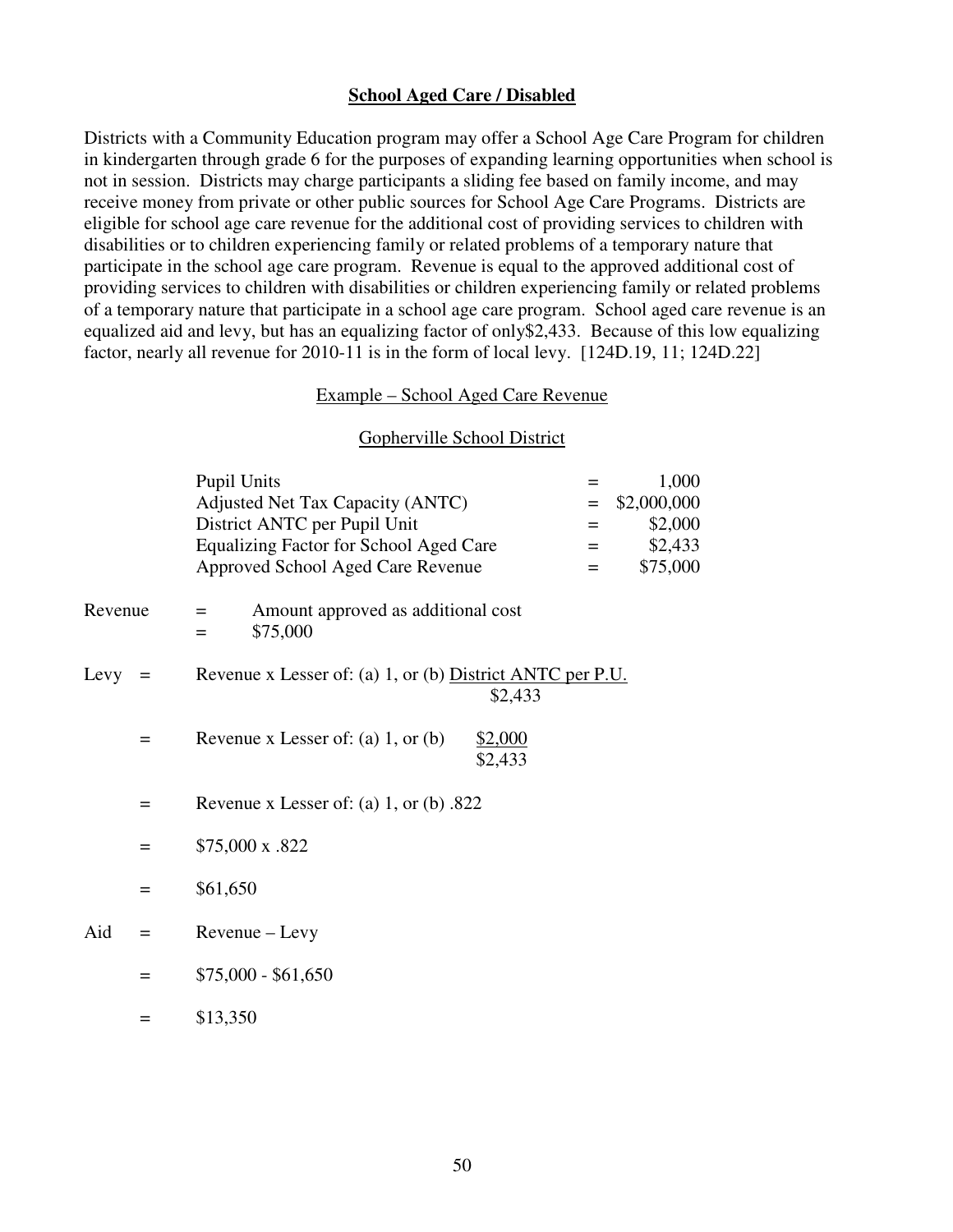## School Aged Care / Disabled

Districts with a Community Education program may offer a School Age Care Program for children in kindergarten through grade 6 for the purposes of expanding learning opportunities when school is not in session. Districts may charge participants a sliding fee based on family income, and may receive money from private or other public sources for School Age Care Programs. Districts are eligible for school age care revenue for the additional cost of providing services to children with disabilities or to children experiencing family or related problems of a temporary nature that participate in the school age care program. Revenue is equal to the approved additional cost of providing services to children with disabilities or children experiencing family or related problems of a temporary nature that participate in a school age care program. School aged care revenue is an equalized aid and levy, but has an equalizing factor of only$2,433. Because of this low equalizing factor, nearly all revenue for 2010-11 is in the form of local levy. [124D.19, 11; 124D.22]

### Example – School Aged Care Revenue

#### Gopherville School District

| | | |
|---|---|---|
| Pupil Units | = | 1,000 |
| Adjusted Net Tax Capacity (ANTC) | = | $2,000,000 |
| District ANTC per Pupil Unit | = | $2,000 |
| Equalizing Factor for School Aged Care | = | $2,433 |
| Approved School Aged Care Revenue | = | $75,000 |

Revenue = Amount approved as additional cost

= $75,000

Levy = Revenue x Lesser of: (a) 1, or (b) $\frac{\text{District ANTC per P.U.}}{\$2,433}$

= Revenue x Lesser of: (a) 1, or (b) $\frac{\$2,000}{\$2,433}$

= Revenue x Lesser of: (a) 1, or (b) .822

= $75,000 x .822

= $61,650

Aid = Revenue – Levy

= $75,000 - $61,650

= $13,350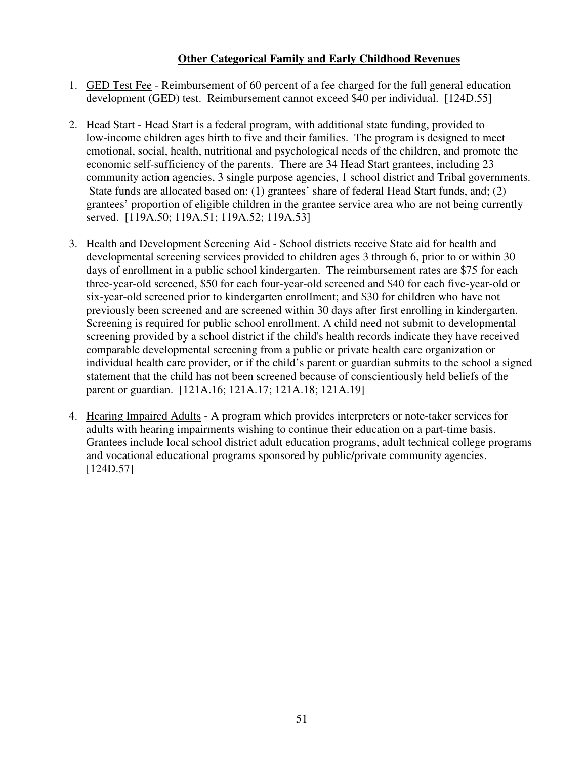## Other Categorical Family and Early Childhood Revenues

1. GED Test Fee - Reimbursement of 60 percent of a fee charged for the full general education development (GED) test. Reimbursement cannot exceed $40 per individual. [124D.55]

2. Head Start - Head Start is a federal program, with additional state funding, provided to low-income children ages birth to five and their families. The program is designed to meet emotional, social, health, nutritional and psychological needs of the children, and promote the economic self-sufficiency of the parents. There are 34 Head Start grantees, including 23 community action agencies, 3 single purpose agencies, 1 school district and Tribal governments. State funds are allocated based on: (1) grantees' share of federal Head Start funds, and; (2) grantees' proportion of eligible children in the grantee service area who are not being currently served. [119A.50; 119A.51; 119A.52; 119A.53]

3. Health and Development Screening Aid - School districts receive State aid for health and developmental screening services provided to children ages 3 through 6, prior to or within 30 days of enrollment in a public school kindergarten. The reimbursement rates are $75 for each three-year-old screened, $50 for each four-year-old screened and $40 for each five-year-old or six-year-old screened prior to kindergarten enrollment; and $30 for children who have not previously been screened and are screened within 30 days after first enrolling in kindergarten. Screening is required for public school enrollment. A child need not submit to developmental screening provided by a school district if the child's health records indicate they have received comparable developmental screening from a public or private health care organization or individual health care provider, or if the child's parent or guardian submits to the school a signed statement that the child has not been screened because of conscientiously held beliefs of the parent or guardian. [121A.16; 121A.17; 121A.18; 121A.19]

4. Hearing Impaired Adults - A program which provides interpreters or note-taker services for adults with hearing impairments wishing to continue their education on a part-time basis. Grantees include local school district adult education programs, adult technical college programs and vocational educational programs sponsored by public/private community agencies. [124D.57]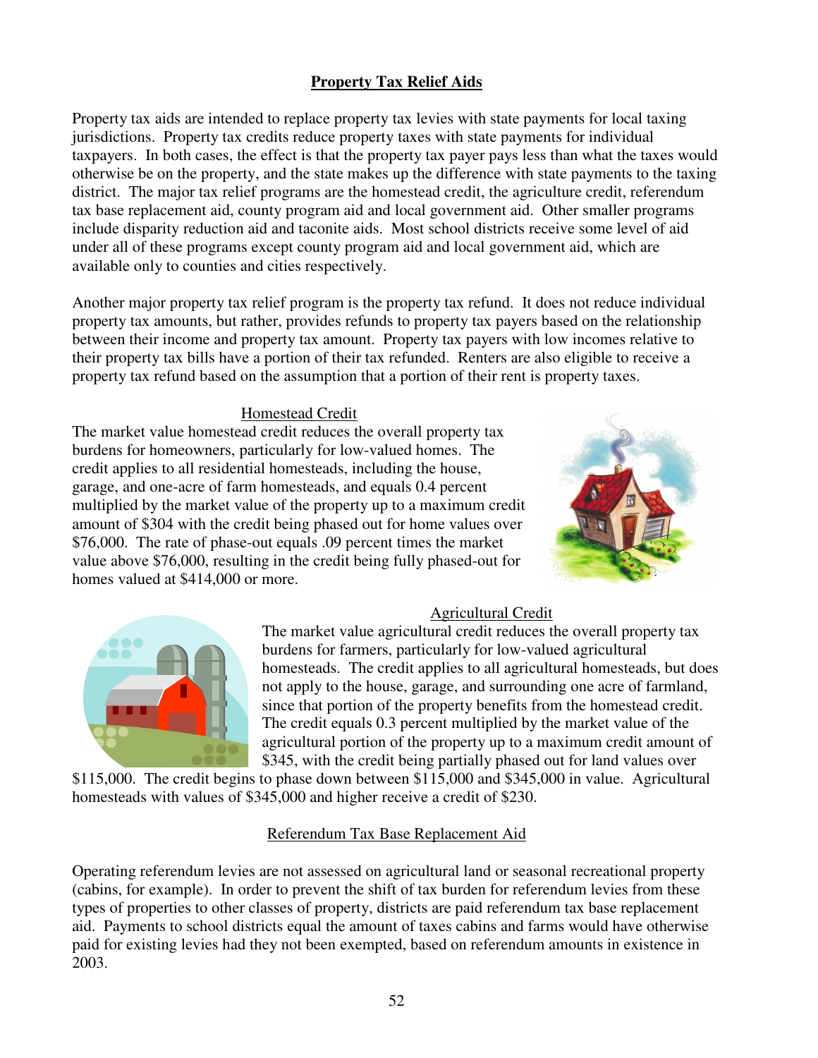## Property Tax Relief Aids

Property tax aids are intended to replace property tax levies with state payments for local taxing jurisdictions. Property tax credits reduce property taxes with state payments for individual taxpayers. In both cases, the effect is that the property tax payer pays less than what the taxes would otherwise be on the property, and the state makes up the difference with state payments to the taxing district. The major tax relief programs are the homestead credit, the agriculture credit, referendum tax base replacement aid, county program aid and local government aid. Other smaller programs include disparity reduction aid and taconite aids. Most school districts receive some level of aid under all of these programs except county program aid and local government aid, which are available only to counties and cities respectively.

Another major property tax relief program is the property tax refund. It does not reduce individual property tax amounts, but rather, provides refunds to property tax payers based on the relationship between their income and property tax amount. Property tax payers with low incomes relative to their property tax bills have a portion of their tax refunded. Renters are also eligible to receive a property tax refund based on the assumption that a portion of their rent is property taxes.

### Homestead Credit

The market value homestead credit reduces the overall property tax burdens for homeowners, particularly for low-valued homes. The credit applies to all residential homesteads, including the house, garage, and one-acre of farm homesteads, and equals 0.4 percent multiplied by the market value of the property up to a maximum credit amount of $304 with the credit being phased out for home values over $76,000. The rate of phase-out equals .09 percent times the market value above $76,000, resulting in the credit being fully phased-out for homes valued at $414,000 or more.

### Agricultural Credit

The market value agricultural credit reduces the overall property tax burdens for farmers, particularly for low-valued agricultural homesteads. The credit applies to all agricultural homesteads, but does not apply to the house, garage, and surrounding one acre of farmland, since that portion of the property benefits from the homestead credit. The credit equals 0.3 percent multiplied by the market value of the agricultural portion of the property up to a maximum credit amount of $345, with the credit being partially phased out for land values over $115,000. The credit begins to phase down between $115,000 and $345,000 in value. Agricultural homesteads with values of $345,000 and higher receive a credit of $230.

### Referendum Tax Base Replacement Aid

Operating referendum levies are not assessed on agricultural land or seasonal recreational property (cabins, for example). In order to prevent the shift of tax burden for referendum levies from these types of properties to other classes of property, districts are paid referendum tax base replacement aid. Payments to school districts equal the amount of taxes cabins and farms would have otherwise paid for existing levies had they not been exempted, based on referendum amounts in existence in 2003.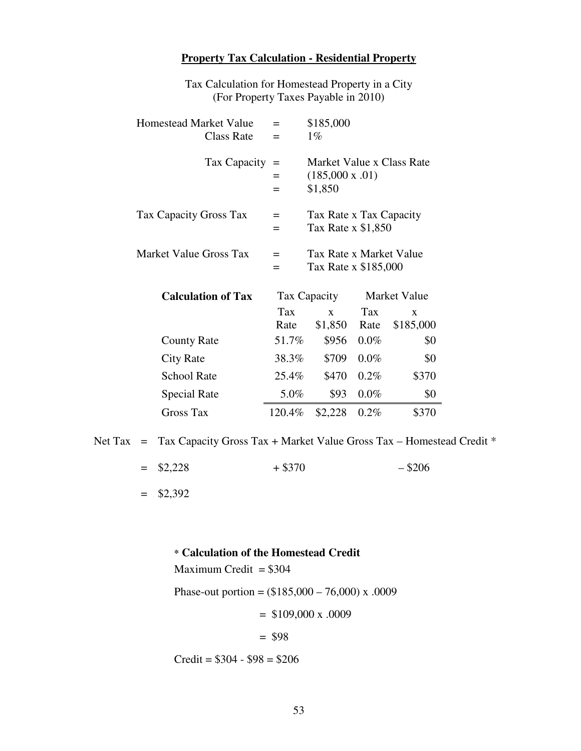## Property Tax Calculation - Residential Property

Tax Calculation for Homestead Property in a City
(For Property Taxes Payable in 2010)

Homestead Market Value = \$185,000
Class Rate = 1%

Tax Capacity = Market Value x Class Rate
= (185,000 x .01)
= \$1,850

Tax Capacity Gross Tax = Tax Rate x Tax Capacity
= Tax Rate x \$1,850

Market Value Gross Tax = Tax Rate x Market Value
= Tax Rate x \$185,000

| **Calculation of Tax** | Tax Capacity | | Market Value | |
|---|---|---|---|---|
| | Tax Rate | x \$1,850 | Tax Rate | x \$185,000 |
| County Rate | 51.7% | \$956 | 0.0% | \$0 |
| City Rate | 38.3% | \$709 | 0.0% | \$0 |
| School Rate | 25.4% | \$470 | 0.2% | \$370 |
| Special Rate | 5.0% | \$93 | 0.0% | \$0 |
| Gross Tax | 120.4% | \$2,228 | 0.2% | \$370 |

Net Tax = Tax Capacity Gross Tax + Market Value Gross Tax – Homestead Credit *
= \$2,228 + \$370 – \$206
= \$2,392

**\* Calculation of the Homestead Credit**

Maximum Credit = \$304

Phase-out portion = (\$185,000 – 76,000) x .0009
= \$109,000 x .0009
= \$98

Credit = \$304 - \$98 = \$206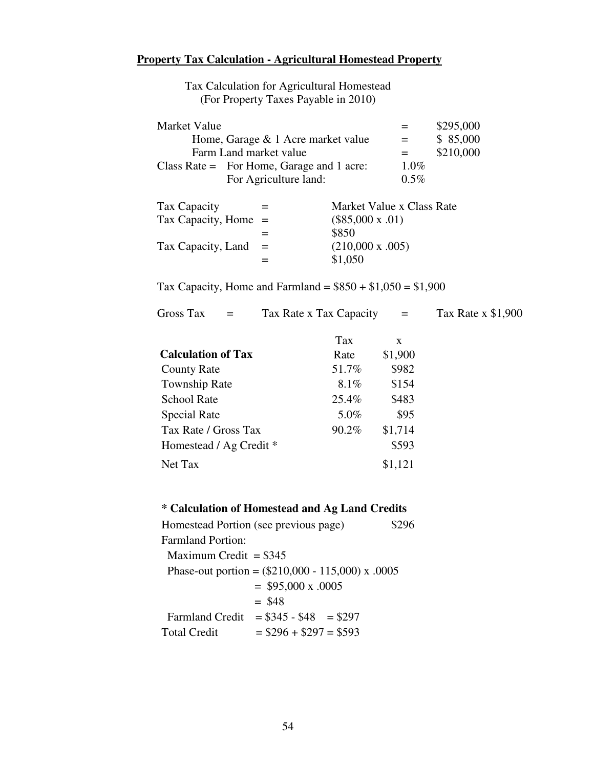## Property Tax Calculation - Agricultural Homestead Property

Tax Calculation for Agricultural Homestead
(For Property Taxes Payable in 2010)

| | | |
|---|---|---|
| Market Value | = | \$295,000 |
| Home, Garage & 1 Acre market value | = | \$ 85,000 |
| Farm Land market value | = | \$210,000 |
| Class Rate = For Home, Garage and 1 acre: | 1.0% | |
| For Agriculture land: | 0.5% | |

| | | |
|---|---|---|
| Tax Capacity | = | Market Value x Class Rate |
| Tax Capacity, Home | = | (\$85,000 x .01) |
| | = | \$850 |
| Tax Capacity, Land | = | (210,000 x .005) |
| | = | \$1,050 |

Tax Capacity, Home and Farmland = \$850 + \$1,050 = \$1,900

Gross Tax = Tax Rate x Tax Capacity = Tax Rate x \$1,900

| Calculation of Tax | Tax Rate | x \$1,900 |
|---|---|---|
| County Rate | 51.7% | \$982 |
| Township Rate | 8.1% | \$154 |
| School Rate | 25.4% | \$483 |
| Special Rate | 5.0% | \$95 |
| Tax Rate / Gross Tax | 90.2% | \$1,714 |
| Homestead / Ag Credit * | | \$593 |
| Net Tax | | \$1,121 |

**\* Calculation of Homestead and Ag Land Credits**

Homestead Portion (see previous page) \$296

Farmland Portion:

Maximum Credit = \$345

Phase-out portion = (\$210,000 - 115,000) x .0005
= \$95,000 x .0005
= \$48

Farmland Credit = \$345 - \$48 = \$297

Total Credit = \$296 + \$297 = \$593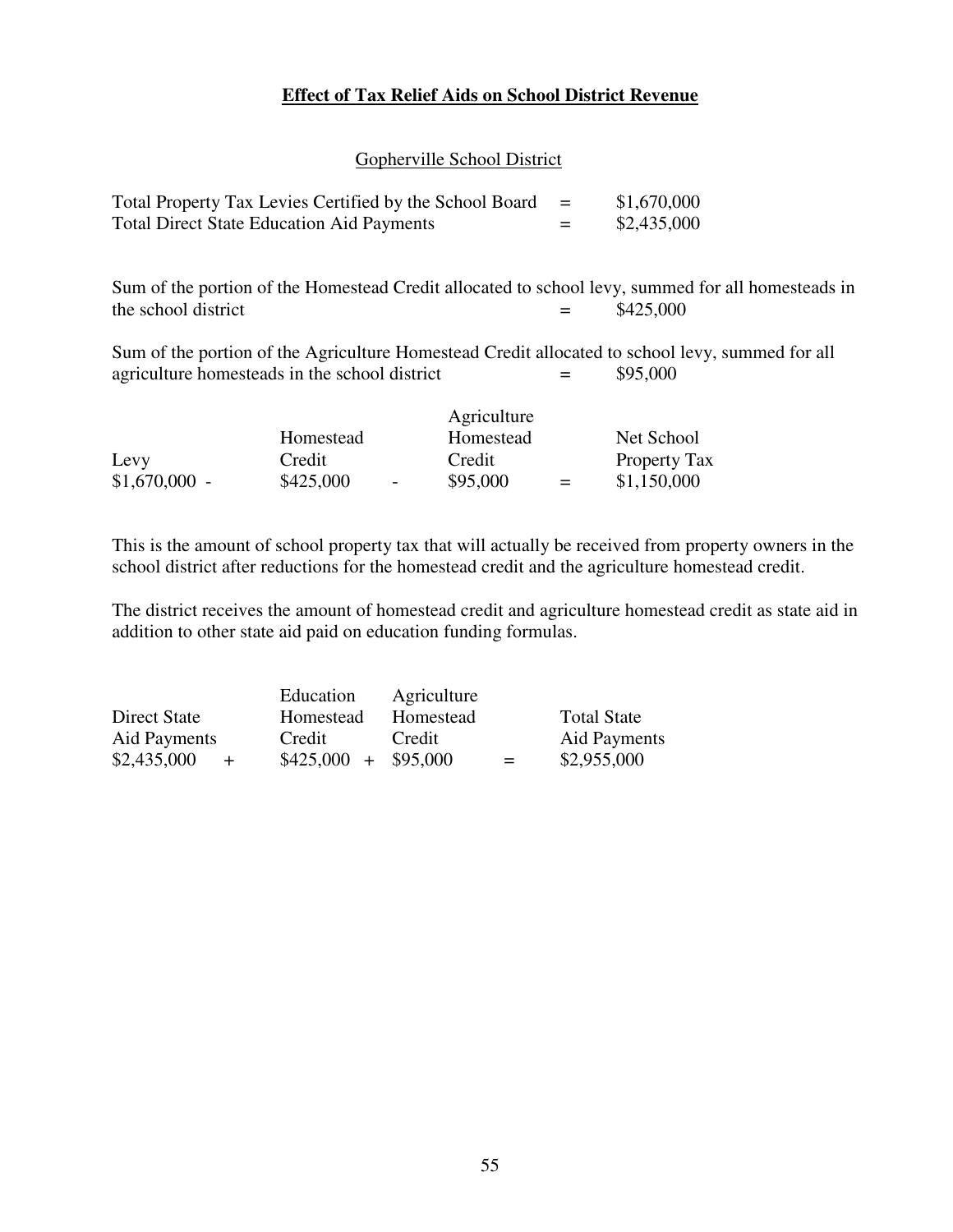## Effect of Tax Relief Aids on School District Revenue

### Gopherville School District

| | | |
|---|---|---|
| Total Property Tax Levies Certified by the School Board | = | $1,670,000 |
| Total Direct State Education Aid Payments | = | $2,435,000 |

Sum of the portion of the Homestead Credit allocated to school levy, summed for all homesteads in the school district = $425,000

Sum of the portion of the Agriculture Homestead Credit allocated to school levy, summed for all agriculture homesteads in the school district = $95,000

| Levy | | Homestead Credit | | Agriculture Homestead Credit | | Net School Property Tax |
|---|---|---|---|---|---|---|
| $1,670,000 | - | $425,000 | - | $95,000 | = | $1,150,000 |

This is the amount of school property tax that will actually be received from property owners in the school district after reductions for the homestead credit and the agriculture homestead credit.

The district receives the amount of homestead credit and agriculture homestead credit as state aid in addition to other state aid paid on education funding formulas.

| Direct State Aid Payments | | Education Homestead Credit | | Agriculture Homestead Credit | | Total State Aid Payments |
|---|---|---|---|---|---|---|
| $2,435,000 | + | $425,000 | + | $95,000 | = | $2,955,000 |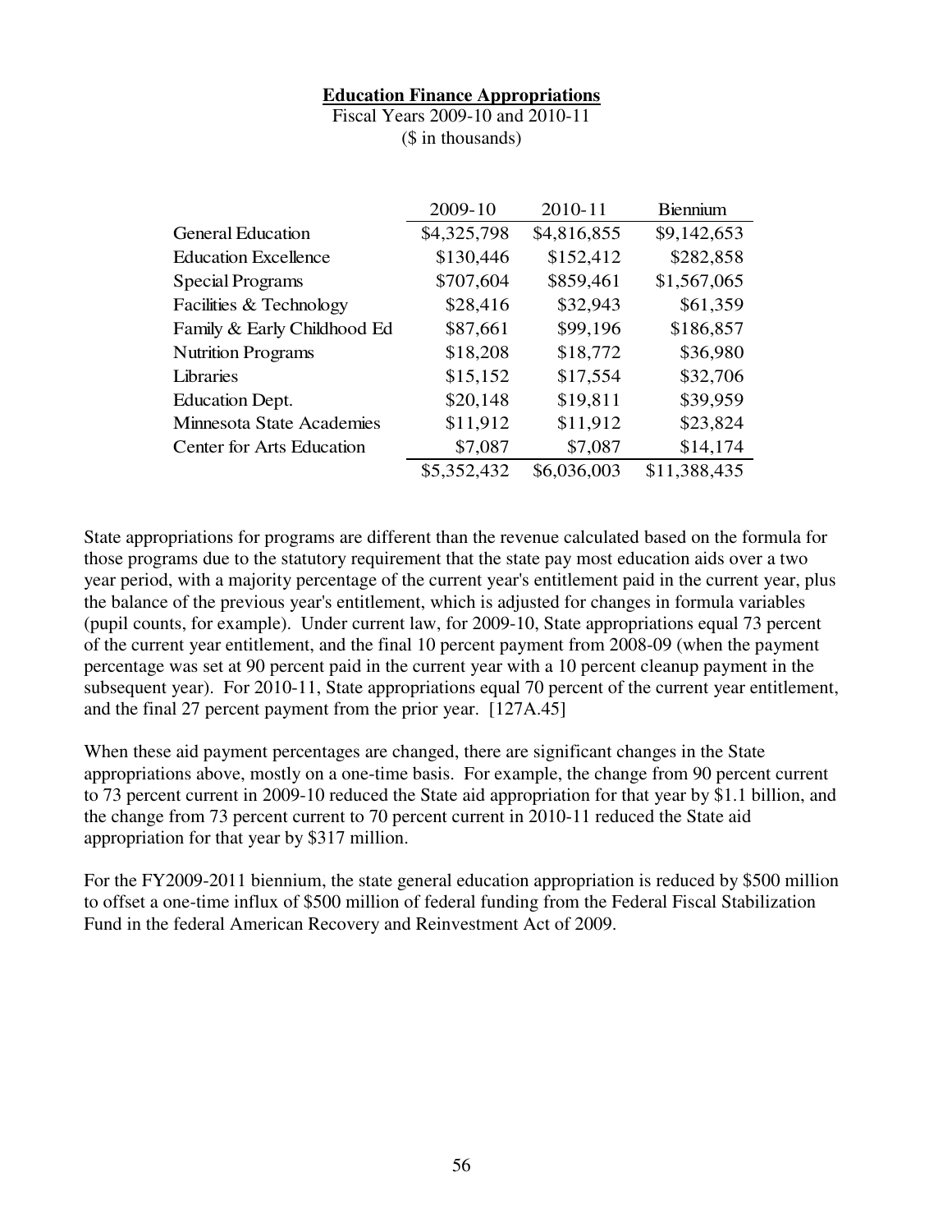**Education Finance Appropriations**

Fiscal Years 2009-10 and 2010-11

($ in thousands)

| | 2009-10 | 2010-11 | Biennium |
|---|---|---|---|
| General Education | $4,325,798 | $4,816,855 | $9,142,653 |
| Education Excellence | $130,446 | $152,412 | $282,858 |
| Special Programs | $707,604 | $859,461 | $1,567,065 |
| Facilities & Technology | $28,416 | $32,943 | $61,359 |
| Family & Early Childhood Ed | $87,661 | $99,196 | $186,857 |
| Nutrition Programs | $18,208 | $18,772 | $36,980 |
| Libraries | $15,152 | $17,554 | $32,706 |
| Education Dept. | $20,148 | $19,811 | $39,959 |
| Minnesota State Academies | $11,912 | $11,912 | $23,824 |
| Center for Arts Education | $7,087 | $7,087 | $14,174 |
| | $5,352,432 | $6,036,003 | $11,388,435 |

State appropriations for programs are different than the revenue calculated based on the formula for those programs due to the statutory requirement that the state pay most education aids over a two year period, with a majority percentage of the current year's entitlement paid in the current year, plus the balance of the previous year's entitlement, which is adjusted for changes in formula variables (pupil counts, for example). Under current law, for 2009-10, State appropriations equal 73 percent of the current year entitlement, and the final 10 percent payment from 2008-09 (when the payment percentage was set at 90 percent paid in the current year with a 10 percent cleanup payment in the subsequent year). For 2010-11, State appropriations equal 70 percent of the current year entitlement, and the final 27 percent payment from the prior year. [127A.45]

When these aid payment percentages are changed, there are significant changes in the State appropriations above, mostly on a one-time basis. For example, the change from 90 percent current to 73 percent current in 2009-10 reduced the State aid appropriation for that year by $1.1 billion, and the change from 73 percent current to 70 percent current in 2010-11 reduced the State aid appropriation for that year by $317 million.

For the FY2009-2011 biennium, the state general education appropriation is reduced by $500 million to offset a one-time influx of $500 million of federal funding from the Federal Fiscal Stabilization Fund in the federal American Recovery and Reinvestment Act of 2009.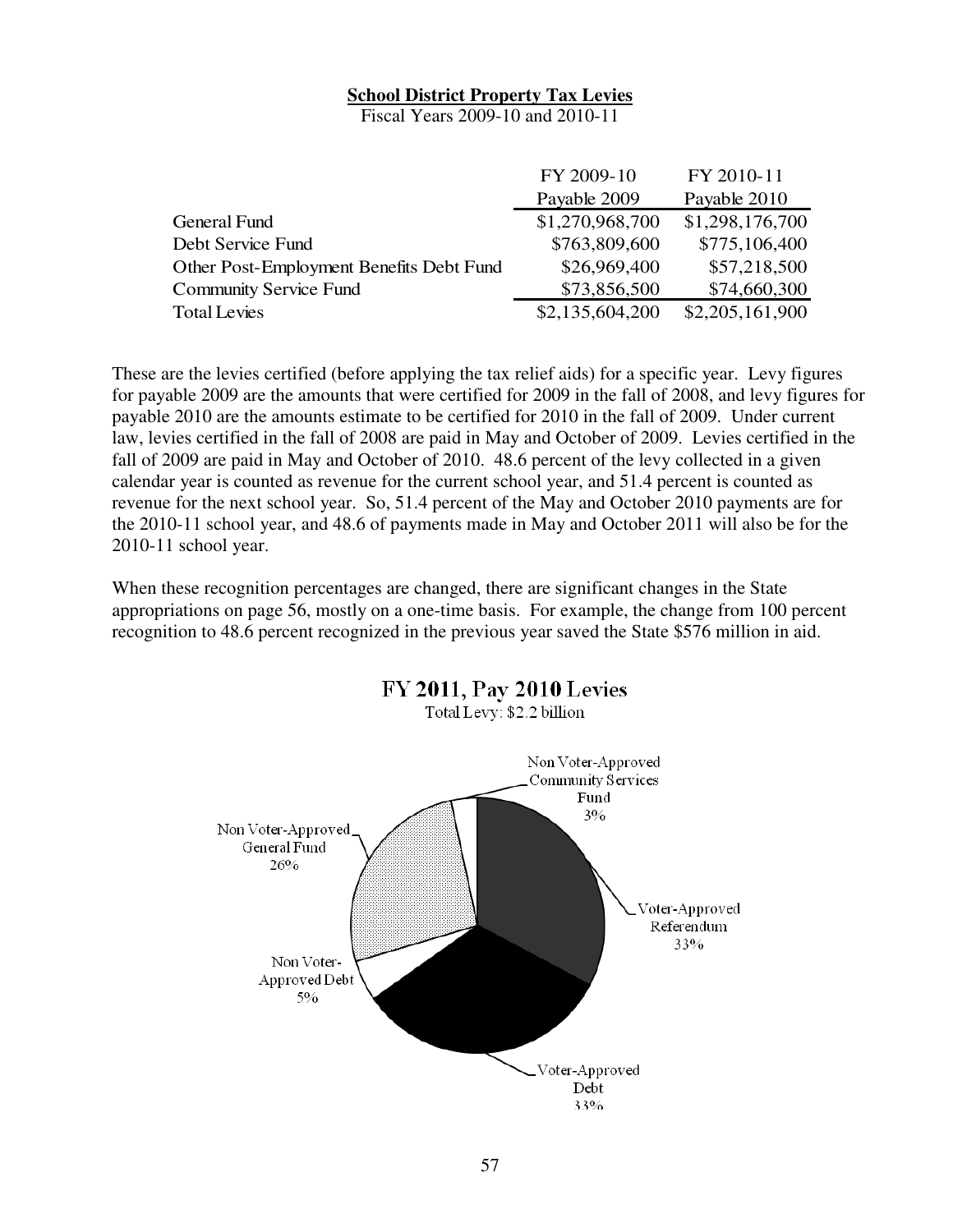**School District Property Tax Levies**

Fiscal Years 2009-10 and 2010-11

| | FY 2009-10<br>Payable 2009 | FY 2010-11<br>Payable 2010 |
|---|---|---|
| General Fund | $1,270,968,700 | $1,298,176,700 |
| Debt Service Fund | $763,809,600 | $775,106,400 |
| Other Post-Employment Benefits Debt Fund | $26,969,400 | $57,218,500 |
| Community Service Fund | $73,856,500 | $74,660,300 |
| Total Levies | $2,135,604,200 | $2,205,161,900 |

These are the levies certified (before applying the tax relief aids) for a specific year. Levy figures for payable 2009 are the amounts that were certified for 2009 in the fall of 2008, and levy figures for payable 2010 are the amounts estimate to be certified for 2010 in the fall of 2009. Under current law, levies certified in the fall of 2008 are paid in May and October of 2009. Levies certified in the fall of 2009 are paid in May and October of 2010. 48.6 percent of the levy collected in a given calendar year is counted as revenue for the current school year, and 51.4 percent is counted as revenue for the next school year. So, 51.4 percent of the May and October 2010 payments are for the 2010-11 school year, and 48.6 of payments made in May and October 2011 will also be for the 2010-11 school year.

When these recognition percentages are changed, there are significant changes in the State appropriations on page 56, mostly on a one-time basis. For example, the change from 100 percent recognition to 48.6 percent recognized in the previous year saved the State $576 million in aid.

**FY 2011, Pay 2010 Levies**

Total Levy: $2.2 billion

- Voter-Approved Referendum 33%
- Voter-Approved Debt 33%
- Non Voter-Approved Debt 5%
- Non Voter-Approved General Fund 26%
- Non Voter-Approved Community Services Fund 3%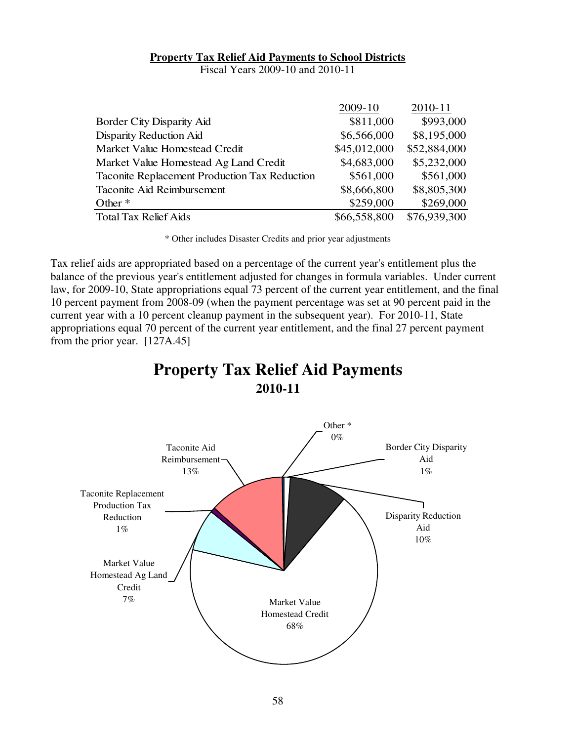**Property Tax Relief Aid Payments to School Districts**

Fiscal Years 2009-10 and 2010-11

| | 2009-10 | 2010-11 |
|---|---|---|
| Border City Disparity Aid | $811,000 | $993,000 |
| Disparity Reduction Aid | $6,566,000 | $8,195,000 |
| Market Value Homestead Credit | $45,012,000 | $52,884,000 |
| Market Value Homestead Ag Land Credit | $4,683,000 | $5,232,000 |
| Taconite Replacement Production Tax Reduction | $561,000 | $561,000 |
| Taconite Aid Reimbursement | $8,666,800 | $8,805,300 |
| Other * | $259,000 | $269,000 |
| Total Tax Relief Aids | $66,558,800 | $76,939,300 |

\* Other includes Disaster Credits and prior year adjustments

Tax relief aids are appropriated based on a percentage of the current year's entitlement plus the balance of the previous year's entitlement adjusted for changes in formula variables. Under current law, for 2009-10, State appropriations equal 73 percent of the current year entitlement, and the final 10 percent payment from 2008-09 (when the payment percentage was set at 90 percent paid in the current year with a 10 percent cleanup payment in the subsequent year). For 2010-11, State appropriations equal 70 percent of the current year entitlement, and the final 27 percent payment from the prior year. [127A.45]

# Property Tax Relief Aid Payments

**2010-11**

| Category | Percent |
|---|---|
| Other * | 0% |
| Border City Disparity Aid | 1% |
| Disparity Reduction Aid | 10% |
| Market Value Homestead Credit | 68% |
| Market Value Homestead Ag Land Credit | 7% |
| Taconite Replacement Production Tax Reduction | 1% |
| Taconite Aid Reimbursement | 13% |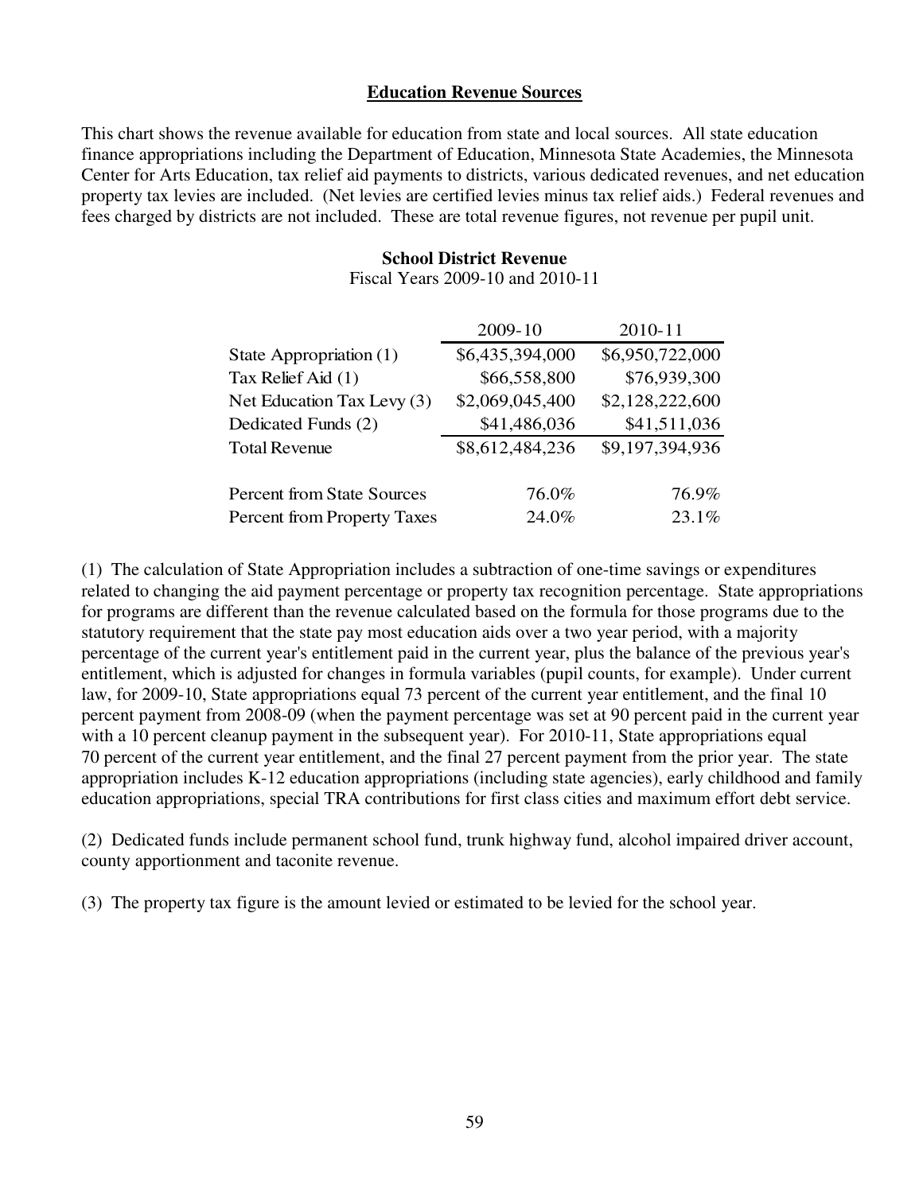## Education Revenue Sources

This chart shows the revenue available for education from state and local sources. All state education finance appropriations including the Department of Education, Minnesota State Academies, the Minnesota Center for Arts Education, tax relief aid payments to districts, various dedicated revenues, and net education property tax levies are included. (Net levies are certified levies minus tax relief aids.) Federal revenues and fees charged by districts are not included. These are total revenue figures, not revenue per pupil unit.

**School District Revenue**
Fiscal Years 2009-10 and 2010-11

| | 2009-10 | 2010-11 |
|---|---|---|
| State Appropriation (1) | $6,435,394,000 | $6,950,722,000 |
| Tax Relief Aid (1) | $66,558,800 | $76,939,300 |
| Net Education Tax Levy (3) | $2,069,045,400 | $2,128,222,600 |
| Dedicated Funds (2) | $41,486,036 | $41,511,036 |
| Total Revenue | $8,612,484,236 | $9,197,394,936 |
| | | |
| Percent from State Sources | 76.0% | 76.9% |
| Percent from Property Taxes | 24.0% | 23.1% |

(1) The calculation of State Appropriation includes a subtraction of one-time savings or expenditures related to changing the aid payment percentage or property tax recognition percentage. State appropriations for programs are different than the revenue calculated based on the formula for those programs due to the statutory requirement that the state pay most education aids over a two year period, with a majority percentage of the current year's entitlement paid in the current year, plus the balance of the previous year's entitlement, which is adjusted for changes in formula variables (pupil counts, for example). Under current law, for 2009-10, State appropriations equal 73 percent of the current year entitlement, and the final 10 percent payment from 2008-09 (when the payment percentage was set at 90 percent paid in the current year with a 10 percent cleanup payment in the subsequent year). For 2010-11, State appropriations equal 70 percent of the current year entitlement, and the final 27 percent payment from the prior year. The state appropriation includes K-12 education appropriations (including state agencies), early childhood and family education appropriations, special TRA contributions for first class cities and maximum effort debt service.

(2) Dedicated funds include permanent school fund, trunk highway fund, alcohol impaired driver account, county apportionment and taconite revenue.

(3) The property tax figure is the amount levied or estimated to be levied for the school year.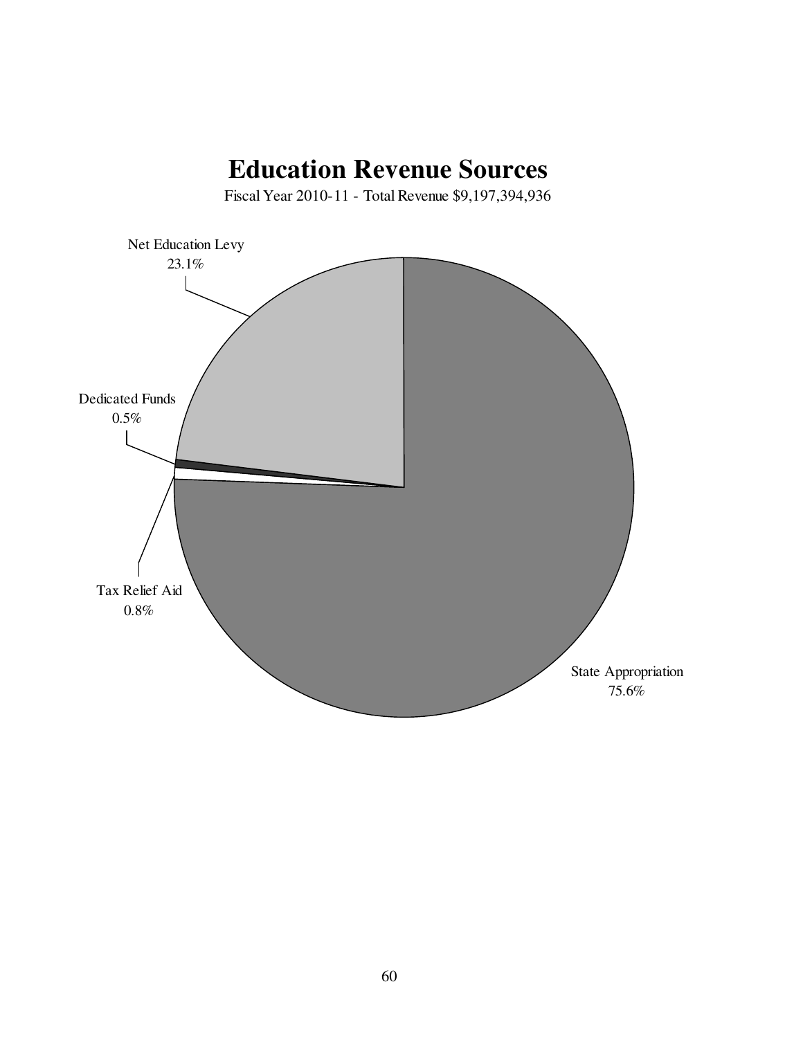# Education Revenue Sources

Fiscal Year 2010-11 - Total Revenue $9,197,394,936

Net Education Levy
23.1%

Dedicated Funds
0.5%

Tax Relief Aid
0.8%

State Appropriation
75.6%